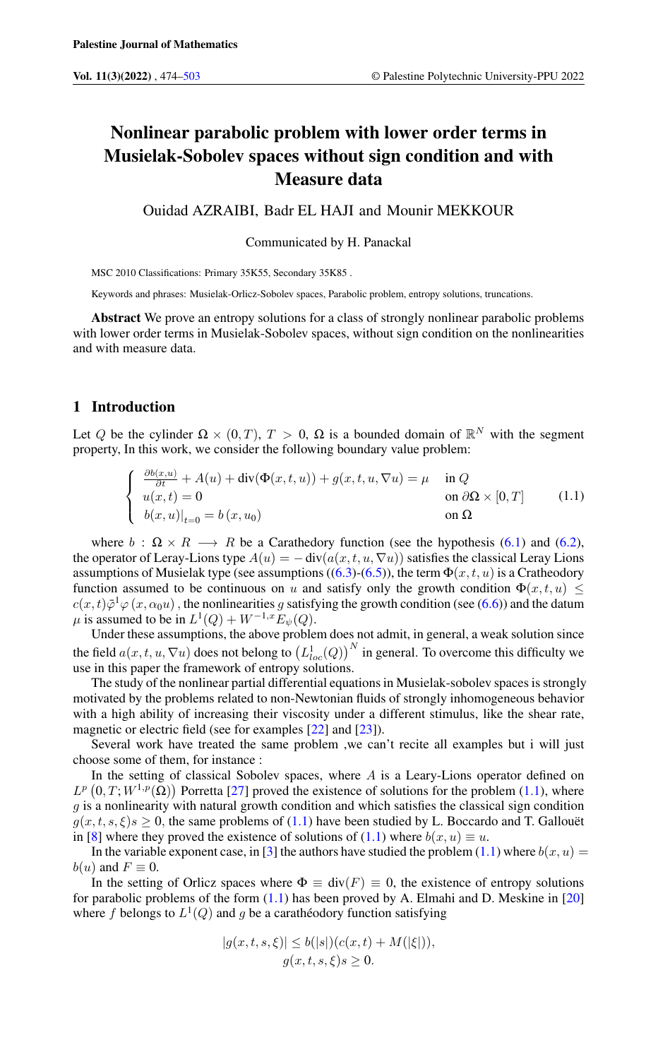# Nonlinear parabolic problem with lower order terms in Musielak-Sobolev spaces without sign condition and with Measure data

Ouidad AZRAIBI, Badr EL HAJI and Mounir MEKKOUR

Communicated by H. Panackal

MSC 2010 Classifications: Primary 35K55, Secondary 35K85 .

Keywords and phrases: Musielak-Orlicz-Sobolev spaces, Parabolic problem, entropy solutions, truncations.

**Abstract** We prove an entropy solutions for a class of strongly nonlinear parabolic problems with lower order terms in Musielak-Sobolev spaces, without sign condition on the nonlinearities and with measure data.

## 1 Introduction

Let $Q$ be the cylinder $\Omega \times (0,T)$, $T > 0$, $\Omega$ is a bounded domain of $\mathbb{R}^N$ with the segment property, In this work, we consider the following boundary value problem:

$$
\begin{cases}
\frac{\partial b(x,u)}{\partial t} + A(u) + \operatorname{div}(\Phi(x,t,u)) + g(x,t,u,\nabla u) = \mu & \text{in } Q \\
u(x,t) = 0 & \text{on } \partial\Omega \times [0,T] \\
b(x,u)|_{t=0} = b(x,u_0) & \text{on } \Omega
\end{cases}
\tag{1.1}
$$

where $b : \Omega \times R \longrightarrow R$ be a Carathedory function (see the hypothesis (6.1) and (6.2), the operator of Leray-Lions type $A(u) = -\operatorname{div}(a(x,t,u,\nabla u))$ satisfies the classical Leray Lions assumptions of Musielak type (see assumptions ((6.3)-(6.5)), the term $\Phi(x,t,u)$ is a Cratheodory function assumed to be continuous on $u$ and satisfy only the growth condition $\Phi(x,t,u) \leq c(x,t)\bar{\varphi}^1\varphi(x,\alpha_0 u)$ , the nonlinearities $g$ satisfying the growth condition (see (6.6)) and the datum $\mu$ is assumed to be in $L^1(Q) + W^{-1,x}E_\psi(Q)$.

Under these assumptions, the above problem does not admit, in general, a weak solution since the field $a(x,t,u,\nabla u)$ does not belong to $\left(L^1_{loc}(Q)\right)^N$ in general. To overcome this difficulty we use in this paper the framework of entropy solutions.

The study of the nonlinear partial differential equations in Musielak-sobolev spaces is strongly motivated by the problems related to non-Newtonian fluids of strongly inhomogeneous behavior with a high ability of increasing their viscosity under a different stimulus, like the shear rate, magnetic or electric field (see for examples [22] and [23]).

Several work have treated the same problem ,we can't recite all examples but i will just choose some of them, for instance :

In the setting of classical Sobolev spaces, where $A$ is a Leary-Lions operator defined on $L^p\left(0,T;W^{1,p}(\Omega)\right)$ Porretta [27] proved the existence of solutions for the problem (1.1), where $g$ is a nonlinearity with natural growth condition and which satisfies the classical sign condition $g(x,t,s,\xi)s \geq 0$, the same problems of (1.1) have been studied by L. Boccardo and T. Gallouët in [8] where they proved the existence of solutions of (1.1) where $b(x,u) \equiv u$.

In the variable exponent case, in [3] the authors have studied the problem (1.1) where $b(x,u) = b(u)$ and $F \equiv 0$.

In the setting of Orlicz spaces where $\Phi \equiv \operatorname{div}(F) \equiv 0$, the existence of entropy solutions for parabolic problems of the form (1.1) has been proved by A. Elmahi and D. Meskine in [20] where $f$ belongs to $L^1(Q)$ and $g$ be a carathéodory function satisfying

$$
|g(x,t,s,\xi)| \leq b(|s|)(c(x,t) + M(|\xi|)),
$$
$$
g(x,t,s,\xi)s \geq 0.
$$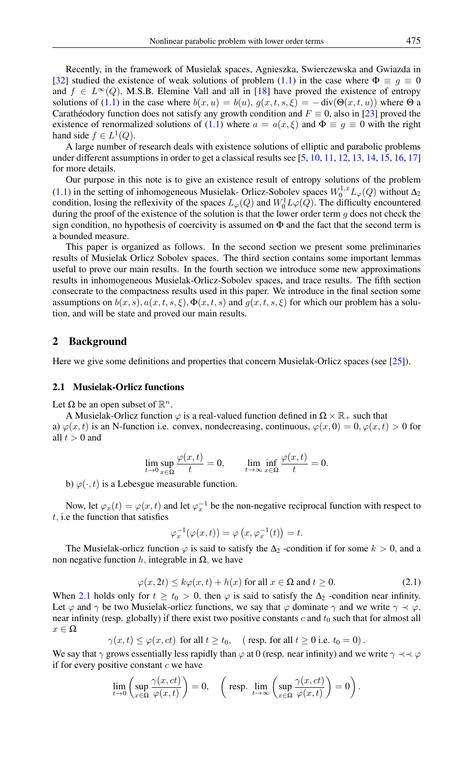Recently, in the framework of Musielak spaces, Agnieszka, Swierczewska and Gwiazda in [32] studied the existence of weak solutions of problem (1.1) in the case where $\Phi \equiv g \equiv 0$ and $f \in L^\infty(Q)$, M.S.B. Elemine Vall and all in [18] have proved the existence of entropy solutions of (1.1) in the case where $b(x,u) = b(u)$, $g(x,t,s,\xi) = -\operatorname{div}(\Theta(x,t,u))$ where $\Theta$ a Carathéodory function does not satisfy any growth condition and $F \equiv 0$, also in [23] proved the existence of renormalized solutions of (1.1) where $a = a(x,\xi)$ and $\Phi \equiv g \equiv 0$ with the right hand side $f \in L^1(Q)$.

A large number of research deals with existence solutions of elliptic and parabolic problems under different assumptions in order to get a classical results see [5, 10, 11, 12, 13, 14, 15, 16, 17] for more details.

Our purpose in this note is to give an existence result of entropy solutions of the problem (1.1) in the setting of inhomogeneous Musielak- Orlicz-Sobolev spaces $W_0^{1,x}L_\varphi(Q)$ without $\Delta_2$ condition, losing the reflexivity of the spaces $L_\varphi(Q)$ and $W_0^1L\varphi(Q)$. The difficulty encountered during the proof of the existence of the solution is that the lower order term $g$ does not check the sign condition, no hypothesis of coercivity is assumed on $\Phi$ and the fact that the second term is a bounded measure.

This paper is organized as follows. In the second section we present some preliminaries results of Musielak Orlicz Sobolev spaces. The third section contains some important lemmas useful to prove our main results. In the fourth section we introduce some new approximations results in inhomogeneous Musielak-Orlicz-Sobolev spaces, and trace results. The fifth section consecrate to the compactness results used in this paper. We introduce in the final section some assumptions on $b(x,s), a(x,t,s,\xi), \Phi(x,t,s)$ and $g(x,t,s,\xi)$ for which our problem has a solution, and will be state and proved our main results.

## 2 Background

Here we give some definitions and properties that concern Musielak-Orlicz spaces (see [25]).

### 2.1 Musielak-Orlicz functions

Let $\Omega$ be an open subset of $\mathbb{R}^n$.

A Musielak-Orlicz function $\varphi$ is a real-valued function defined in $\Omega \times \mathbb{R}_+$ such that
a) $\varphi(x,t)$ is an N-function i.e. convex, nondecreasing, continuous, $\varphi(x,0) = 0, \varphi(x,t) > 0$ for all $t > 0$ and

$$\lim_{t\to 0} \sup_{x\in\Omega} \frac{\varphi(x,t)}{t} = 0, \qquad \lim_{t\to\infty} \inf_{x\in\Omega} \frac{\varphi(x,t)}{t} = 0.$$

b) $\varphi(\cdot,t)$ is a Lebesgue measurable function.

Now, let $\varphi_x(t) = \varphi(x,t)$ and let $\varphi_x^{-1}$ be the non-negative reciprocal function with respect to $t$, i.e the function that satisfies

$$\varphi_x^{-1}(\varphi(x,t)) = \varphi\left(x, \varphi_x^{-1}(t)\right) = t.$$

The Musielak-orlicz function $\varphi$ is said to satisfy the $\Delta_2$ -condition if for some $k > 0$, and a non negative function $h$, integrable in $\Omega$, we have

$$\varphi(x,2t) \leq k\varphi(x,t) + h(x) \text{ for all } x \in \Omega \text{ and } t \geq 0. \tag{2.1}$$

When 2.1 holds only for $t \geq t_0 > 0$, then $\varphi$ is said to satisfy the $\Delta_2$ -condition near infinity. Let $\varphi$ and $\gamma$ be two Musielak-orlicz functions, we say that $\varphi$ dominate $\gamma$ and we write $\gamma \prec \varphi$, near infinity (resp. globally) if there exist two positive constants $c$ and $t_0$ such that for almost all $x \in \Omega$

$$\gamma(x,t) \leq \varphi(x,ct) \text{ for all } t \geq t_0, \quad (\text{ resp. for all } t \geq 0 \text{ i.e. } t_0 = 0).$$

We say that $\gamma$ grows essentially less rapidly than $\varphi$ at 0 (resp. near infinity) and we write $\gamma \prec\prec \varphi$ if for every positive constant $c$ we have

$$\lim_{t\to 0}\left(\sup_{x\in\Omega} \frac{\gamma(x,ct)}{\varphi(x,t)}\right) = 0, \quad \left(\text{ resp. } \lim_{t\to\infty}\left(\sup_{x\in\Omega} \frac{\gamma(x,ct)}{\varphi(x,t)}\right) = 0\right).$$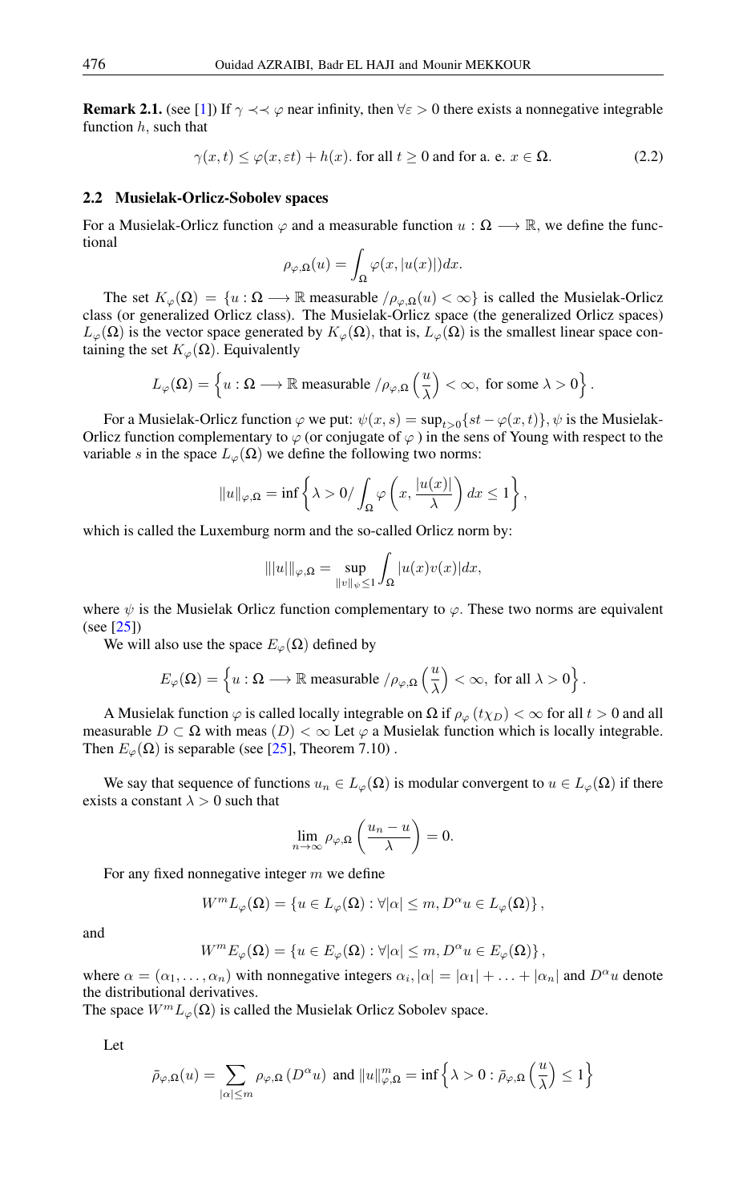**Remark 2.1.** (see [1]) If $\gamma \prec\prec \varphi$ near infinity, then $\forall \varepsilon > 0$ there exists a nonnegative integrable function $h$, such that

$$\gamma(x,t) \leq \varphi(x, \varepsilon t) + h(x). \text{ for all } t \geq 0 \text{ and for a. e. } x \in \Omega. \tag{2.2}$$

### 2.2 Musielak-Orlicz-Sobolev spaces

For a Musielak-Orlicz function $\varphi$ and a measurable function $u : \Omega \longrightarrow \mathbb{R}$, we define the functional

$$\rho_{\varphi,\Omega}(u) = \int_\Omega \varphi(x, |u(x)|)dx.$$

The set $K_\varphi(\Omega) = \{u : \Omega \longrightarrow \mathbb{R} \text{ measurable } / \rho_{\varphi,\Omega}(u) < \infty\}$ is called the Musielak-Orlicz class (or generalized Orlicz class). The Musielak-Orlicz space (the generalized Orlicz spaces) $L_\varphi(\Omega)$ is the vector space generated by $K_\varphi(\Omega)$, that is, $L_\varphi(\Omega)$ is the smallest linear space containing the set $K_\varphi(\Omega)$. Equivalently

$$L_\varphi(\Omega) = \left\{ u : \Omega \longrightarrow \mathbb{R} \text{ measurable } / \rho_{\varphi,\Omega}\left(\frac{u}{\lambda}\right) < \infty, \text{ for some } \lambda > 0 \right\}.$$

For a Musielak-Orlicz function $\varphi$ we put: $\psi(x,s) = \sup_{t>0}\{st - \varphi(x,t)\}$, $\psi$ is the Musielak-Orlicz function complementary to $\varphi$ (or conjugate of $\varphi$ ) in the sens of Young with respect to the variable $s$ in the space $L_\varphi(\Omega)$ we define the following two norms:

$$\|u\|_{\varphi,\Omega} = \inf \left\{ \lambda > 0 / \int_\Omega \varphi\left(x, \frac{|u(x)|}{\lambda}\right) dx \leq 1 \right\},$$

which is called the Luxemburg norm and the so-called Orlicz norm by:

$$|||u|||_{\varphi,\Omega} = \sup_{\|v\|_\psi \leq 1} \int_\Omega |u(x)v(x)|dx,$$

where $\psi$ is the Musielak Orlicz function complementary to $\varphi$. These two norms are equivalent (see [25])

We will also use the space $E_\varphi(\Omega)$ defined by

$$E_\varphi(\Omega) = \left\{ u : \Omega \longrightarrow \mathbb{R} \text{ measurable } / \rho_{\varphi,\Omega}\left(\frac{u}{\lambda}\right) < \infty, \text{ for all } \lambda > 0 \right\}.$$

A Musielak function $\varphi$ is called locally integrable on $\Omega$ if $\rho_\varphi(t\chi_D) < \infty$ for all $t > 0$ and all measurable $D \subset \Omega$ with meas $(D) < \infty$ Let $\varphi$ a Musielak function which is locally integrable. Then $E_\varphi(\Omega)$ is separable (see [25], Theorem 7.10) .

We say that sequence of functions $u_n \in L_\varphi(\Omega)$ is modular convergent to $u \in L_\varphi(\Omega)$ if there exists a constant $\lambda > 0$ such that

$$\lim_{n\to\infty} \rho_{\varphi,\Omega}\left(\frac{u_n - u}{\lambda}\right) = 0.$$

For any fixed nonnegative integer $m$ we define

$$W^m L_\varphi(\Omega) = \{u \in L_\varphi(\Omega) : \forall |\alpha| \leq m, D^\alpha u \in L_\varphi(\Omega)\},$$

and

$$W^m E_\varphi(\Omega) = \{u \in E_\varphi(\Omega) : \forall |\alpha| \leq m, D^\alpha u \in E_\varphi(\Omega)\},$$

where $\alpha = (\alpha_1, \ldots, \alpha_n)$ with nonnegative integers $\alpha_i$, $|\alpha| = |\alpha_1| + \ldots + |\alpha_n|$ and $D^\alpha u$ denote the distributional derivatives.
The space $W^m L_\varphi(\Omega)$ is called the Musielak Orlicz Sobolev space.

Let

$$\bar{\rho}_{\varphi,\Omega}(u) = \sum_{|\alpha|\leq m} \rho_{\varphi,\Omega}(D^\alpha u) \text{ and } \|u\|^m_{\varphi,\Omega} = \inf\left\{\lambda > 0 : \bar{\rho}_{\varphi,\Omega}\left(\frac{u}{\lambda}\right) \leq 1\right\}$$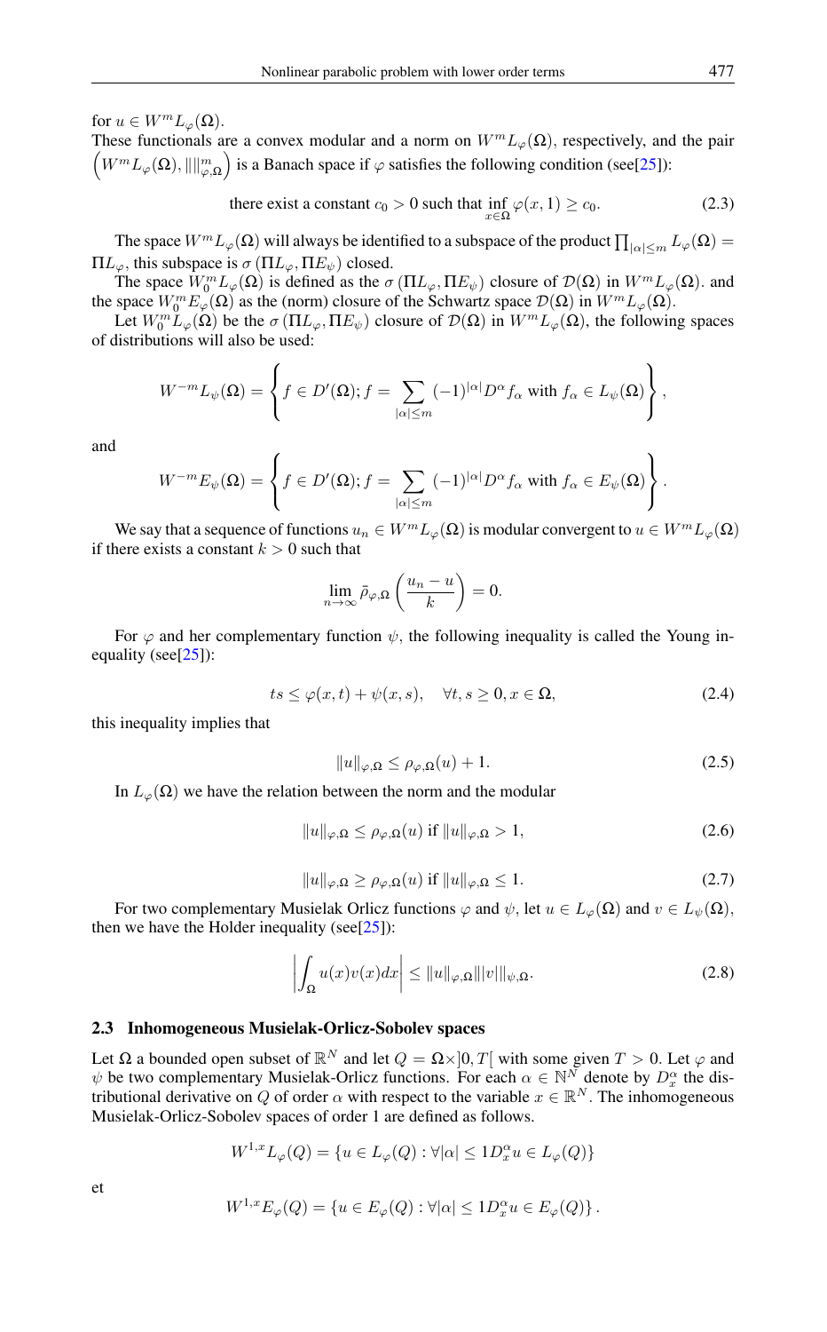for $u \in W^m L_\varphi(\Omega)$.
These functionals are a convex modular and a norm on $W^m L_\varphi(\Omega)$, respectively, and the pair $\left(W^m L_\varphi(\Omega), \|\|_{\varphi,\Omega}^m\right)$ is a Banach space if $\varphi$ satisfies the following condition (see[25]):

$$\text{there exist a constant } c_0 > 0 \text{ such that } \inf_{x\in\Omega} \varphi(x,1) \geq c_0. \tag{2.3}$$

The space $W^m L_\varphi(\Omega)$ will always be identified to a subspace of the product $\prod_{|\alpha|\leq m} L_\varphi(\Omega) = \Pi L_\varphi$, this subspace is $\sigma(\Pi L_\varphi, \Pi E_\psi)$ closed.

The space $W_0^m L_\varphi(\Omega)$ is defined as the $\sigma(\Pi L_\varphi, \Pi E_\psi)$ closure of $\mathcal{D}(\Omega)$ in $W^m L_\varphi(\Omega)$. and the space $W_0^m E_\varphi(\Omega)$ as the (norm) closure of the Schwartz space $\mathcal{D}(\Omega)$ in $W^m L_\varphi(\Omega)$.

Let $W_0^m L_\varphi(\Omega)$ be the $\sigma(\Pi L_\varphi, \Pi E_\psi)$ closure of $\mathcal{D}(\Omega)$ in $W^m L_\varphi(\Omega)$, the following spaces of distributions will also be used:

$$W^{-m} L_\psi(\Omega) = \left\{ f \in D'(\Omega); f = \sum_{|\alpha|\leq m} (-1)^{|\alpha|} D^\alpha f_\alpha \text{ with } f_\alpha \in L_\psi(\Omega) \right\},$$

and

$$W^{-m} E_\psi(\Omega) = \left\{ f \in D'(\Omega); f = \sum_{|\alpha|\leq m} (-1)^{|\alpha|} D^\alpha f_\alpha \text{ with } f_\alpha \in E_\psi(\Omega) \right\}.$$

We say that a sequence of functions $u_n \in W^m L_\varphi(\Omega)$ is modular convergent to $u \in W^m L_\varphi(\Omega)$ if there exists a constant $k > 0$ such that

$$\lim_{n\to\infty} \bar{\rho}_{\varphi,\Omega}\left(\frac{u_n - u}{k}\right) = 0.$$

For $\varphi$ and her complementary function $\psi$, the following inequality is called the Young inequality (see[25]):

$$ts \leq \varphi(x,t) + \psi(x,s), \quad \forall t, s \geq 0, x \in \Omega, \tag{2.4}$$

this inequality implies that

$$\|u\|_{\varphi,\Omega} \leq \rho_{\varphi,\Omega}(u) + 1. \tag{2.5}$$

In $L_\varphi(\Omega)$ we have the relation between the norm and the modular

$$\|u\|_{\varphi,\Omega} \leq \rho_{\varphi,\Omega}(u) \text{ if } \|u\|_{\varphi,\Omega} > 1, \tag{2.6}$$

$$\|u\|_{\varphi,\Omega} \geq \rho_{\varphi,\Omega}(u) \text{ if } \|u\|_{\varphi,\Omega} \leq 1. \tag{2.7}$$

For two complementary Musielak Orlicz functions $\varphi$ and $\psi$, let $u \in L_\varphi(\Omega)$ and $v \in L_\psi(\Omega)$, then we have the Holder inequality (see[25]):

$$\left| \int_\Omega u(x)v(x)dx \right| \leq \|u\|_{\varphi,\Omega} \||v|\|_{\psi,\Omega}. \tag{2.8}$$

### 2.3 Inhomogeneous Musielak-Orlicz-Sobolev spaces

Let $\Omega$ a bounded open subset of $\mathbb{R}^N$ and let $Q = \Omega \times ]0, T[$ with some given $T > 0$. Let $\varphi$ and $\psi$ be two complementary Musielak-Orlicz functions. For each $\alpha \in \mathbb{N}^N$ denote by $D_x^\alpha$ the distributional derivative on $Q$ of order $\alpha$ with respect to the variable $x \in \mathbb{R}^N$. The inhomogeneous Musielak-Orlicz-Sobolev spaces of order 1 are defined as follows.

$$W^{1,x} L_\varphi(Q) = \{u \in L_\varphi(Q) : \forall |\alpha| \leq 1 D_x^\alpha u \in L_\varphi(Q)\}$$

et

$$W^{1,x} E_\varphi(Q) = \{u \in E_\varphi(Q) : \forall |\alpha| \leq 1 D_x^\alpha u \in E_\varphi(Q)\}.$$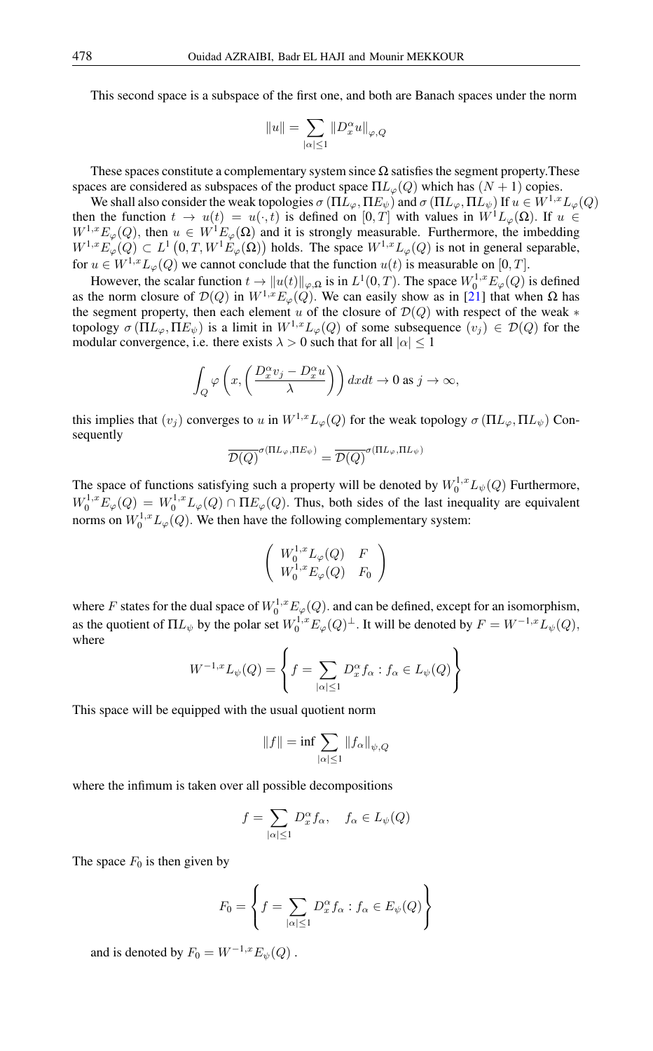This second space is a subspace of the first one, and both are Banach spaces under the norm

$$\|u\| = \sum_{|\alpha| \leq 1} \|D_x^\alpha u\|_{\varphi,Q}$$

These spaces constitute a complementary system since $\Omega$ satisfies the segment property.These spaces are considered as subspaces of the product space $\Pi L_\varphi(Q)$ which has $(N+1)$ copies.

We shall also consider the weak topologies $\sigma(\Pi L_\varphi, \Pi E_\psi)$ and $\sigma(\Pi L_\varphi, \Pi L_\psi)$ If $u \in W^{1,x} L_\varphi(Q)$ then the function $t \to u(t) = u(\cdot, t)$ is defined on $[0, T]$ with values in $W^1 L_\varphi(\Omega)$. If $u \in W^{1,x} E_\varphi(Q)$, then $u \in W^1 E_\varphi(\Omega)$ and it is strongly measurable. Furthermore, the imbedding $W^{1,x} E_\varphi(Q) \subset L^1(0, T, W^1 E_\varphi(\Omega))$ holds. The space $W^{1,x} L_\varphi(Q)$ is not in general separable, for $u \in W^{1,x} L_\varphi(Q)$ we cannot conclude that the function $u(t)$ is measurable on $[0, T]$.

However, the scalar function $t \to \|u(t)\|_{\varphi,\Omega}$ is in $L^1(0, T)$. The space $W_0^{1,x} E_\varphi(Q)$ is defined as the norm closure of $\mathcal{D}(Q)$ in $W^{1,x} E_\varphi(Q)$. We can easily show as in [21] that when $\Omega$ has the segment property, then each element $u$ of the closure of $\mathcal{D}(Q)$ with respect of the weak $*$ topology $\sigma(\Pi L_\varphi, \Pi E_\psi)$ is a limit in $W^{1,x} L_\varphi(Q)$ of some subsequence $(v_j) \in \mathcal{D}(Q)$ for the modular convergence, i.e. there exists $\lambda > 0$ such that for all $|\alpha| \leq 1$

$$\int_Q \varphi\left(x, \left(\frac{D_x^\alpha v_j - D_x^\alpha u}{\lambda}\right)\right) dx dt \to 0 \text{ as } j \to \infty,$$

this implies that $(v_j)$ converges to $u$ in $W^{1,x} L_\varphi(Q)$ for the weak topology $\sigma(\Pi L_\varphi, \Pi L_\psi)$ Consequently

$$\overline{\mathcal{D}(Q)}^{\sigma(\Pi L_\varphi, \Pi E_\psi)} = \overline{\mathcal{D}(Q)}^{\sigma(\Pi L_\varphi, \Pi L_\psi)}$$

The space of functions satisfying such a property will be denoted by $W_0^{1,x} L_\psi(Q)$ Furthermore, $W_0^{1,x} E_\varphi(Q) = W_0^{1,x} L_\varphi(Q) \cap \Pi E_\varphi(Q)$. Thus, both sides of the last inequality are equivalent norms on $W_0^{1,x} L_\varphi(Q)$. We then have the following complementary system:

$$\begin{pmatrix} W_0^{1,x} L_\varphi(Q) & F \\ W_0^{1,x} E_\varphi(Q) & F_0 \end{pmatrix}$$

where $F$ states for the dual space of $W_0^{1,x} E_\varphi(Q)$. and can be defined, except for an isomorphism, as the quotient of $\Pi L_\psi$ by the polar set $W_0^{1,x} E_\varphi(Q)^\perp$. It will be denoted by $F = W^{-1,x} L_\psi(Q)$, where

$$W^{-1,x} L_\psi(Q) = \left\{ f = \sum_{|\alpha| \leq 1} D_x^\alpha f_\alpha : f_\alpha \in L_\psi(Q) \right\}$$

This space will be equipped with the usual quotient norm

$$\|f\| = \inf \sum_{|\alpha| \leq 1} \|f_\alpha\|_{\psi,Q}$$

where the infimum is taken over all possible decompositions

$$f = \sum_{|\alpha| \leq 1} D_x^\alpha f_\alpha, \quad f_\alpha \in L_\psi(Q)$$

The space $F_0$ is then given by

$$F_0 = \left\{ f = \sum_{|\alpha| \leq 1} D_x^\alpha f_\alpha : f_\alpha \in E_\psi(Q) \right\}$$

and is denoted by $F_0 = W^{-1,x} E_\psi(Q)$.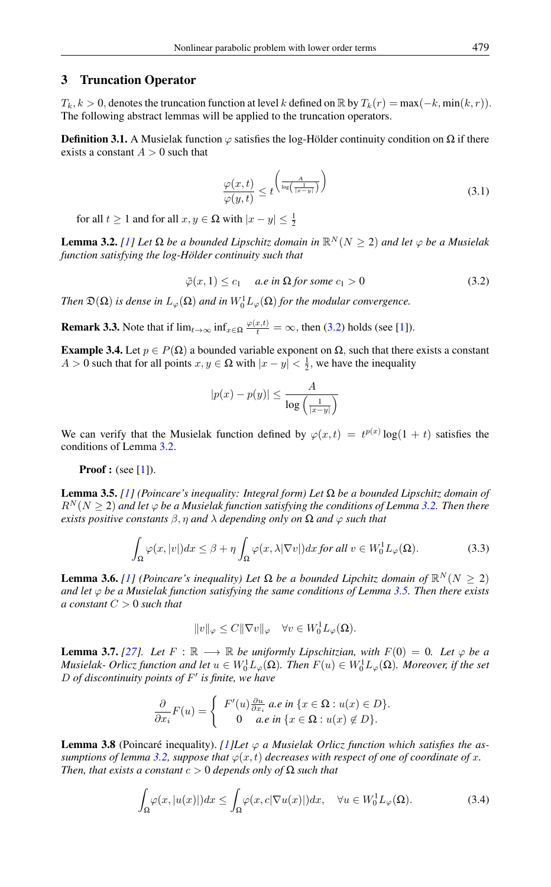## 3 Truncation Operator

$T_k, k > 0$, denotes the truncation function at level $k$ defined on $\mathbb{R}$ by $T_k(r) = \max(-k, \min(k, r))$. The following abstract lemmas will be applied to the truncation operators.

**Definition 3.1.** A Musielak function $\varphi$ satisfies the log-Hölder continuity condition on $\Omega$ if there exists a constant $A > 0$ such that

$$\frac{\varphi(x,t)}{\varphi(y,t)} \leq t^{\left(\frac{A}{\log\left(\frac{1}{|x-y|}\right)}\right)} \tag{3.1}$$

for all $t \geq 1$ and for all $x, y \in \Omega$ with $|x - y| \leq \frac{1}{2}$

**Lemma 3.2.** *[1] Let $\Omega$ be a bounded Lipschitz domain in $\mathbb{R}^N (N \geq 2)$ and let $\varphi$ be a Musielak function satisfying the log-Hölder continuity such that*

$$\bar{\varphi}(x, 1) \leq c_1 \quad \text{a.e in } \Omega \text{ for some } c_1 > 0 \tag{3.2}$$

*Then $\mathfrak{D}(\Omega)$ is dense in $L_\varphi(\Omega)$ and in $W_0^1 L_\varphi(\Omega)$ for the modular convergence.*

**Remark 3.3.** Note that if $\lim_{t\to\infty} \inf_{x\in\Omega} \frac{\varphi(x,t)}{t} = \infty$, then (3.2) holds (see [1]).

**Example 3.4.** Let $p \in P(\Omega)$ a bounded variable exponent on $\Omega$, such that there exists a constant $A > 0$ such that for all points $x, y \in \Omega$ with $|x - y| < \frac{1}{2}$, we have the inequality

$$|p(x) - p(y)| \leq \frac{A}{\log\left(\frac{1}{|x-y|}\right)}$$

We can verify that the Musielak function defined by $\varphi(x, t) = t^{p(x)} \log(1 + t)$ satisfies the conditions of Lemma 3.2.

**Proof :** (see [1]).

**Lemma 3.5.** *[1] (Poincare's inequality: Integral form) Let $\Omega$ be a bounded Lipschitz domain of $R^N (N \geq 2)$ and let $\varphi$ be a Musielak function satisfying the conditions of Lemma 3.2. Then there exists positive constants $\beta$, $\eta$ and $\lambda$ depending only on $\Omega$ and $\varphi$ such that*

$$\int_\Omega \varphi(x, |v|)dx \leq \beta + \eta \int_\Omega \varphi(x, \lambda|\nabla v|)dx \text{ for all } v \in W_0^1 L_\varphi(\Omega). \tag{3.3}$$

**Lemma 3.6.** *[1] (Poincare's inequality) Let $\Omega$ be a bounded Lipchitz domain of $\mathbb{R}^N (N \geq 2)$ and let $\varphi$ be a Musielak function satisfying the same conditions of Lemma 3.5. Then there exists a constant $C > 0$ such that*

$$\|v\|_\varphi \leq C\|\nabla v\|_\varphi \quad \forall v \in W_0^1 L_\varphi(\Omega).$$

**Lemma 3.7.** *[27]. Let $F : \mathbb{R} \longrightarrow \mathbb{R}$ be uniformly Lipschitzian, with $F(0) = 0$. Let $\varphi$ be a Musielak- Orlicz function and let $u \in W_0^1 L_\varphi(\Omega)$. Then $F(u) \in W_0^1 L_\varphi(\Omega)$. Moreover, if the set $D$ of discontinuity points of $F'$ is finite, we have*

$$\frac{\partial}{\partial x_i} F(u) = \begin{cases} F'(u)\frac{\partial u}{\partial x_i} \text{ a.e in } \{x \in \Omega : u(x) \in D\}. \\ 0 \quad \text{a.e in } \{x \in \Omega : u(x) \notin D\}. \end{cases}$$

**Lemma 3.8** (Poincaré inequality). *[1]Let $\varphi$ a Musielak Orlicz function which satisfies the assumptions of lemma 3.2, suppose that $\varphi(x, t)$ decreases with respect of one of coordinate of $x$. Then, that exists a constant $c > 0$ depends only of $\Omega$ such that*

$$\int_\Omega \varphi(x, |u(x)|)dx \leq \int_\Omega \varphi(x, c|\nabla u(x)|)dx, \quad \forall u \in W_0^1 L_\varphi(\Omega). \tag{3.4}$$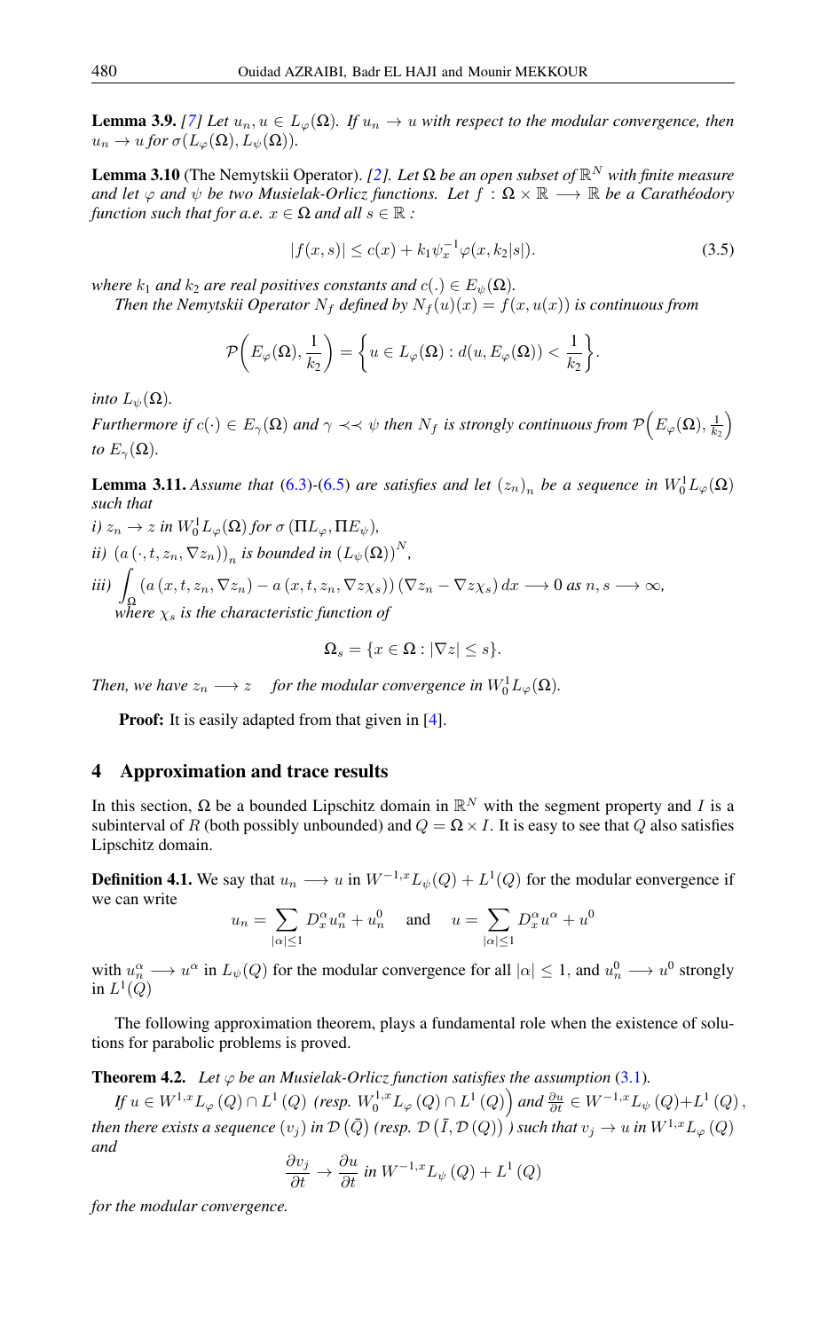**Lemma 3.9.** *[7] Let $u_n, u \in L_\varphi(\Omega)$. If $u_n \to u$ with respect to the modular convergence, then $u_n \to u$ for $\sigma(L_\varphi(\Omega), L_\psi(\Omega))$.*

**Lemma 3.10** (The Nemytskii Operator). *[2]. Let $\Omega$ be an open subset of $\mathbb{R}^N$ with finite measure and let $\varphi$ and $\psi$ be two Musielak-Orlicz functions. Let $f : \Omega \times \mathbb{R} \longrightarrow \mathbb{R}$ be a Carathéodory function such that for a.e. $x \in \Omega$ and all $s \in \mathbb{R}$ :*

$$|f(x,s)| \leq c(x) + k_1 \psi_x^{-1} \varphi(x, k_2|s|). \tag{3.5}$$

*where $k_1$ and $k_2$ are real positives constants and $c(.) \in E_\psi(\Omega)$.*

*Then the Nemytskii Operator $N_f$ defined by $N_f(u)(x) = f(x, u(x))$ is continuous from*

$$\mathcal{P}\bigg(E_\varphi(\Omega), \frac{1}{k_2}\bigg) = \bigg\{u \in L_\varphi(\Omega) : d(u, E_\varphi(\Omega)) < \frac{1}{k_2}\bigg\}.$$

*into $L_\psi(\Omega)$.*

*Furthermore if $c(\cdot) \in E_\gamma(\Omega)$ and $\gamma \prec\prec \psi$ then $N_f$ is strongly continuous from $\mathcal{P}\Big(E_\varphi(\Omega), \frac{1}{k_2}\Big)$ to $E_\gamma(\Omega)$.*

**Lemma 3.11.** *Assume that (6.3)-(6.5) are satisfies and let $(z_n)_n$ be a sequence in $W_0^1 L_\varphi(\Omega)$ such that*

*i) $z_n \to z$ in $W_0^1 L_\varphi(\Omega)$ for $\sigma(\Pi L_\varphi, \Pi E_\psi)$,*

*ii) $(a(\cdot, t, z_n, \nabla z_n))_n$ is bounded in $(L_\psi(\Omega))^N$,*

*iii) $\displaystyle\int_\Omega (a(x,t,z_n,\nabla z_n) - a(x,t,z_n,\nabla z \chi_s))(\nabla z_n - \nabla z \chi_s)\,dx \longrightarrow 0$ as $n, s \longrightarrow \infty$, where $\chi_s$ is the characteristic function of*

$$\Omega_s = \{x \in \Omega : |\nabla z| \leq s\}.$$

*Then, we have $z_n \longrightarrow z$ for the modular convergence in $W_0^1 L_\varphi(\Omega)$.*

**Proof:** It is easily adapted from that given in [4].

## 4 Approximation and trace results

In this section, $\Omega$ be a bounded Lipschitz domain in $\mathbb{R}^N$ with the segment property and $I$ is a subinterval of $R$ (both possibly unbounded) and $Q = \Omega \times I$. It is easy to see that $Q$ also satisfies Lipschitz domain.

**Definition 4.1.** We say that $u_n \longrightarrow u$ in $W^{-1,x} L_\psi(Q) + L^1(Q)$ for the modular eonvergence if we can write

$$u_n = \sum_{|\alpha| \leq 1} D_x^\alpha u_n^\alpha + u_n^0 \quad \text{ and } \quad u = \sum_{|\alpha| \leq 1} D_x^\alpha u^\alpha + u^0$$

with $u_n^\alpha \longrightarrow u^\alpha$ in $L_\psi(Q)$ for the modular convergence for all $|\alpha| \leq 1$, and $u_n^0 \longrightarrow u^0$ strongly in $L^1(Q)$

The following approximation theorem, plays a fundamental role when the existence of solutions for parabolic problems is proved.

**Theorem 4.2.** *Let $\varphi$ be an Musielak-Orlicz function satisfies the assumption (3.1).*

*If $u \in W^{1,x} L_\varphi(Q) \cap L^1(Q)$ (resp. $W_0^{1,x} L_\varphi(Q) \cap L^1(Q)\Big)$ and $\frac{\partial u}{\partial t} \in W^{-1,x} L_\psi(Q) + L^1(Q)$, then there exists a sequence $(v_j)$ in $\mathcal{D}(\bar{Q})$ (resp. $\mathcal{D}(\bar{I}, \mathcal{D}(Q))$ ) such that $v_j \to u$ in $W^{1,x} L_\varphi(Q)$ and*

$$\frac{\partial v_j}{\partial t} \to \frac{\partial u}{\partial t} \text{ in } W^{-1,x} L_\psi(Q) + L^1(Q)$$

*for the modular convergence.*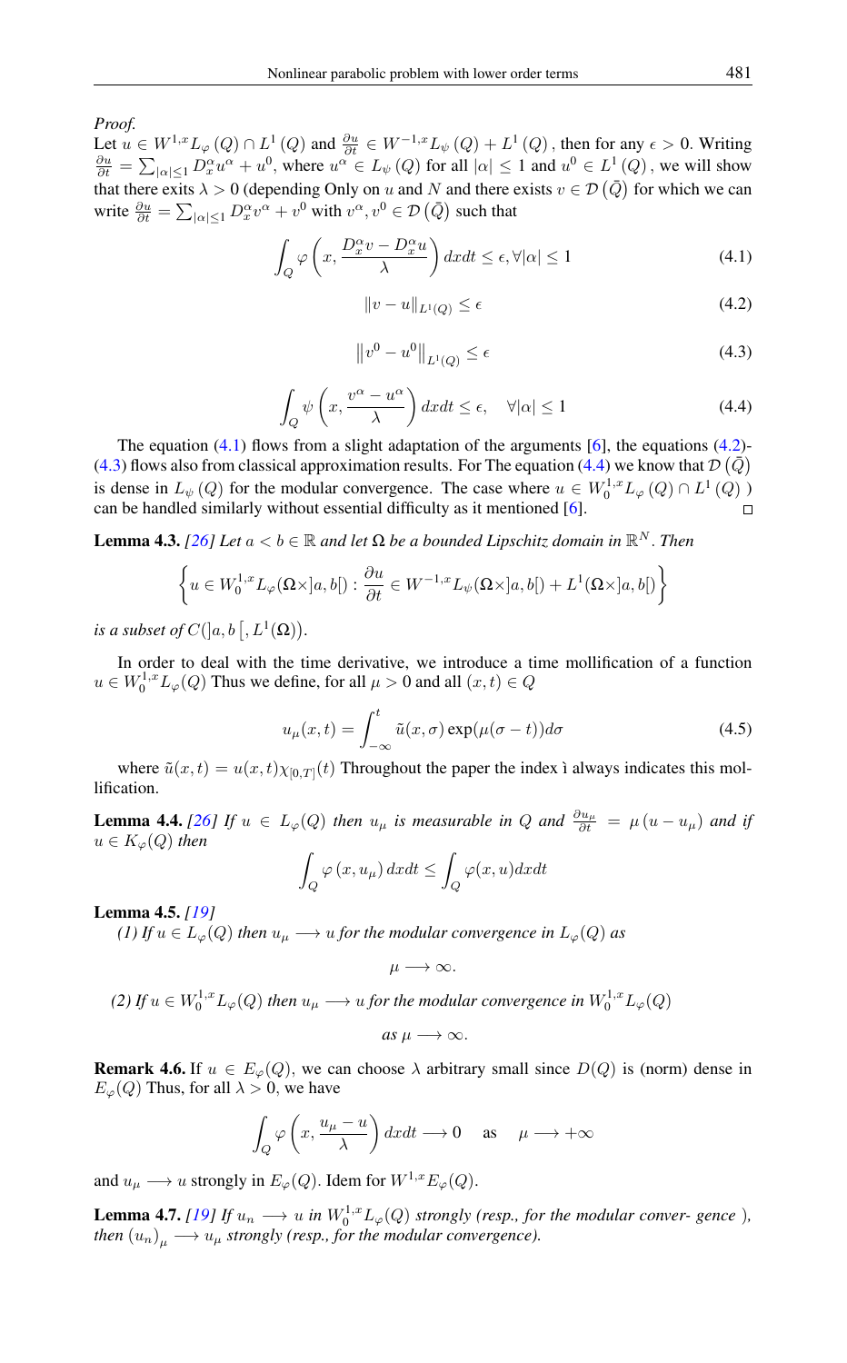*Proof.*

Let $u \in W^{1,x}L_\varphi(Q) \cap L^1(Q)$ and $\frac{\partial u}{\partial t} \in W^{-1,x}L_\psi(Q) + L^1(Q)$, then for any $\epsilon > 0$. Writing $\frac{\partial u}{\partial t} = \sum_{|\alpha|\leq 1} D_x^\alpha u^\alpha + u^0$, where $u^\alpha \in L_\psi(Q)$ for all $|\alpha| \leq 1$ and $u^0 \in L^1(Q)$, we will show that there exits $\lambda > 0$ (depending Only on $u$ and $N$ and there exists $v \in \mathcal{D}(\bar{Q})$ for which we can write $\frac{\partial u}{\partial t} = \sum_{|\alpha|\leq 1} D_x^\alpha v^\alpha + v^0$ with $v^\alpha, v^0 \in \mathcal{D}(\bar{Q})$ such that

$$\int_Q \varphi\left(x, \frac{D_x^\alpha v - D_x^\alpha u}{\lambda}\right) dxdt \leq \epsilon, \forall |\alpha| \leq 1 \tag{4.1}$$

$$\|v - u\|_{L^1(Q)} \leq \epsilon \tag{4.2}$$

$$\left\|v^0 - u^0\right\|_{L^1(Q)} \leq \epsilon \tag{4.3}$$

$$\int_Q \psi\left(x, \frac{v^\alpha - u^\alpha}{\lambda}\right) dxdt \leq \epsilon, \quad \forall |\alpha| \leq 1 \tag{4.4}$$

The equation (4.1) flows from a slight adaptation of the arguments [6], the equations (4.2)-(4.3) flows also from classical approximation results. For The equation (4.4) we know that $\mathcal{D}(\bar{Q})$ is dense in $L_\psi(Q)$ for the modular convergence. The case where $u \in W_0^{1,x}L_\varphi(Q) \cap L^1(Q)$ ) can be handled similarly without essential difficulty as it mentioned [6]. □

**Lemma 4.3.** *[26] Let $a < b \in \mathbb{R}$ and let $\Omega$ be a bounded Lipschitz domain in $\mathbb{R}^N$. Then*

$$\left\{u \in W_0^{1,x}L_\varphi(\Omega \times ]a,b[) : \frac{\partial u}{\partial t} \in W^{-1,x}L_\psi(\Omega \times ]a,b[) + L^1(\Omega \times ]a,b[)\right\}$$

*is a subset of $C(]a,b[, L^1(\Omega))$.*

In order to deal with the time derivative, we introduce a time mollification of a function $u \in W_0^{1,x}L_\varphi(Q)$ Thus we define, for all $\mu > 0$ and all $(x,t) \in Q$

$$u_\mu(x,t) = \int_{-\infty}^t \tilde{u}(x,\sigma)\exp(\mu(\sigma - t))d\sigma \tag{4.5}$$

where $\tilde{u}(x,t) = u(x,t)\chi_{[0,T]}(t)$ Throughout the paper the index ì always indicates this mollification.

**Lemma 4.4.** *[26] If $u \in L_\varphi(Q)$ then $u_\mu$ is measurable in $Q$ and $\frac{\partial u_\mu}{\partial t} = \mu(u - u_\mu)$ and if $u \in K_\varphi(Q)$ then*

$$\int_Q \varphi(x, u_\mu)\, dxdt \leq \int_Q \varphi(x,u)dxdt$$

**Lemma 4.5.** *[19]*

*(1) If $u \in L_\varphi(Q)$ then $u_\mu \longrightarrow u$ for the modular convergence in $L_\varphi(Q)$ as*

$$\mu \longrightarrow \infty.$$

*(2) If $u \in W_0^{1,x}L_\varphi(Q)$ then $u_\mu \longrightarrow u$ for the modular convergence in $W_0^{1,x}L_\varphi(Q)$*

$$as\ \mu \longrightarrow \infty.$$

**Remark 4.6.** If $u \in E_\varphi(Q)$, we can choose $\lambda$ arbitrary small since $D(Q)$ is (norm) dense in $E_\varphi(Q)$ Thus, for all $\lambda > 0$, we have

$$\int_Q \varphi\left(x, \frac{u_\mu - u}{\lambda}\right) dxdt \longrightarrow 0 \quad \text{as} \quad \mu \longrightarrow +\infty$$

and $u_\mu \longrightarrow u$ strongly in $E_\varphi(Q)$. Idem for $W^{1,x}E_\varphi(Q)$.

**Lemma 4.7.** *[19] If $u_n \longrightarrow u$ in $W_0^{1,x}L_\varphi(Q)$ strongly (resp., for the modular conver- gence ), then $(u_n)_\mu \longrightarrow u_\mu$ strongly (resp., for the modular convergence).*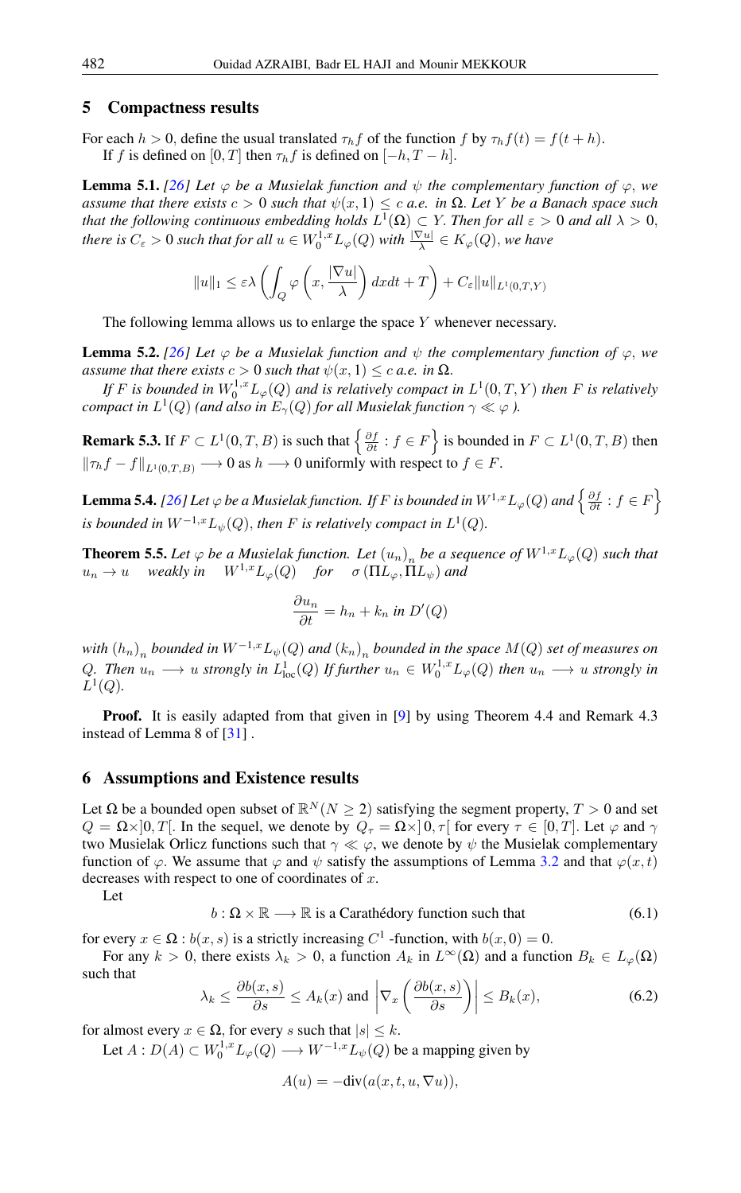## 5 Compactness results

For each $h > 0$, define the usual translated $\tau_h f$ of the function $f$ by $\tau_h f(t) = f(t+h)$.

If $f$ is defined on $[0,T]$ then $\tau_h f$ is defined on $[-h, T-h]$.

**Lemma 5.1.** *[26] Let $\varphi$ be a Musielak function and $\psi$ the complementary function of $\varphi$, we assume that there exists $c > 0$ such that $\psi(x,1) \leq c$ a.e. in $\Omega$. Let $Y$ be a Banach space such that the following continuous embedding holds $L^1(\Omega) \subset Y$. Then for all $\varepsilon > 0$ and all $\lambda > 0$, there is $C_\varepsilon > 0$ such that for all $u \in W_0^{1,x}L_\varphi(Q)$ with $\frac{|\nabla u|}{\lambda} \in K_\varphi(Q)$, we have*

$$\|u\|_1 \leq \varepsilon\lambda \left( \int_Q \varphi\left(x, \frac{|\nabla u|}{\lambda}\right) dxdt + T \right) + C_\varepsilon \|u\|_{L^1(0,T,Y)}$$

The following lemma allows us to enlarge the space $Y$ whenever necessary.

**Lemma 5.2.** *[26] Let $\varphi$ be a Musielak function and $\psi$ the complementary function of $\varphi$, we assume that there exists $c > 0$ such that $\psi(x,1) \leq c$ a.e. in $\Omega$.*

*If $F$ is bounded in $W_0^{1,x}L_\varphi(Q)$ and is relatively compact in $L^1(0,T,Y)$ then $F$ is relatively compact in $L^1(Q)$ (and also in $E_\gamma(Q)$ for all Musielak function $\gamma \ll \varphi$ ).*

**Remark 5.3.** If $F \subset L^1(0,T,B)$ is such that $\left\{ \frac{\partial f}{\partial t} : f \in F \right\}$ is bounded in $F \subset L^1(0,T,B)$ then $\|\tau_h f - f\|_{L^1(0,T,B)} \longrightarrow 0$ as $h \longrightarrow 0$ uniformly with respect to $f \in F$.

**Lemma 5.4.** *[26] Let $\varphi$ be a Musielak function. If $F$ is bounded in $W^{1,x}L_\varphi(Q)$ and $\left\{ \frac{\partial f}{\partial t} : f \in F \right\}$ is bounded in $W^{-1,x}L_\psi(Q)$, then $F$ is relatively compact in $L^1(Q)$.*

**Theorem 5.5.** *Let $\varphi$ be a Musielak function. Let $(u_n)_n$ be a sequence of $W^{1,x}L_\varphi(Q)$ such that $u_n \to u$ weakly in $W^{1,x}L_\varphi(Q)$ for $\sigma(\Pi L_\varphi, \Pi L_\psi)$ and*

$$\frac{\partial u_n}{\partial t} = h_n + k_n \text{ in } D'(Q)$$

*with $(h_n)_n$ bounded in $W^{-1,x}L_\psi(Q)$ and $(k_n)_n$ bounded in the space $M(Q)$ set of measures on $Q$. Then $u_n \longrightarrow u$ strongly in $L^1_{\text{loc}}(Q)$ If further $u_n \in W_0^{1,x}L_\varphi(Q)$ then $u_n \longrightarrow u$ strongly in $L^1(Q)$.*

**Proof.** It is easily adapted from that given in [9] by using Theorem 4.4 and Remark 4.3 instead of Lemma 8 of [31] .

## 6 Assumptions and Existence results

Let $\Omega$ be a bounded open subset of $\mathbb{R}^N (N \geq 2)$ satisfying the segment property, $T > 0$ and set $Q = \Omega \times ]0, T[$. In the sequel, we denote by $Q_\tau = \Omega \times ]0, \tau[$ for every $\tau \in [0, T]$. Let $\varphi$ and $\gamma$ two Musielak Orlicz functions such that $\gamma \ll \varphi$, we denote by $\psi$ the Musielak complementary function of $\varphi$. We assume that $\varphi$ and $\psi$ satisfy the assumptions of Lemma 3.2 and that $\varphi(x,t)$ decreases with respect to one of coordinates of $x$.

Let

$$b : \Omega \times \mathbb{R} \longrightarrow \mathbb{R} \text{ is a Carathéodory function such that} \tag{6.1}$$

for every $x \in \Omega : b(x,s)$ is a strictly increasing $C^1$ -function, with $b(x,0) = 0$.

For any $k > 0$, there exists $\lambda_k > 0$, a function $A_k$ in $L^\infty(\Omega)$ and a function $B_k \in L_\varphi(\Omega)$ such that

$$\lambda_k \leq \frac{\partial b(x,s)}{\partial s} \leq A_k(x) \text{ and } \left| \nabla_x \left( \frac{\partial b(x,s)}{\partial s} \right) \right| \leq B_k(x), \tag{6.2}$$

for almost every $x \in \Omega$, for every $s$ such that $|s| \leq k$.

Let $A : D(A) \subset W_0^{1,x}L_\varphi(Q) \longrightarrow W^{-1,x}L_\psi(Q)$ be a mapping given by

$$A(u) = -\text{div}(a(x,t,u,\nabla u)),$$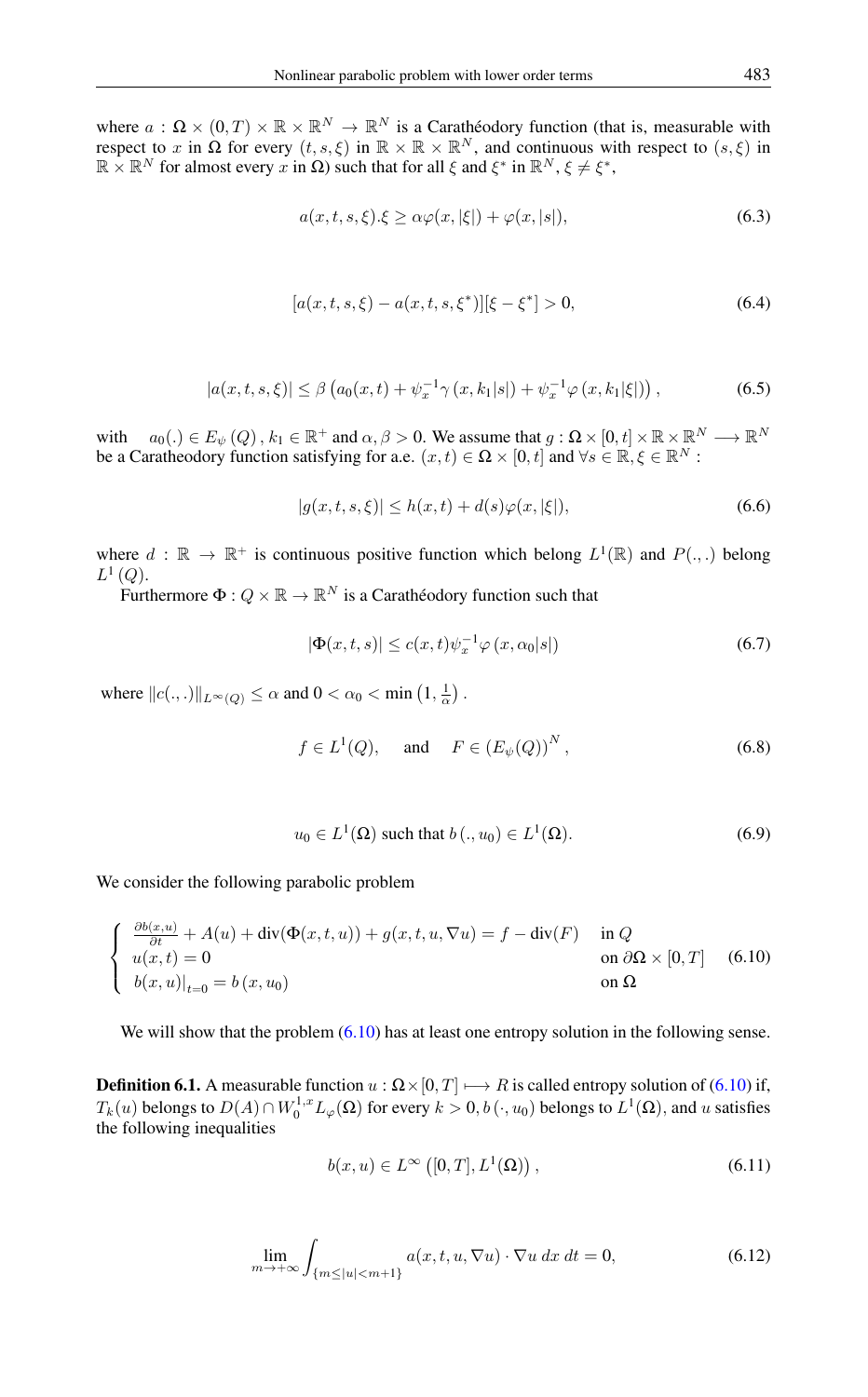where $a : \Omega \times (0, T) \times \mathbb{R} \times \mathbb{R}^N \to \mathbb{R}^N$ is a Carathéodory function (that is, measurable with respect to $x$ in $\Omega$ for every $(t, s, \xi)$ in $\mathbb{R} \times \mathbb{R} \times \mathbb{R}^N$, and continuous with respect to $(s, \xi)$ in $\mathbb{R} \times \mathbb{R}^N$ for almost every $x$ in $\Omega$) such that for all $\xi$ and $\xi^*$ in $\mathbb{R}^N$, $\xi \neq \xi^*$,

$$a(x, t, s, \xi).\xi \geq \alpha\varphi(x, |\xi|) + \varphi(x, |s|), \tag{6.3}$$

$$[a(x, t, s, \xi) - a(x, t, s, \xi^*)][\xi - \xi^*] > 0, \tag{6.4}$$

$$|a(x, t, s, \xi)| \leq \beta \left(a_0(x, t) + \psi_x^{-1}\gamma\left(x, k_1|s|\right) + \psi_x^{-1}\varphi\left(x, k_1|\xi|\right)\right), \tag{6.5}$$

with $a_0(.) \in E_\psi\left(Q\right), k_1 \in \mathbb{R}^+$ and $\alpha, \beta > 0$. We assume that $g : \Omega \times [0, t] \times \mathbb{R} \times \mathbb{R}^N \longrightarrow \mathbb{R}^N$ be a Caratheodory function satisfying for a.e. $(x, t) \in \Omega \times [0, t]$ and $\forall s \in \mathbb{R}, \xi \in \mathbb{R}^N$ :

$$|g(x, t, s, \xi)| \leq h(x, t) + d(s)\varphi(x, |\xi|), \tag{6.6}$$

where $d : \mathbb{R} \to \mathbb{R}^+$ is continuous positive function which belong $L^1(\mathbb{R})$ and $P(.,.)$ belong $L^1\left(Q\right)$.

Furthermore $\Phi : Q \times \mathbb{R} \to \mathbb{R}^N$ is a Carathéodory function such that

$$|\Phi(x, t, s)| \leq c(x, t)\psi_x^{-1}\varphi\left(x, \alpha_0|s|\right) \tag{6.7}$$

where $\|c(.,.)\|_{L^\infty(Q)} \leq \alpha$ and $0 < \alpha_0 < \min\left(1, \frac{1}{\alpha}\right)$.

$$f \in L^1(Q), \quad \text{ and } \quad F \in \left(E_\psi(Q)\right)^N, \tag{6.8}$$

$$u_0 \in L^1(\Omega) \text{ such that } b\left(., u_0\right) \in L^1(\Omega). \tag{6.9}$$

We consider the following parabolic problem

$$\begin{cases} \frac{\partial b(x,u)}{\partial t} + A(u) + \operatorname{div}(\Phi(x, t, u)) + g(x, t, u, \nabla u) = f - \operatorname{div}(F) & \text{in } Q \\ u(x, t) = 0 & \text{on } \partial\Omega \times [0, T] \\ b(x, u)|_{t=0} = b\left(x, u_0\right) & \text{on } \Omega \end{cases} \tag{6.10}$$

We will show that the problem (6.10) has at least one entropy solution in the following sense.

**Definition 6.1.** A measurable function $u : \Omega \times [0, T] \longmapsto R$ is called entropy solution of (6.10) if, $T_k(u)$ belongs to $D(A) \cap W_0^{1,x}L_\varphi(\Omega)$ for every $k > 0, b\left(\cdot, u_0\right)$ belongs to $L^1(\Omega)$, and $u$ satisfies the following inequalities

$$b(x, u) \in L^\infty\left([0, T], L^1(\Omega)\right), \tag{6.11}$$

$$\lim_{m \to +\infty} \int_{\{m \leq |u| < m+1\}} a(x, t, u, \nabla u) \cdot \nabla u \; dx \; dt = 0, \tag{6.12}$$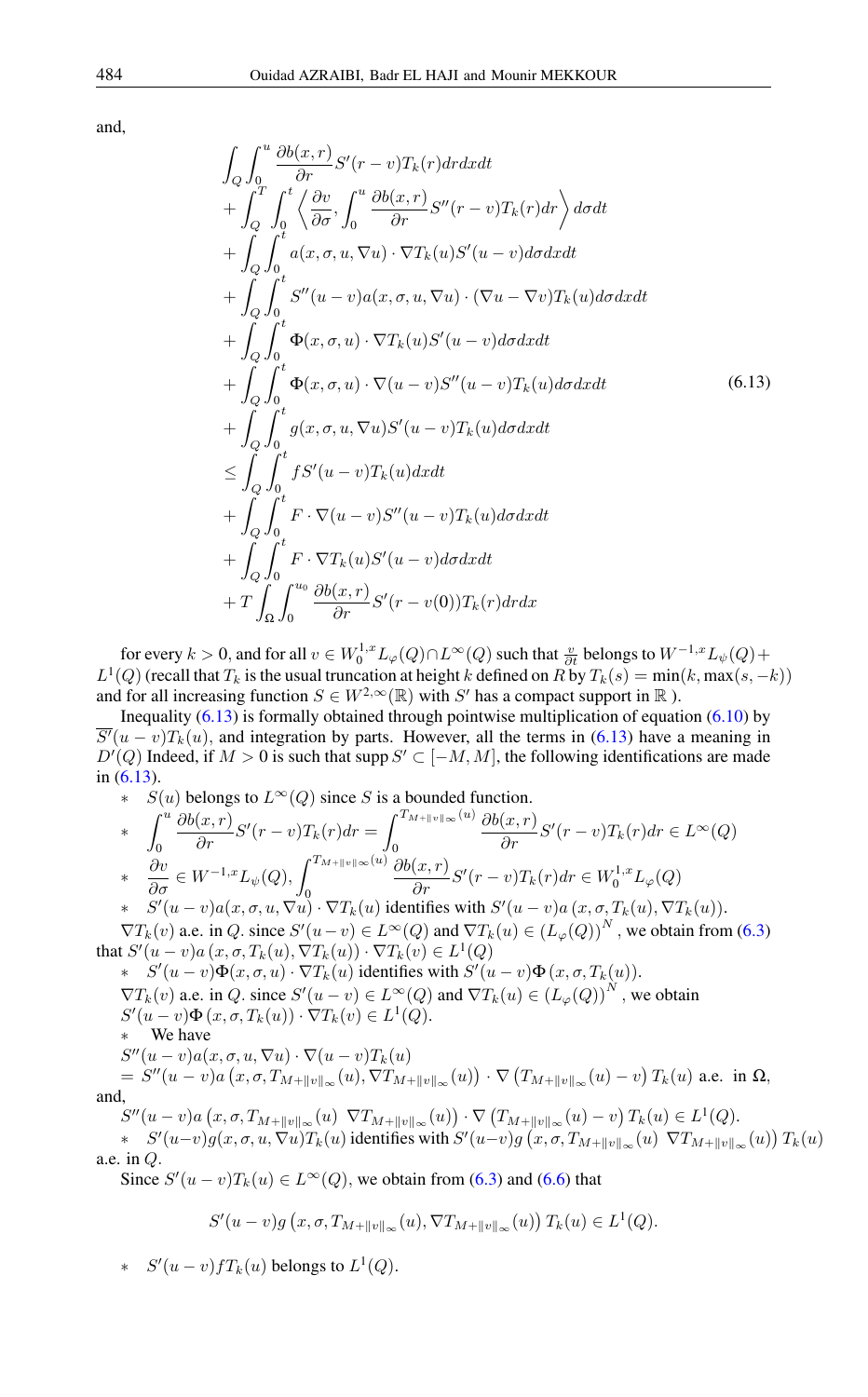and,

$$
\begin{aligned}
&\int_Q \int_0^u \frac{\partial b(x,r)}{\partial r} S'(r-v) T_k(r) dr dx dt \\
&+ \int_Q^T \int_0^t \left\langle \frac{\partial v}{\partial \sigma}, \int_0^u \frac{\partial b(x,r)}{\partial r} S''(r-v) T_k(r) dr \right\rangle d\sigma dt \\
&+ \int_Q \int_0^t a(x,\sigma,u,\nabla u) \cdot \nabla T_k(u) S'(u-v) d\sigma dx dt \\
&+ \int_Q \int_0^t S''(u-v) a(x,\sigma,u,\nabla u) \cdot (\nabla u - \nabla v) T_k(u) d\sigma dx dt \\
&+ \int_Q \int_0^t \Phi(x,\sigma,u) \cdot \nabla T_k(u) S'(u-v) d\sigma dx dt \\
&+ \int_Q \int_0^t \Phi(x,\sigma,u) \cdot \nabla (u-v) S''(u-v) T_k(u) d\sigma dx dt \\
&+ \int_Q \int_0^t g(x,\sigma,u,\nabla u) S'(u-v) T_k(u) d\sigma dx dt \\
&\leq \int_Q \int_0^t f S'(u-v) T_k(u) dx dt \\
&+ \int_Q \int_0^t F \cdot \nabla (u-v) S''(u-v) T_k(u) d\sigma dx dt \\
&+ \int_Q \int_0^t F \cdot \nabla T_k(u) S'(u-v) d\sigma dx dt \\
&+ T \int_\Omega \int_0^{u_0} \frac{\partial b(x,r)}{\partial r} S'(r-v(0)) T_k(r) dr dx
\end{aligned}
\tag{6.13}
$$

for every $k > 0$, and for all $v \in W_0^{1,x} L_\varphi(Q) \cap L^\infty(Q)$ such that $\frac{v}{\partial t}$ belongs to $W^{-1,x} L_\psi(Q) + L^1(Q)$ (recall that $T_k$ is the usual truncation at height $k$ defined on $R$ by $T_k(s) = \min(k, \max(s,-k))$ and for all increasing function $S \in W^{2,\infty}(\mathbb{R})$ with $S'$ has a compact support in $\mathbb{R}$ ).

Inequality (6.13) is formally obtained through pointwise multiplication of equation (6.10) by $\overline{S'}(u-v)T_k(u)$, and integration by parts. However, all the terms in (6.13) have a meaning in $D'(Q)$ Indeed, if $M > 0$ is such that supp $S' \subset [-M, M]$, the following identifications are made in (6.13).

- $S(u)$ belongs to $L^\infty(Q)$ since $S$ is a bounded function.
- $\displaystyle\int_0^u \frac{\partial b(x,r)}{\partial r} S'(r-v) T_k(r) dr = \int_0^{T_{M+\|v\|_\infty}(u)} \frac{\partial b(x,r)}{\partial r} S'(r-v) T_k(r) dr \in L^\infty(Q)$
- $\displaystyle\frac{\partial v}{\partial \sigma} \in W^{-1,x} L_\psi(Q), \int_0^{T_{M+\|v\|_\infty}(u)} \frac{\partial b(x,r)}{\partial r} S'(r-v) T_k(r) dr \in W_0^{1,x} L_\varphi(Q)$
- $S'(u-v) a(x,\sigma,u,\nabla u) \cdot \nabla T_k(u)$ identifies with $S'(u-v) a\left(x,\sigma,T_k(u),\nabla T_k(u)\right)$.

$\nabla T_k(v)$ a.e. in $Q$. since $S'(u-v) \in L^\infty(Q)$ and $\nabla T_k(u) \in \left(L_\varphi(Q)\right)^N$, we obtain from (6.3) that $S'(u-v) a\left(x,\sigma,T_k(u),\nabla T_k(u)\right) \cdot \nabla T_k(v) \in L^1(Q)$

- $S'(u-v)\Phi(x,\sigma,u) \cdot \nabla T_k(u)$ identifies with $S'(u-v)\Phi\left(x,\sigma,T_k(u)\right)$.

$\nabla T_k(v)$ a.e. in $Q$. since $S'(u-v) \in L^\infty(Q)$ and $\nabla T_k(u) \in \left(L_\varphi(Q)\right)^N$, we obtain $S'(u-v)\Phi\left(x,\sigma,T_k(u)\right) \cdot \nabla T_k(v) \in L^1(Q)$.

- We have

$S''(u-v) a(x,\sigma,u,\nabla u) \cdot \nabla(u-v) T_k(u)$
$= S''(u-v) a\left(x,\sigma,T_{M+\|v\|_\infty}(u), \nabla T_{M+\|v\|_\infty}(u)\right) \cdot \nabla\left(T_{M+\|v\|_\infty}(u) - v\right) T_k(u)$ a.e. in $\Omega$,

and,

$S''(u-v) a\left(x,\sigma,T_{M+\|v\|_\infty}(u) \ \nabla T_{M+\|v\|_\infty}(u)\right) \cdot \nabla\left(T_{M+\|v\|_\infty}(u) - v\right) T_k(u) \in L^1(Q)$.

- $S'(u-v) g(x,\sigma,u,\nabla u) T_k(u)$ identifies with $S'(u-v) g\left(x,\sigma,T_{M+\|v\|_\infty}(u) \ \nabla T_{M+\|v\|_\infty}(u)\right) T_k(u)$ a.e. in $Q$.

Since $S'(u-v)T_k(u) \in L^\infty(Q)$, we obtain from (6.3) and (6.6) that

$$S'(u-v) g\left(x,\sigma,T_{M+\|v\|_\infty}(u), \nabla T_{M+\|v\|_\infty}(u)\right) T_k(u) \in L^1(Q).$$

- $S'(u-v) f T_k(u)$ belongs to $L^1(Q)$.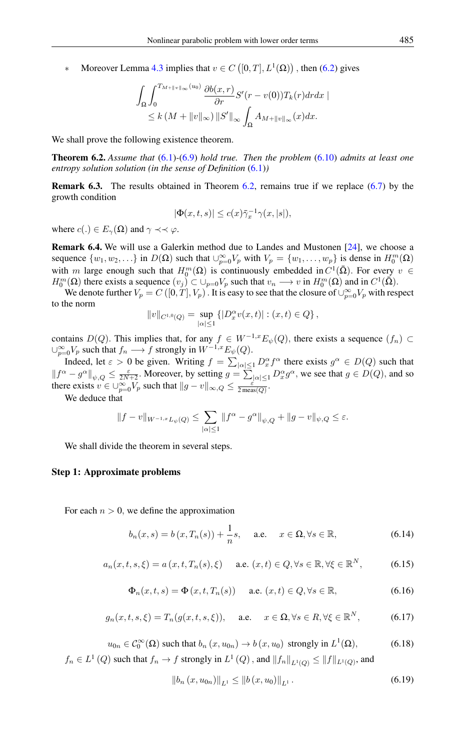* Moreover Lemma 4.3 implies that $v \in C\left([0,T], L^1(\Omega)\right)$ , then (6.2) gives

$$\int_\Omega \int_0^{T_{M+\|v\|_\infty}(u_0)} \frac{\partial b(x,r)}{\partial r} S'(r - v(0)) T_k(r) dr dx \,|$$
$$\leq k\left(M + \|v\|_\infty\right) \|S'\|_\infty \int_\Omega A_{M+\|v\|_\infty}(x) dx.$$

We shall prove the following existence theorem.

**Theorem 6.2.** *Assume that* (6.1)-(6.9) *hold true. Then the problem* (6.10) *admits at least one entropy solution solution (in the sense of Definition* (6.1)*)*

**Remark 6.3.** The results obtained in Theorem 6.2, remains true if we replace (6.7) by the growth condition

$$|\Phi(x,t,s)| \leq c(x) \bar{\gamma}_x^{-1} \gamma(x,|s|),$$

where $c(.) \in E_\gamma(\Omega)$ and $\gamma \prec\prec \varphi$.

**Remark 6.4.** We will use a Galerkin method due to Landes and Mustonen [24], we choose a sequence $\{w_1, w_2, \ldots\}$ in $D(\Omega)$ such that $\cup_{p=0}^\infty V_p$ with $V_p = \{w_1, \ldots, w_p\}$ is dense in $H_0^m(\Omega)$ with $m$ large enough such that $H_0^m(\Omega)$ is continuously embedded in $C^1(\bar{\Omega})$. For every $v \in H_0^m(\Omega)$ there exists a sequence $(v_j) \subset \cup_{p=0} V_p$ such that $v_n \longrightarrow v$ in $H_0^m(\Omega)$ and in $C^1(\bar{\Omega})$.

We denote further $V_p = C\left([0,T], V_p\right)$. It is easy to see that the closure of $\cup_{p=0}^\infty V_p$ with respect to the norm

$$\|v\|_{C^{1,0}(Q)} = \sup_{|\alpha| \leq 1} \left\{ |D_x^\alpha v(x,t)| : (x,t) \in Q \right\},$$

contains $D(Q)$. This implies that, for any $f \in W^{-1,x}E_\psi(Q)$, there exists a sequence $(f_n) \subset \cup_{p=0}^\infty V_p$ such that $f_n \longrightarrow f$ strongly in $W^{-1,x}E_\psi(Q)$.

Indeed, let $\varepsilon > 0$ be given. Writing $f = \sum_{|\alpha| \leq 1} D_x^\alpha f^\alpha$ there exists $g^\alpha \in D(Q)$ such that $\|f^\alpha - g^\alpha\|_{\psi,Q} \leq \frac{\varepsilon}{2N+2}$. Moreover, by setting $g = \sum_{|\alpha| \leq 1} D_x^\alpha g^\alpha$, we see that $g \in D(Q)$, and so there exists $v \in \cup_{p=0}^\infty V_p$ such that $\|g - v\|_{\infty,Q} \leq \frac{\varepsilon}{2\,\text{meas}(Q)}$.

We deduce that

$$\|f - v\|_{W^{-1,x}L_\psi(Q)} \leq \sum_{|\alpha| \leq 1} \|f^\alpha - g^\alpha\|_{\psi,Q} + \|g - v\|_{\psi,Q} \leq \varepsilon.$$

We shall divide the theorem in several steps.

### Step 1: Approximate problems

For each $n > 0$, we define the approximation

$$b_n(x,s) = b\left(x, T_n(s)\right) + \frac{1}{n}s, \quad \text{a.e.} \quad x \in \Omega, \forall s \in \mathbb{R}, \tag{6.14}$$

$$a_n(x,t,s,\xi) = a\left(x,t,T_n(s),\xi\right) \quad \text{a.e. } (x,t) \in Q, \forall s \in \mathbb{R}, \forall \xi \in \mathbb{R}^N, \tag{6.15}$$

$$\Phi_n(x,t,s) = \Phi\left(x,t,T_n(s)\right) \quad \text{a.e. } (x,t) \in Q, \forall s \in \mathbb{R}, \tag{6.16}$$

$$g_n(x,t,s,\xi) = T_n(g(x,t,s,\xi)), \quad \text{a.e.} \quad x \in \Omega, \forall s \in R, \forall \xi \in \mathbb{R}^N, \tag{6.17}$$

$$u_{0n} \in \mathcal{C}_0^\infty(\Omega) \text{ such that } b_n\left(x, u_{0n}\right) \to b\left(x, u_0\right) \text{ strongly in } L^1(\Omega), \tag{6.18}$$

$f_n \in L^1(Q)$ such that $f_n \to f$ strongly in $L^1(Q)$, and $\|f_n\|_{L^1(Q)} \leq \|f\|_{L^1(Q)}$, and

$$\|b_n\left(x, u_{0n}\right)\|_{L^1} \leq \|b\left(x, u_0\right)\|_{L^1}. \tag{6.19}$$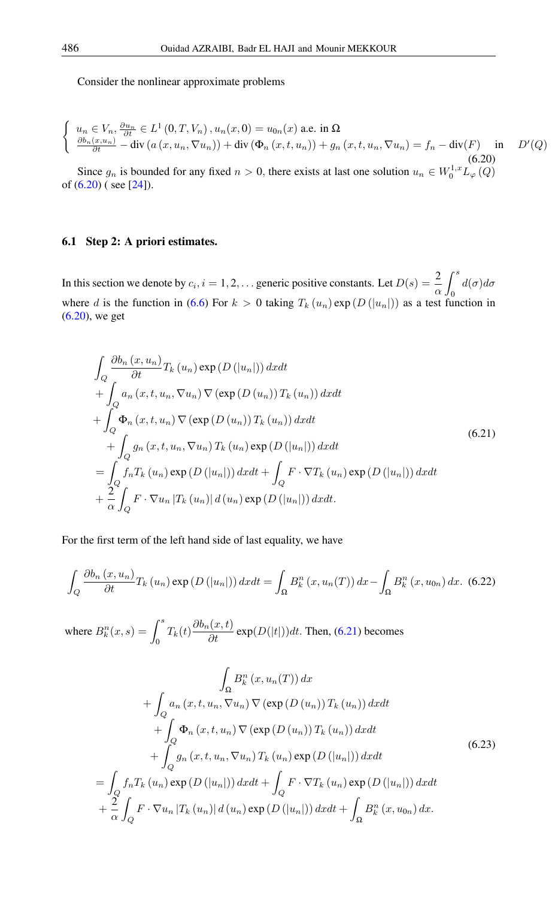Consider the nonlinear approximate problems

$$
\left\{\begin{array}{l}
u_n \in V_n, \frac{\partial u_n}{\partial t} \in L^1\left(0, T, V_n\right), u_n(x, 0)=u_{0 n}(x) \text { a.e. in } \Omega \\
\frac{\partial b_n\left(x, u_n\right)}{\partial t}-\operatorname{div}\left(a\left(x, u_n, \nabla u_n\right)\right)+\operatorname{div}\left(\Phi_n\left(x, t, u_n\right)\right)+g_n\left(x, t, u_n, \nabla u_n\right)=f_n-\operatorname{div}(F) \quad \text { in } \quad D^{\prime}(Q)
\end{array}\right. \tag{6.20}
$$

Since $g_n$ is bounded for any fixed $n>0$, there exists at last one solution $u_n \in W_0^{1, x} L_{\varphi}(Q)$ of (6.20) ( see [24]).

### 6.1 Step 2: A priori estimates.

In this section we denote by $c_i, i=1,2, \ldots$ generic positive constants. Let $D(s)=\dfrac{2}{\alpha} \displaystyle\int_0^s d(\sigma) d \sigma$ where $d$ is the function in (6.6) For $k>0$ taking $T_k\left(u_n\right) \exp \left(D\left(\left|u_n\right|\right)\right)$ as a test function in (6.20), we get

$$
\begin{aligned}
& \int_Q \frac{\partial b_n\left(x, u_n\right)}{\partial t} T_k\left(u_n\right) \exp \left(D\left(\left|u_n\right|\right)\right) d x d t \\
& +\int_Q a_n\left(x, t, u_n, \nabla u_n\right) \nabla\left(\exp \left(D\left(u_n\right)\right) T_k\left(u_n\right)\right) d x d t \\
& +\int_Q \Phi_n\left(x, t, u_n\right) \nabla\left(\exp \left(D\left(u_n\right)\right) T_k\left(u_n\right)\right) d x d t \\
& \quad+\int_Q g_n\left(x, t, u_n, \nabla u_n\right) T_k\left(u_n\right) \exp \left(D\left(\left|u_n\right|\right)\right) d x d t \\
& =\int_Q f_n T_k\left(u_n\right) \exp \left(D\left(\left|u_n\right|\right)\right) d x d t+\int_Q F \cdot \nabla T_k\left(u_n\right) \exp \left(D\left(\left|u_n\right|\right)\right) d x d t \\
& +\frac{2}{\alpha} \int_Q F \cdot \nabla u_n\left|T_k\left(u_n\right)\right| d\left(u_n\right) \exp \left(D\left(\left|u_n\right|\right)\right) d x d t .
\end{aligned} \tag{6.21}
$$

For the first term of the left hand side of last equality, we have

$$
\int_Q \frac{\partial b_n\left(x, u_n\right)}{\partial t} T_k\left(u_n\right) \exp \left(D\left(\left|u_n\right|\right)\right) d x d t=\int_{\Omega} B_k^n\left(x, u_n(T)\right) d x-\int_{\Omega} B_k^n\left(x, u_{0 n}\right) d x . \tag{6.22}
$$

where $B_k^n(x, s)=\displaystyle\int_0^s T_k(t) \frac{\partial b_n(x, t)}{\partial t} \exp (D(|t|)) d t$. Then, (6.21) becomes

$$
\begin{aligned}
& \int_{\Omega} B_k^n\left(x, u_n(T)\right) d x \\
& +\int_Q a_n\left(x, t, u_n, \nabla u_n\right) \nabla\left(\exp \left(D\left(u_n\right)\right) T_k\left(u_n\right)\right) d x d t \\
& +\int_Q \Phi_n\left(x, t, u_n\right) \nabla\left(\exp \left(D\left(u_n\right)\right) T_k\left(u_n\right)\right) d x d t \\
& +\int_Q g_n\left(x, t, u_n, \nabla u_n\right) T_k\left(u_n\right) \exp \left(D\left(\left|u_n\right|\right)\right) d x d t \\
= & \int_Q f_n T_k\left(u_n\right) \exp \left(D\left(\left|u_n\right|\right)\right) d x d t+\int_Q F \cdot \nabla T_k\left(u_n\right) \exp \left(D\left(\left|u_n\right|\right)\right) d x d t \\
& +\frac{2}{\alpha} \int_Q F \cdot \nabla u_n\left|T_k\left(u_n\right)\right| d\left(u_n\right) \exp \left(D\left(\left|u_n\right|\right)\right) d x d t+\int_{\Omega} B_k^n\left(x, u_{0 n}\right) d x .
\end{aligned} \tag{6.23}
$$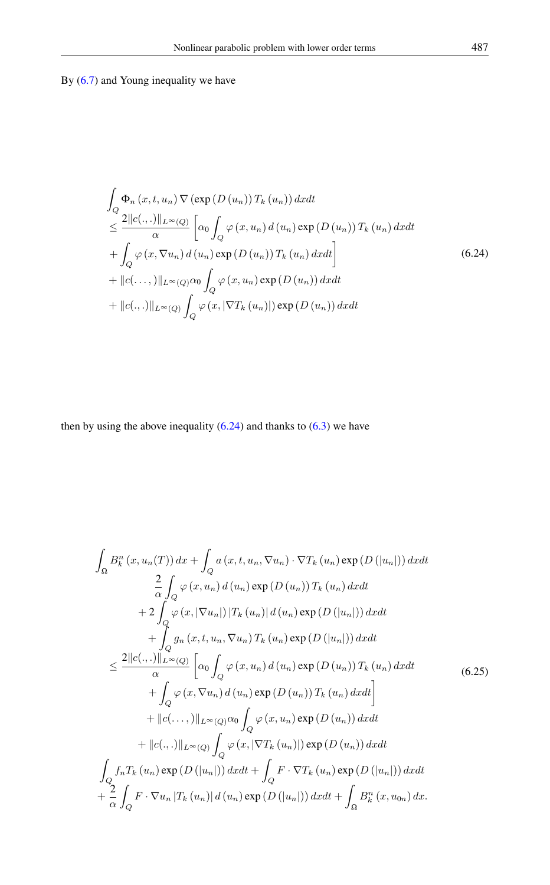By (6.7) and Young inequality we have

$$
\begin{aligned}
&\int_Q \Phi_n(x,t,u_n)\nabla\left(\exp\left(D\left(u_n\right)\right)T_k\left(u_n\right)\right)dxdt\\
&\leq \frac{2\|c(.,.)\|_{L^\infty(Q)}}{\alpha}\left[\alpha_0\int_Q \varphi\left(x,u_n\right)d\left(u_n\right)\exp\left(D\left(u_n\right)\right)T_k\left(u_n\right)dxdt\right.\\
&\left.+\int_Q \varphi\left(x,\nabla u_n\right)d\left(u_n\right)\exp\left(D\left(u_n\right)\right)T_k\left(u_n\right)dxdt\right]\\
&+\|c(\ldots)\|_{L^\infty(Q)}\alpha_0\int_Q \varphi\left(x,u_n\right)\exp\left(D\left(u_n\right)\right)dxdt\\
&+\|c(.,.)\|_{L^\infty(Q)}\int_Q \varphi\left(x,\left|\nabla T_k\left(u_n\right)\right|\right)\exp\left(D\left(u_n\right)\right)dxdt
\end{aligned}
\tag{6.24}
$$

then by using the above inequality (6.24) and thanks to (6.3) we have

$$
\begin{aligned}
&\int_\Omega B_k^n\left(x,u_n(T)\right)dx+\int_Q a\left(x,t,u_n,\nabla u_n\right)\cdot\nabla T_k\left(u_n\right)\exp\left(D\left(\left|u_n\right|\right)\right)dxdt\\
&\qquad\frac{2}{\alpha}\int_Q \varphi\left(x,u_n\right)d\left(u_n\right)\exp\left(D\left(u_n\right)\right)T_k\left(u_n\right)dxdt\\
&\qquad+2\int_Q \varphi\left(x,\left|\nabla u_n\right|\right)\left|T_k\left(u_n\right)\right|d\left(u_n\right)\exp\left(D\left(\left|u_n\right|\right)\right)dxdt\\
&\qquad+\int_Q g_n\left(x,t,u_n,\nabla u_n\right)T_k\left(u_n\right)\exp\left(D\left(\left|u_n\right|\right)\right)dxdt\\
&\leq \frac{2\|c(.,.)\|_{L^\infty(Q)}}{\alpha}\left[\alpha_0\int_Q \varphi\left(x,u_n\right)d\left(u_n\right)\exp\left(D\left(u_n\right)\right)T_k\left(u_n\right)dxdt\right.\\
&\qquad\left.+\int_Q \varphi\left(x,\nabla u_n\right)d\left(u_n\right)\exp\left(D\left(u_n\right)\right)T_k\left(u_n\right)dxdt\right]\\
&\qquad+\|c(\ldots)\|_{L^\infty(Q)}\alpha_0\int_Q \varphi\left(x,u_n\right)\exp\left(D\left(u_n\right)\right)dxdt\\
&\qquad+\|c(.,.)\|_{L^\infty(Q)}\int_Q \varphi\left(x,\left|\nabla T_k\left(u_n\right)\right|\right)\exp\left(D\left(u_n\right)\right)dxdt\\
&\int_Q f_nT_k\left(u_n\right)\exp\left(D\left(\left|u_n\right|\right)\right)dxdt+\int_Q F\cdot\nabla T_k\left(u_n\right)\exp\left(D\left(\left|u_n\right|\right)\right)dxdt\\
&+\frac{2}{\alpha}\int_Q F\cdot\nabla u_n\left|T_k\left(u_n\right)\right|d\left(u_n\right)\exp\left(D\left(\left|u_n\right|\right)\right)dxdt+\int_\Omega B_k^n\left(x,u_{0n}\right)dx.
\end{aligned}
\tag{6.25}
$$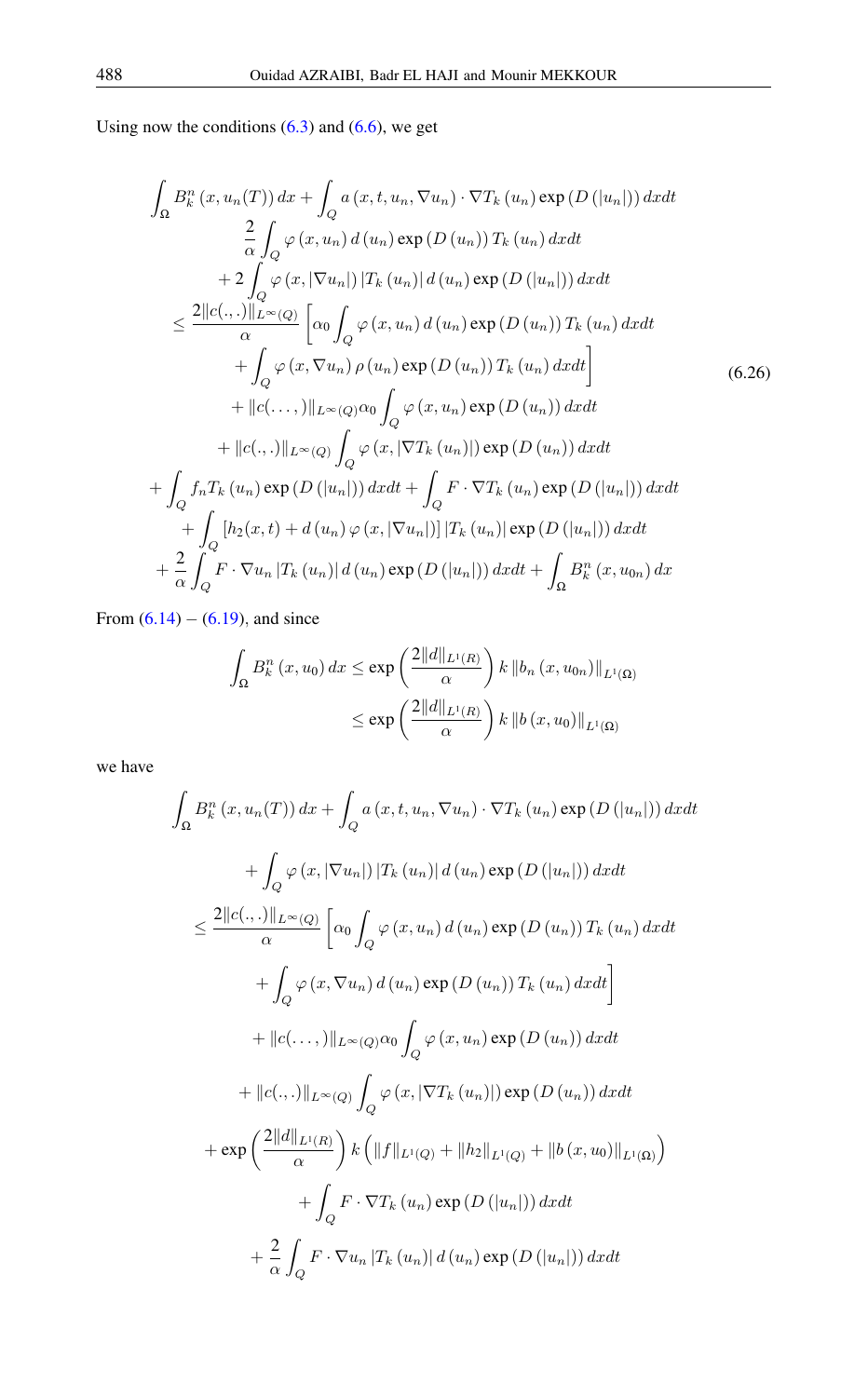Using now the conditions (6.3) and (6.6), we get

$$
\begin{aligned}
&\int_\Omega B_k^n\left(x, u_n(T)\right) dx+\int_Q a\left(x, t, u_n, \nabla u_n\right) \cdot \nabla T_k\left(u_n\right) \exp \left(D\left(\left|u_n\right|\right)\right) dx dt \\
&\qquad \frac{2}{\alpha} \int_Q \varphi\left(x, u_n\right) d\left(u_n\right) \exp \left(D\left(u_n\right)\right) T_k\left(u_n\right) dx dt \\
&\qquad +2 \int_Q \varphi\left(x,\left|\nabla u_n\right|\right)\left|T_k\left(u_n\right)\right| d\left(u_n\right) \exp \left(D\left(\left|u_n\right|\right)\right) dx dt \\
&\quad \leq \frac{2\|c(.,.)\|_{L^{\infty}(Q)}}{\alpha}\left[\alpha_0 \int_Q \varphi\left(x, u_n\right) d\left(u_n\right) \exp \left(D\left(u_n\right)\right) T_k\left(u_n\right) dx dt\right. \\
&\qquad \left.+\int_Q \varphi\left(x, \nabla u_n\right) \rho\left(u_n\right) \exp \left(D\left(u_n\right)\right) T_k\left(u_n\right) dx dt\right] \\
&\qquad +\|c(\ldots)\|_{L^{\infty}(Q)} \alpha_0 \int_Q \varphi\left(x, u_n\right) \exp \left(D\left(u_n\right)\right) dx dt \\
&\qquad +\|c(.,.)\|_{L^{\infty}(Q)} \int_Q \varphi\left(x,\left|\nabla T_k\left(u_n\right)\right|\right) \exp \left(D\left(u_n\right)\right) dx dt \\
&\quad +\int_Q f_n T_k\left(u_n\right) \exp \left(D\left(\left|u_n\right|\right)\right) dx dt+\int_Q F \cdot \nabla T_k\left(u_n\right) \exp \left(D\left(\left|u_n\right|\right)\right) dx dt \\
&\qquad +\int_Q\left[h_2(x, t)+d\left(u_n\right) \varphi\left(x,\left|\nabla u_n\right|\right)\right]\left|T_k\left(u_n\right)\right| \exp \left(D\left(\left|u_n\right|\right)\right) dx dt \\
&\quad +\frac{2}{\alpha} \int_Q F \cdot \nabla u_n\left|T_k\left(u_n\right)\right| d\left(u_n\right) \exp \left(D\left(\left|u_n\right|\right)\right) dx dt+\int_\Omega B_k^n\left(x, u_{0 n}\right) dx
\end{aligned}
\tag{6.26}
$$

From (6.14) – (6.19), and since

$$
\begin{aligned}
\int_\Omega B_k^n\left(x, u_0\right) dx & \leq \exp \left(\frac{2\|d\|_{L^1(R)}}{\alpha}\right) k\left\|b_n\left(x, u_{0 n}\right)\right\|_{L^1(\Omega)} \\
& \leq \exp \left(\frac{2\|d\|_{L^1(R)}}{\alpha}\right) k\left\|b\left(x, u_0\right)\right\|_{L^1(\Omega)}
\end{aligned}
$$

we have

$$
\begin{aligned}
&\int_\Omega B_k^n\left(x, u_n(T)\right) dx+\int_Q a\left(x, t, u_n, \nabla u_n\right) \cdot \nabla T_k\left(u_n\right) \exp \left(D\left(\left|u_n\right|\right)\right) dx dt \\
&\qquad +\int_Q \varphi\left(x,\left|\nabla u_n\right|\right)\left|T_k\left(u_n\right)\right| d\left(u_n\right) \exp \left(D\left(\left|u_n\right|\right)\right) dx dt \\
&\quad \leq \frac{2\|c(.,.)\|_{L^{\infty}(Q)}}{\alpha}\left[\alpha_0 \int_Q \varphi\left(x, u_n\right) d\left(u_n\right) \exp \left(D\left(u_n\right)\right) T_k\left(u_n\right) dx dt\right. \\
&\qquad \left.+\int_Q \varphi\left(x, \nabla u_n\right) d\left(u_n\right) \exp \left(D\left(u_n\right)\right) T_k\left(u_n\right) dx dt\right] \\
&\qquad +\|c(\ldots)\|_{L^{\infty}(Q)} \alpha_0 \int_Q \varphi\left(x, u_n\right) \exp \left(D\left(u_n\right)\right) dx dt \\
&\qquad +\|c(.,.)\|_{L^{\infty}(Q)} \int_Q \varphi\left(x,\left|\nabla T_k\left(u_n\right)\right|\right) \exp \left(D\left(u_n\right)\right) dx dt \\
&\qquad +\exp \left(\frac{2\|d\|_{L^1(R)}}{\alpha}\right) k\left(\|f\|_{L^1(Q)}+\left\|h_2\right\|_{L^1(Q)}+\left\|b\left(x, u_0\right)\right\|_{L^1(\Omega)}\right) \\
&\qquad +\int_Q F \cdot \nabla T_k\left(u_n\right) \exp \left(D\left(\left|u_n\right|\right)\right) dx dt \\
&\qquad +\frac{2}{\alpha} \int_Q F \cdot \nabla u_n\left|T_k\left(u_n\right)\right| d\left(u_n\right) \exp \left(D\left(\left|u_n\right|\right)\right) dx dt
\end{aligned}
$$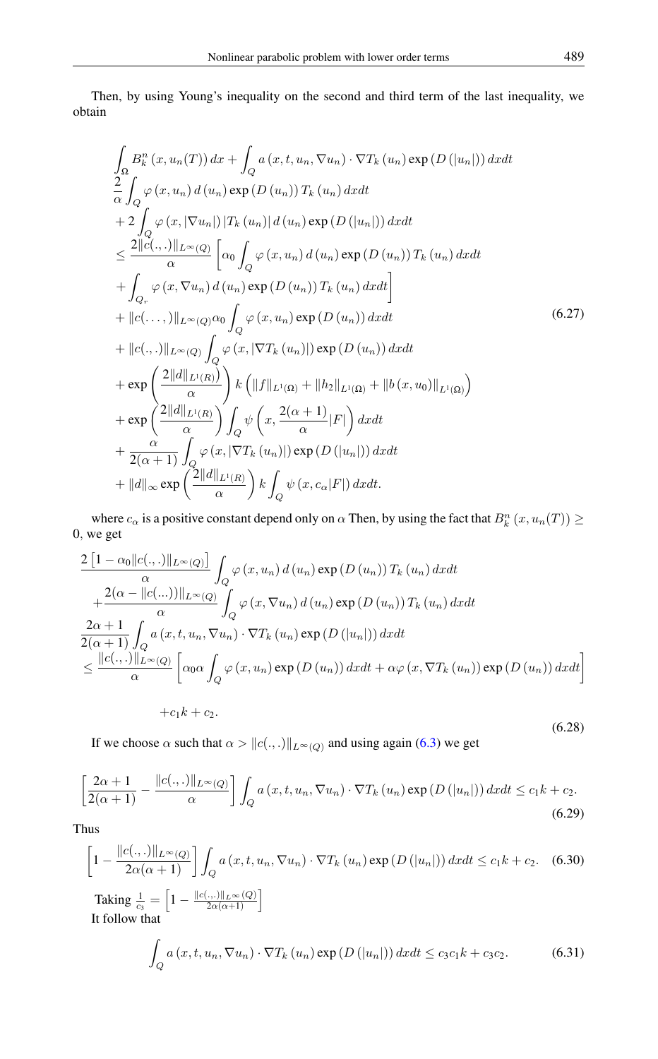Then, by using Young's inequality on the second and third term of the last inequality, we obtain

$$
\begin{aligned}
&\int_{\Omega} B_k^n\left(x, u_n(T)\right) dx+\int_Q a\left(x, t, u_n, \nabla u_n\right) \cdot \nabla T_k\left(u_n\right) \exp \left(D\left(\left|u_n\right|\right)\right) dx dt \\
&\frac{2}{\alpha} \int_Q \varphi\left(x, u_n\right) d\left(u_n\right) \exp \left(D\left(u_n\right)\right) T_k\left(u_n\right) dx dt \\
&+2 \int_Q \varphi\left(x,\left|\nabla u_n\right|\right)\left|T_k\left(u_n\right)\right| d\left(u_n\right) \exp \left(D\left(\left|u_n\right|\right)\right) dx dt \\
&\leq \frac{2\|c(.,.)\|_{L^{\infty}(Q)}}{\alpha}\left[\alpha_0 \int_Q \varphi\left(x, u_n\right) d\left(u_n\right) \exp \left(D\left(u_n\right)\right) T_k\left(u_n\right) dx dt\right. \\
&\left.+\int_{Q_r} \varphi\left(x, \nabla u_n\right) d\left(u_n\right) \exp \left(D\left(u_n\right)\right) T_k\left(u_n\right) dx dt\right] \\
&+\|c(\ldots,)\|_{L^{\infty}(Q)} \alpha_0 \int_Q \varphi\left(x, u_n\right) \exp \left(D\left(u_n\right)\right) dx dt \\
&+\|c(.,.)\|_{L^{\infty}(Q)} \int_Q \varphi\left(x,\left|\nabla T_k\left(u_n\right)\right|\right) \exp \left(D\left(u_n\right)\right) dx dt \\
&+\exp \left(\frac{2\|d\|_{L^1(R)}}{\alpha}\right) k\left(\|f\|_{L^1(\Omega)}+\left\|h_2\right\|_{L^1(\Omega)}+\left\|b\left(x, u_0\right)\right\|_{L^1(\Omega)}\right) \\
&+\exp \left(\frac{2\|d\|_{L^1(R)}}{\alpha}\right) \int_Q \psi\left(x, \frac{2(\alpha+1)}{\alpha}|F|\right) dx dt \\
&+\frac{\alpha}{2(\alpha+1)} \int_Q \varphi\left(x,\left|\nabla T_k\left(u_n\right)\right|\right) \exp \left(D\left(\left|u_n\right|\right)\right) dx dt \\
&+\|d\|_{\infty} \exp \left(\frac{2\|d\|_{L^1(R)}}{\alpha}\right) k \int_Q \psi\left(x, c_\alpha|F|\right) dx dt .
\end{aligned}
\tag{6.27}
$$

where $c_\alpha$ is a positive constant depend only on $\alpha$ Then, by using the fact that $B_k^n\left(x, u_n(T)\right) \geq 0$, we get

$$
\begin{aligned}
&\frac{2\left[1-\alpha_0\|c(.,.)\|_{L^{\infty}(Q)}\right]}{\alpha} \int_Q \varphi\left(x, u_n\right) d\left(u_n\right) \exp \left(D\left(u_n\right)\right) T_k\left(u_n\right) dx dt \\
&+\frac{2(\alpha-\|c(\ldots))\|_{L^{\infty}(Q)}}{\alpha} \int_Q \varphi\left(x, \nabla u_n\right) d\left(u_n\right) \exp \left(D\left(u_n\right)\right) T_k\left(u_n\right) dx dt \\
&\frac{2\alpha+1}{2(\alpha+1)} \int_Q a\left(x, t, u_n, \nabla u_n\right) \cdot \nabla T_k\left(u_n\right) \exp \left(D\left(\left|u_n\right|\right)\right) dx dt \\
&\leq \frac{\|c(.,.)\|_{L^{\infty}(Q)}}{\alpha}\left[\alpha_0 \alpha \int_Q \varphi\left(x, u_n\right) \exp \left(D\left(u_n\right)\right) dx dt+\alpha \varphi\left(x, \nabla T_k\left(u_n\right)\right) \exp \left(D\left(u_n\right)\right) dx dt\right] \\
&\qquad +c_1 k+c_2 .
\end{aligned}
\tag{6.28}
$$

If we choose $\alpha$ such that $\alpha>\|c(.,.)\|_{L^{\infty}(Q)}$ and using again (6.3) we get

$$
\left[\frac{2\alpha+1}{2(\alpha+1)}-\frac{\|c(.,.)\|_{L^{\infty}(Q)}}{\alpha}\right] \int_Q a\left(x, t, u_n, \nabla u_n\right) \cdot \nabla T_k\left(u_n\right) \exp \left(D\left(\left|u_n\right|\right)\right) dx dt \leq c_1 k+c_2 .
\tag{6.29}
$$

Thus

$$
\left[1-\frac{\|c(.,.)\|_{L^{\infty}(Q)}}{2\alpha(\alpha+1)}\right] \int_Q a\left(x, t, u_n, \nabla u_n\right) \cdot \nabla T_k\left(u_n\right) \exp \left(D\left(\left|u_n\right|\right)\right) dx dt \leq c_1 k+c_2 .
\tag{6.30}
$$

Taking $\frac{1}{c_3}=\left[1-\frac{\|c(.,.)\|_{L^{\infty}(Q)}}{2\alpha(\alpha+1)}\right]$

It follow that

$$
\int_Q a\left(x, t, u_n, \nabla u_n\right) \cdot \nabla T_k\left(u_n\right) \exp \left(D\left(\left|u_n\right|\right)\right) dx dt \leq c_3 c_1 k+c_3 c_2 .
\tag{6.31}
$$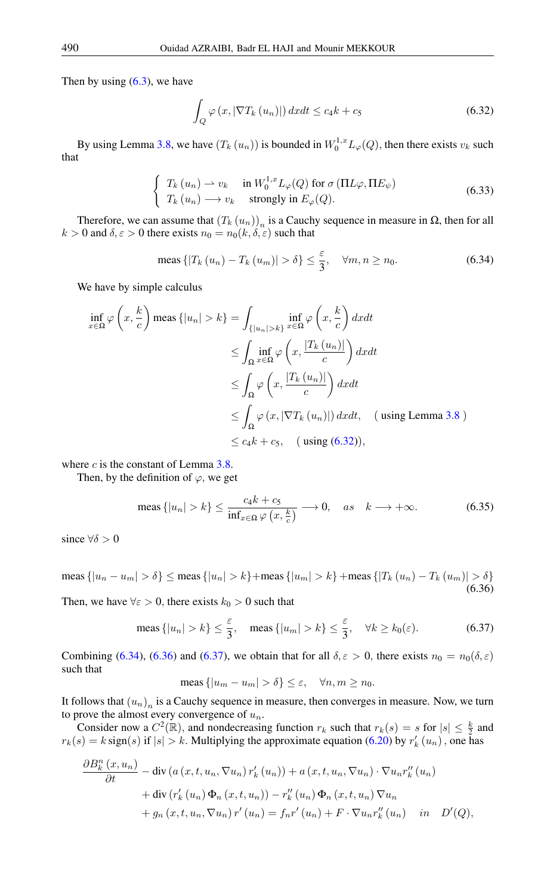Then by using (6.3), we have

$$\int_Q \varphi\left(x, |\nabla T_k\left(u_n\right)|\right) dxdt \leq c_4 k + c_5 \tag{6.32}$$

By using Lemma 3.8, we have $(T_k(u_n))$ is bounded in $W_0^{1,x}L_\varphi(Q)$, then there exists $v_k$ such that

$$\begin{cases} T_k\left(u_n\right) \rightharpoonup v_k & \text{in } W_0^{1,x}L_\varphi(Q) \text{ for } \sigma\left(\Pi L\varphi, \Pi E_\psi\right) \\ T_k\left(u_n\right) \longrightarrow v_k & \text{strongly in } E_\varphi(Q). \end{cases} \tag{6.33}$$

Therefore, we can assume that $\left(T_k\left(u_n\right)\right)_n$ is a Cauchy sequence in measure in $\Omega$, then for all $k>0$ and $\delta, \varepsilon>0$ there exists $n_0 = n_0(k,\delta,\varepsilon)$ such that

$$\text{meas}\left\{\left|T_k\left(u_n\right) - T_k\left(u_m\right)\right| > \delta\right\} \leq \frac{\varepsilon}{3}, \quad \forall m, n \geq n_0. \tag{6.34}$$

We have by simple calculus

$$\begin{aligned}
\inf_{x\in\Omega} \varphi\left(x, \frac{k}{c}\right) \text{meas}\left\{|u_n| > k\right\} &= \int_{\{|u_n|>k\}} \inf_{x\in\Omega} \varphi\left(x, \frac{k}{c}\right) dxdt \\
&\leq \int_\Omega \inf_{x\in\Omega} \varphi\left(x, \frac{|T_k\left(u_n\right)|}{c}\right) dxdt \\
&\leq \int_\Omega \varphi\left(x, \frac{|T_k\left(u_n\right)|}{c}\right) dxdt \\
&\leq \int_\Omega \varphi\left(x, |\nabla T_k\left(u_n\right)|\right) dxdt, \quad (\text{ using Lemma 3.8 }) \\
&\leq c_4 k + c_5, \quad (\text{ using (6.32)}),
\end{aligned}$$

where $c$ is the constant of Lemma 3.8.

Then, by the definition of $\varphi$, we get

$$\text{meas}\left\{|u_n| > k\right\} \leq \frac{c_4 k + c_5}{\inf_{x\in\Omega} \varphi\left(x, \frac{k}{c}\right)} \longrightarrow 0, \quad as \quad k \longrightarrow +\infty. \tag{6.35}$$

since $\forall \delta > 0$

$$\text{meas}\left\{|u_n - u_m| > \delta\right\} \leq \text{meas}\left\{|u_n| > k\right\} + \text{meas}\left\{|u_m| > k\right\} + \text{meas}\left\{\left|T_k\left(u_n\right) - T_k\left(u_m\right)\right| > \delta\right\} \tag{6.36}$$

Then, we have $\forall \varepsilon > 0$, there exists $k_0 > 0$ such that

$$\text{meas}\left\{|u_n| > k\right\} \leq \frac{\varepsilon}{3}, \quad \text{meas}\left\{|u_m| > k\right\} \leq \frac{\varepsilon}{3}, \quad \forall k \geq k_0(\varepsilon). \tag{6.37}$$

Combining (6.34), (6.36) and (6.37), we obtain that for all $\delta, \varepsilon > 0$, there exists $n_0 = n_0(\delta, \varepsilon)$ such that

$$\text{meas}\left\{|u_m - u_m| > \delta\right\} \leq \varepsilon, \quad \forall n, m \geq n_0.$$

It follows that $(u_n)_n$ is a Cauchy sequence in measure, then converges in measure. Now, we turn to prove the almost every convergence of $u_n$.

Consider now a $C^2(\mathbb{R})$, and nondecreasing function $r_k$ such that $r_k(s) = s$ for $|s| \leq \frac{k}{2}$ and $r_k(s) = k\,\text{sign}(s)$ if $|s| > k$. Multiplying the approximate equation (6.20) by $r_k'\left(u_n\right)$, one has

$$\begin{aligned}
\frac{\partial B_k^n\left(x, u_n\right)}{\partial t} &- \text{div}\left(a\left(x, t, u_n, \nabla u_n\right) r_k'\left(u_n\right)\right) + a\left(x, t, u_n, \nabla u_n\right) \cdot \nabla u_n r_k''\left(u_n\right) \\
&+ \text{div}\left(r_k'\left(u_n\right) \Phi_n\left(x, t, u_n\right)\right) - r_k''\left(u_n\right) \Phi_n\left(x, t, u_n\right) \nabla u_n \\
&+ g_n\left(x, t, u_n, \nabla u_n\right) r'\left(u_n\right) = f_n r'\left(u_n\right) + F \cdot \nabla u_n r_k''\left(u_n\right) \quad in \quad D'(Q),
\end{aligned}$$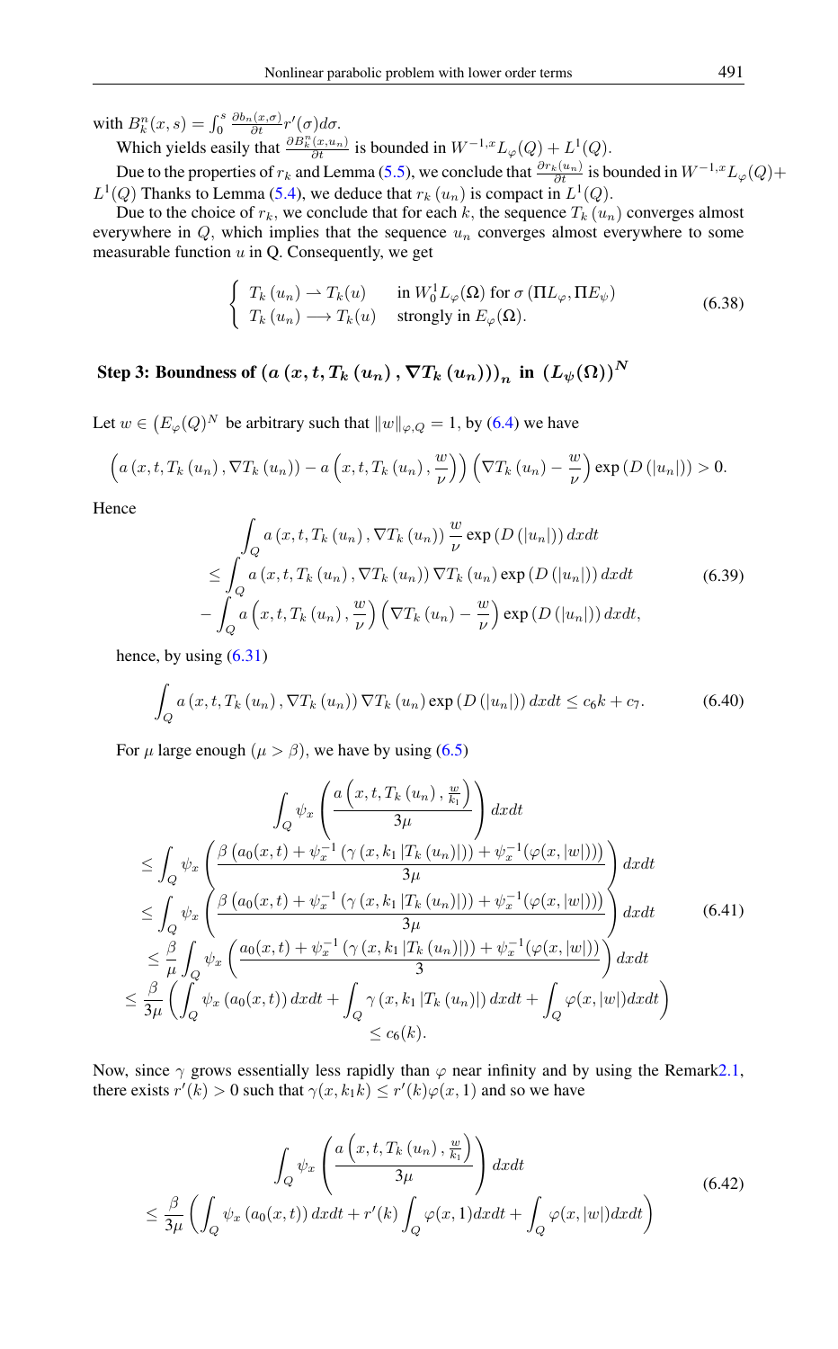with $B_k^n(x,s) = \int_0^s \frac{\partial b_n(x,\sigma)}{\partial t} r'(\sigma) d\sigma$.

Which yields easily that $\frac{\partial B_k^n(x,u_n)}{\partial t}$ is bounded in $W^{-1,x}L_\varphi(Q) + L^1(Q)$.

Due to the properties of $r_k$ and Lemma (5.5), we conclude that $\frac{\partial r_k(u_n)}{\partial t}$ is bounded in $W^{-1,x}L_\varphi(Q) + L^1(Q)$ Thanks to Lemma (5.4), we deduce that $r_k(u_n)$ is compact in $L^1(Q)$.

Due to the choice of $r_k$, we conclude that for each $k$, the sequence $T_k(u_n)$ converges almost everywhere in $Q$, which implies that the sequence $u_n$ converges almost everywhere to some measurable function $u$ in Q. Consequently, we get

$$
\begin{cases} T_k(u_n) \rightharpoonup T_k(u) & \text{in } W_0^1 L_\varphi(\Omega) \text{ for } \sigma\left(\Pi L_\varphi, \Pi E_\psi\right) \\ T_k(u_n) \longrightarrow T_k(u) & \text{strongly in } E_\varphi(\Omega). \end{cases} \tag{6.38}
$$

### Step 3: Boundness of $\left(a\left(x,t,T_k\left(u_n\right),\nabla T_k\left(u_n\right)\right)\right)_n$ in $\left(L_\psi(\Omega)\right)^N$

Let $w \in \left(E_\varphi(Q)\right)^N$ be arbitrary such that $\|w\|_{\varphi,Q} = 1$, by (6.4) we have

$$
\left(a\left(x,t,T_k\left(u_n\right),\nabla T_k\left(u_n\right)\right) - a\left(x,t,T_k\left(u_n\right),\frac{w}{\nu}\right)\right)\left(\nabla T_k\left(u_n\right) - \frac{w}{\nu}\right)\exp\left(D\left(|u_n|\right)\right) > 0.
$$

Hence

$$
\begin{aligned}
&\int_Q a\left(x,t,T_k\left(u_n\right),\nabla T_k\left(u_n\right)\right)\frac{w}{\nu}\exp\left(D\left(|u_n|\right)\right)dxdt \\
&\leq \int_Q a\left(x,t,T_k\left(u_n\right),\nabla T_k\left(u_n\right)\right)\nabla T_k\left(u_n\right)\exp\left(D\left(|u_n|\right)\right)dxdt \\
&\quad - \int_Q a\left(x,t,T_k\left(u_n\right),\frac{w}{\nu}\right)\left(\nabla T_k\left(u_n\right) - \frac{w}{\nu}\right)\exp\left(D\left(|u_n|\right)\right)dxdt,
\end{aligned} \tag{6.39}
$$

hence, by using (6.31)

$$
\int_Q a\left(x,t,T_k\left(u_n\right),\nabla T_k\left(u_n\right)\right)\nabla T_k\left(u_n\right)\exp\left(D\left(|u_n|\right)\right)dxdt \leq c_6 k + c_7. \tag{6.40}
$$

For $\mu$ large enough ($\mu > \beta$), we have by using (6.5)

$$
\begin{aligned}
&\int_Q \psi_x\left(\frac{a\left(x,t,T_k\left(u_n\right),\frac{w}{k_1}\right)}{3\mu}\right)dxdt \\
&\leq \int_Q \psi_x\left(\frac{\beta\left(a_0(x,t) + \psi_x^{-1}\left(\gamma\left(x,k_1\left|T_k\left(u_n\right)\right|\right)\right) + \psi_x^{-1}(\varphi(x,|w|))\right)}{3\mu}\right)dxdt \\
&\leq \int_Q \psi_x\left(\frac{\beta\left(a_0(x,t) + \psi_x^{-1}\left(\gamma\left(x,k_1\left|T_k\left(u_n\right)\right|\right)\right) + \psi_x^{-1}(\varphi(x,|w|))\right)}{3\mu}\right)dxdt \\
&\leq \frac{\beta}{\mu}\int_Q \psi_x\left(\frac{a_0(x,t) + \psi_x^{-1}\left(\gamma\left(x,k_1\left|T_k\left(u_n\right)\right|\right)\right) + \psi_x^{-1}(\varphi(x,|w|))}{3}\right)dxdt \\
&\leq \frac{\beta}{3\mu}\left(\int_Q \psi_x\left(a_0(x,t)\right)dxdt + \int_Q \gamma\left(x,k_1\left|T_k\left(u_n\right)\right|\right)dxdt + \int_Q \varphi(x,|w|)dxdt\right) \\
&\leq c_6(k).
\end{aligned} \tag{6.41}
$$

Now, since $\gamma$ grows essentially less rapidly than $\varphi$ near infinity and by using the Remark2.1, there exists $r'(k) > 0$ such that $\gamma(x,k_1 k) \leq r'(k)\varphi(x,1)$ and so we have

$$
\begin{aligned}
&\int_Q \psi_x\left(\frac{a\left(x,t,T_k\left(u_n\right),\frac{w}{k_1}\right)}{3\mu}\right)dxdt \\
&\leq \frac{\beta}{3\mu}\left(\int_Q \psi_x\left(a_0(x,t)\right)dxdt + r'(k)\int_Q \varphi(x,1)dxdt + \int_Q \varphi(x,|w|)dxdt\right)
\end{aligned} \tag{6.42}
$$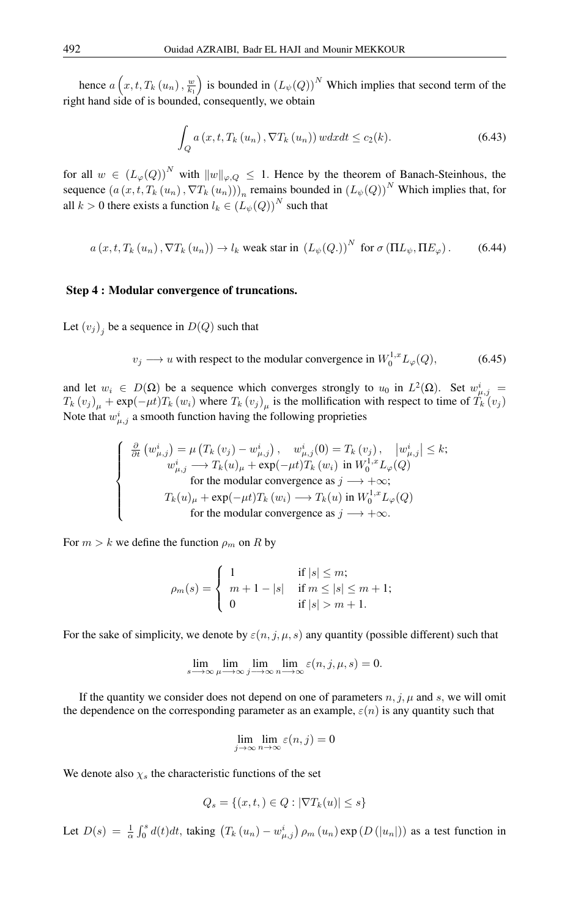hence $a\left(x, t, T_k\left(u_n\right), \frac{w}{k_1}\right)$ is bounded in $\left(L_\psi(Q)\right)^N$ Which implies that second term of the right hand side of is bounded, consequently, we obtain

$$\int_Q a\left(x, t, T_k\left(u_n\right), \nabla T_k\left(u_n\right)\right) w dx dt \leq c_2(k). \tag{6.43}$$

for all $w \in \left(L_\varphi(Q)\right)^N$ with $\|w\|_{\varphi, Q} \leq 1$. Hence by the theorem of Banach-Steinhous, the sequence $\left(a\left(x, t, T_k\left(u_n\right), \nabla T_k\left(u_n\right)\right)\right)_n$ remains bounded in $\left(L_\psi(Q)\right)^N$ Which implies that, for all $k > 0$ there exists a function $l_k \in \left(L_\psi(Q)\right)^N$ such that

$$a\left(x, t, T_k\left(u_n\right), \nabla T_k\left(u_n\right)\right) \rightarrow l_k \text{ weak star in } \left(L_\psi(Q.)\right)^N \text{ for } \sigma\left(\Pi L_\psi, \Pi E_\varphi\right). \tag{6.44}$$

**Step 4 : Modular convergence of truncations.**

Let $(v_j)_j$ be a sequence in $D(Q)$ such that

$$v_j \longrightarrow u \text{ with respect to the modular convergence in } W_0^{1,x} L_\varphi(Q), \tag{6.45}$$

and let $w_i \in D(\Omega)$ be a sequence which converges strongly to $u_0$ in $L^2(\Omega)$. Set $w_{\mu,j}^i = T_k\left(v_j\right)_\mu + \exp(-\mu t) T_k\left(w_i\right)$ where $T_k\left(v_j\right)_\mu$ is the mollification with respect to time of $T_k\left(v_j\right)$ Note that $w_{\mu,j}^i$ a smooth function having the following proprieties

$$\left\{\begin{array}{c}
\frac{\partial}{\partial t}\left(w_{\mu,j}^i\right) = \mu\left(T_k\left(v_j\right) - w_{\mu,j}^i\right), \quad w_{\mu,j}^i(0) = T_k\left(v_j\right), \quad \left|w_{\mu,j}^i\right| \leq k; \\
w_{\mu,j}^i \longrightarrow T_k(u)_\mu + \exp(-\mu t) T_k\left(w_i\right) \text{ in } W_0^{1,x} L_\varphi(Q) \\
\text{for the modular convergence as } j \longrightarrow +\infty; \\
T_k(u)_\mu + \exp(-\mu t) T_k\left(w_i\right) \longrightarrow T_k(u) \text{ in } W_0^{1,x} L_\varphi(Q) \\
\text{for the modular convergence as } j \longrightarrow +\infty.
\end{array}\right.$$

For $m > k$ we define the function $\rho_m$ on $R$ by

$$\rho_m(s) = \left\{\begin{array}{ll}
1 & \text{if } |s| \leq m; \\
m + 1 - |s| & \text{if } m \leq |s| \leq m + 1; \\
0 & \text{if } |s| > m + 1.
\end{array}\right.$$

For the sake of simplicity, we denote by $\varepsilon(n, j, \mu, s)$ any quantity (possible different) such that

$$\lim_{s \longrightarrow \infty} \lim_{\mu \longrightarrow \infty} \lim_{j \longrightarrow \infty} \lim_{n \longrightarrow \infty} \varepsilon(n, j, \mu, s) = 0.$$

If the quantity we consider does not depend on one of parameters $n, j, \mu$ and $s$, we will omit the dependence on the corresponding parameter as an example, $\varepsilon(n)$ is any quantity such that

$$\lim_{j \rightarrow \infty} \lim_{n \rightarrow \infty} \varepsilon(n, j) = 0$$

We denote also $\chi_s$ the characteristic functions of the set

$$Q_s = \left\{(x, t,) \in Q : \left|\nabla T_k(u)\right| \leq s\right\}$$

Let $D(s) = \frac{1}{\alpha} \int_0^s d(t) dt$, taking $\left(T_k\left(u_n\right) - w_{\mu,j}^i\right) \rho_m\left(u_n\right) \exp\left(D\left(\left|u_n\right|\right)\right)$ as a test function in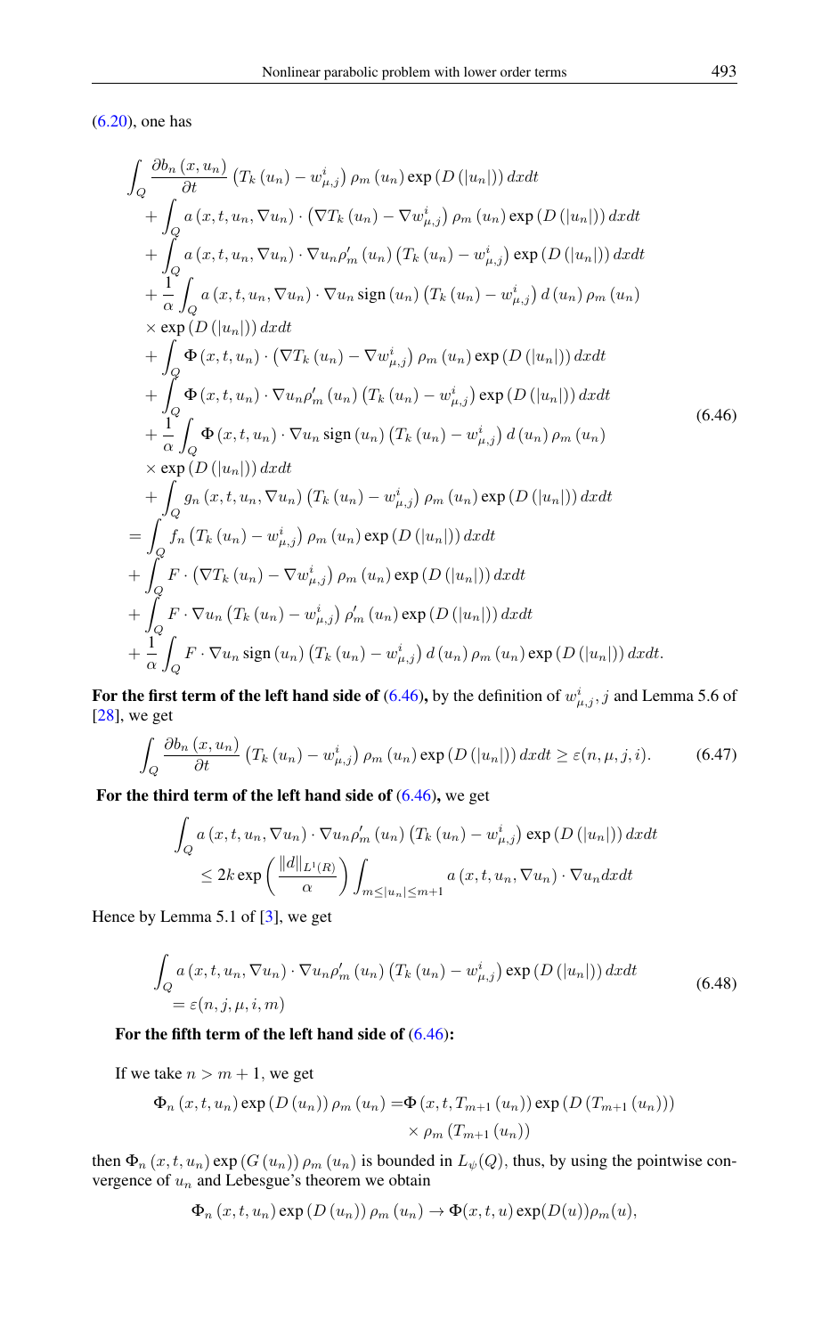(6.20), one has

$$
\begin{aligned}
&\int_Q \frac{\partial b_n(x,u_n)}{\partial t}\left(T_k(u_n)-w^i_{\mu,j}\right)\rho_m(u_n)\exp\left(D(|u_n|)\right)dxdt\\
&+\int_Q a(x,t,u_n,\nabla u_n)\cdot\left(\nabla T_k(u_n)-\nabla w^i_{\mu,j}\right)\rho_m(u_n)\exp\left(D(|u_n|)\right)dxdt\\
&+\int_Q a(x,t,u_n,\nabla u_n)\cdot\nabla u_n\rho'_m(u_n)\left(T_k(u_n)-w^i_{\mu,j}\right)\exp\left(D(|u_n|)\right)dxdt\\
&+\frac{1}{\alpha}\int_Q a(x,t,u_n,\nabla u_n)\cdot\nabla u_n \operatorname{sign}(u_n)\left(T_k(u_n)-w^i_{\mu,j}\right)d(u_n)\rho_m(u_n)\\
&\times\exp\left(D(|u_n|)\right)dxdt\\
&+\int_Q \Phi(x,t,u_n)\cdot\left(\nabla T_k(u_n)-\nabla w^i_{\mu,j}\right)\rho_m(u_n)\exp\left(D(|u_n|)\right)dxdt\\
&+\int_Q \Phi(x,t,u_n)\cdot\nabla u_n\rho'_m(u_n)\left(T_k(u_n)-w^i_{\mu,j}\right)\exp\left(D(|u_n|)\right)dxdt\\
&+\frac{1}{\alpha}\int_Q \Phi(x,t,u_n)\cdot\nabla u_n \operatorname{sign}(u_n)\left(T_k(u_n)-w^i_{\mu,j}\right)d(u_n)\rho_m(u_n)\\
&\times\exp\left(D(|u_n|)\right)dxdt\\
&+\int_Q g_n(x,t,u_n,\nabla u_n)\left(T_k(u_n)-w^i_{\mu,j}\right)\rho_m(u_n)\exp\left(D(|u_n|)\right)dxdt\\
=&\int_Q f_n\left(T_k(u_n)-w^i_{\mu,j}\right)\rho_m(u_n)\exp\left(D(|u_n|)\right)dxdt\\
&+\int_Q F\cdot\left(\nabla T_k(u_n)-\nabla w^i_{\mu,j}\right)\rho_m(u_n)\exp\left(D(|u_n|)\right)dxdt\\
&+\int_Q F\cdot\nabla u_n\left(T_k(u_n)-w^i_{\mu,j}\right)\rho'_m(u_n)\exp\left(D(|u_n|)\right)dxdt\\
&+\frac{1}{\alpha}\int_Q F\cdot\nabla u_n \operatorname{sign}(u_n)\left(T_k(u_n)-w^i_{\mu,j}\right)d(u_n)\rho_m(u_n)\exp\left(D(|u_n|)\right)dxdt.
\end{aligned}
\tag{6.46}
$$

**For the first term of the left hand side of (6.46),** by the definition of $w^i_{\mu,j}, j$ and Lemma 5.6 of [28], we get

$$
\int_Q \frac{\partial b_n(x,u_n)}{\partial t}\left(T_k(u_n)-w^i_{\mu,j}\right)\rho_m(u_n)\exp\left(D(|u_n|)\right)dxdt \geq \varepsilon(n,\mu,j,i). \tag{6.47}
$$

**For the third term of the left hand side of (6.46),** we get

$$
\begin{aligned}
&\int_Q a(x,t,u_n,\nabla u_n)\cdot\nabla u_n\rho'_m(u_n)\left(T_k(u_n)-w^i_{\mu,j}\right)\exp\left(D(|u_n|)\right)dxdt\\
&\leq 2k\exp\left(\frac{\|d\|_{L^1(R)}}{\alpha}\right)\int_{m\leq|u_n|\leq m+1} a(x,t,u_n,\nabla u_n)\cdot\nabla u_n dxdt
\end{aligned}
$$

Hence by Lemma 5.1 of [3], we get

$$
\begin{aligned}
&\int_Q a(x,t,u_n,\nabla u_n)\cdot\nabla u_n\rho'_m(u_n)\left(T_k(u_n)-w^i_{\mu,j}\right)\exp\left(D(|u_n|)\right)dxdt\\
&=\varepsilon(n,j,\mu,i,m)
\end{aligned}
\tag{6.48}
$$

**For the fifth term of the left hand side of (6.46):**

If we take $n > m+1$, we get

$$
\begin{aligned}
\Phi_n(x,t,u_n)\exp\left(D(u_n)\right)\rho_m(u_n) =& \Phi\left(x,t,T_{m+1}(u_n)\right)\exp\left(D\left(T_{m+1}(u_n)\right)\right)\\
&\times\rho_m\left(T_{m+1}(u_n)\right)
\end{aligned}
$$

then $\Phi_n(x,t,u_n)\exp\left(G(u_n)\right)\rho_m(u_n)$ is bounded in $L_\psi(Q)$, thus, by using the pointwise convergence of $u_n$ and Lebesgue's theorem we obtain

$$
\Phi_n(x,t,u_n)\exp\left(D(u_n)\right)\rho_m(u_n)\to\Phi(x,t,u)\exp(D(u))\rho_m(u),
$$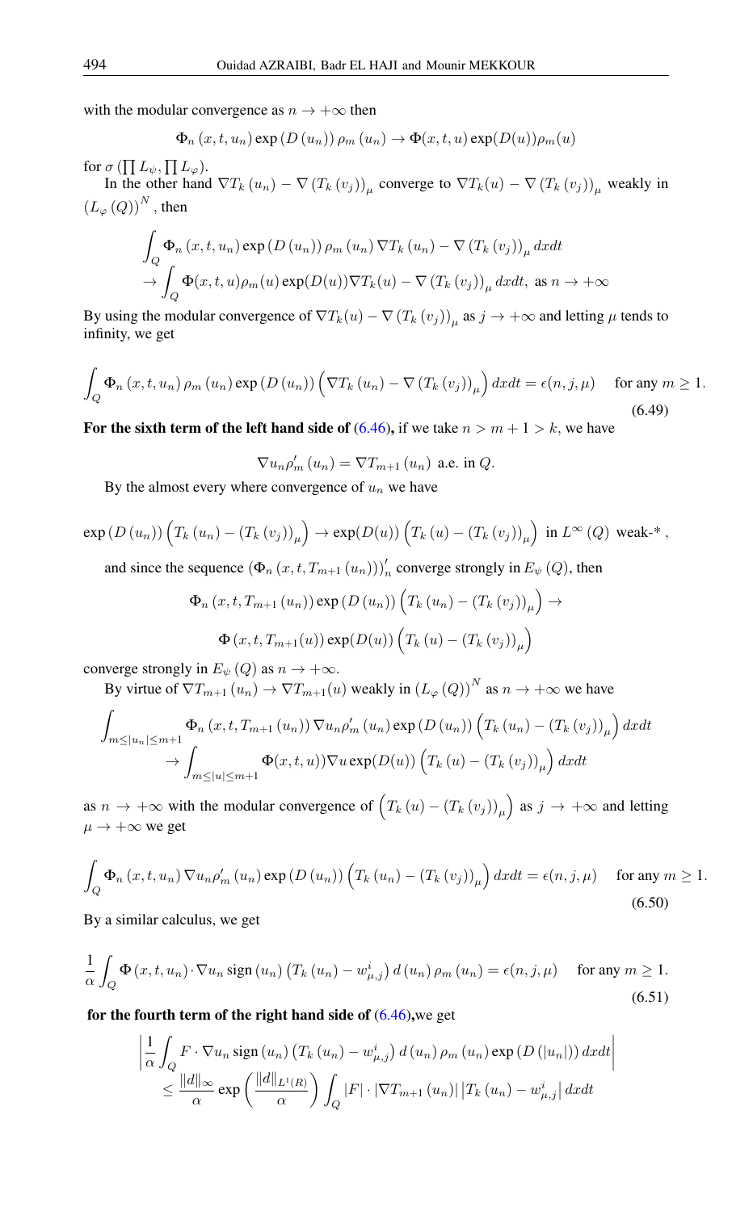with the modular convergence as $n \to +\infty$ then

$$\Phi_n(x,t,u_n)\exp(D(u_n))\rho_m(u_n) \to \Phi(x,t,u)\exp(D(u))\rho_m(u)$$

for $\sigma\left(\prod L_\psi, \prod L_\varphi\right)$.

In the other hand $\nabla T_k(u_n) - \nabla\left(T_k(v_j)\right)_\mu$ converge to $\nabla T_k(u) - \nabla\left(T_k(v_j)\right)_\mu$ weakly in $\left(L_\varphi(Q)\right)^N$, then

$$\begin{aligned}
&\int_Q \Phi_n(x,t,u_n)\exp(D(u_n))\rho_m(u_n)\nabla T_k(u_n) - \nabla\left(T_k(v_j)\right)_\mu dxdt \\
&\to \int_Q \Phi(x,t,u)\rho_m(u)\exp(D(u))\nabla T_k(u) - \nabla\left(T_k(v_j)\right)_\mu dxdt, \text{ as } n \to +\infty
\end{aligned}$$

By using the modular convergence of $\nabla T_k(u) - \nabla\left(T_k(v_j)\right)_\mu$ as $j \to +\infty$ and letting $\mu$ tends to infinity, we get

$$\int_Q \Phi_n(x,t,u_n)\rho_m(u_n)\exp(D(u_n))\left(\nabla T_k(u_n) - \nabla\left(T_k(v_j)\right)_\mu\right)dxdt = \epsilon(n,j,\mu) \quad \text{for any } m \geq 1. \tag{6.49}$$

**For the sixth term of the left hand side of (6.46),** if we take $n > m+1 > k$, we have

$$\nabla u_n \rho_m'(u_n) = \nabla T_{m+1}(u_n) \text{ a.e. in } Q.$$

By the almost every where convergence of $u_n$ we have

$$\exp(D(u_n))\left(T_k(u_n) - \left(T_k(v_j)\right)_\mu\right) \to \exp(D(u))\left(T_k(u) - \left(T_k(v_j)\right)_\mu\right) \text{ in } L^\infty(Q) \text{ weak-* },$$

and since the sequence $\left(\Phi_n(x,t,T_{m+1}(u_n))\right)_n'$ converge strongly in $E_\psi(Q)$, then

$$\Phi_n(x,t,T_{m+1}(u_n))\exp(D(u_n))\left(T_k(u_n) - \left(T_k(v_j)\right)_\mu\right) \to$$

$$\Phi(x,t,T_{m+1}(u))\exp(D(u))\left(T_k(u) - \left(T_k(v_j)\right)_\mu\right)$$

converge strongly in $E_\psi(Q)$ as $n \to +\infty$.

By virtue of $\nabla T_{m+1}(u_n) \to \nabla T_{m+1}(u)$ weakly in $\left(L_\varphi(Q)\right)^N$ as $n \to +\infty$ we have

$$\begin{aligned}
&\int_{m \leq |u_n| \leq m+1} \Phi_n(x,t,T_{m+1}(u_n))\nabla u_n \rho_m'(u_n)\exp(D(u_n))\left(T_k(u_n) - \left(T_k(v_j)\right)_\mu\right)dxdt \\
&\to \int_{m \leq |u| \leq m+1} \Phi(x,t,u))\nabla u \exp(D(u))\left(T_k(u) - \left(T_k(v_j)\right)_\mu\right)dxdt
\end{aligned}$$

as $n \to +\infty$ with the modular convergence of $\left(T_k(u) - \left(T_k(v_j)\right)_\mu\right)$ as $j \to +\infty$ and letting $\mu \to +\infty$ we get

$$\int_Q \Phi_n(x,t,u_n)\nabla u_n \rho_m'(u_n)\exp(D(u_n))\left(T_k(u_n) - \left(T_k(v_j)\right)_\mu\right)dxdt = \epsilon(n,j,\mu) \quad \text{for any } m \geq 1. \tag{6.50}$$

By a similar calculus, we get

$$\frac{1}{\alpha}\int_Q \Phi(x,t,u_n)\cdot\nabla u_n \operatorname{sign}(u_n)\left(T_k(u_n) - w_{\mu,j}^i\right)d(u_n)\rho_m(u_n) = \epsilon(n,j,\mu) \quad \text{for any } m \geq 1. \tag{6.51}$$

**for the fourth term of the right hand side of (6.46),** we get

$$\begin{aligned}
&\left|\frac{1}{\alpha}\int_Q F\cdot\nabla u_n \operatorname{sign}(u_n)\left(T_k(u_n) - w_{\mu,j}^i\right)d(u_n)\rho_m(u_n)\exp(D(|u_n|))dxdt\right| \\
&\leq \frac{\|d\|_\infty}{\alpha}\exp\left(\frac{\|d\|_{L^1(R)}}{\alpha}\right)\int_Q |F|\cdot|\nabla T_{m+1}(u_n)|\left|T_k(u_n) - w_{\mu,j}^i\right|dxdt
\end{aligned}$$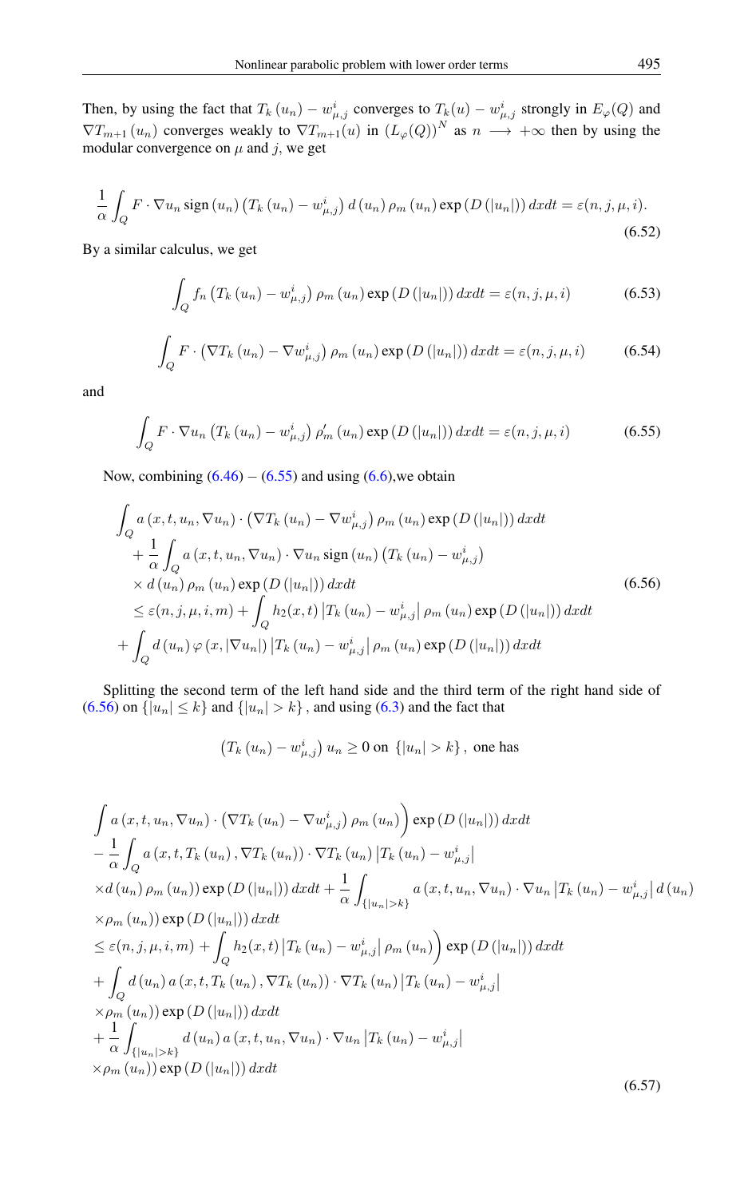Then, by using the fact that $T_k(u_n) - w^i_{\mu,j}$ converges to $T_k(u) - w^i_{\mu,j}$ strongly in $E_\varphi(Q)$ and $\nabla T_{m+1}(u_n)$ converges weakly to $\nabla T_{m+1}(u)$ in $(L_\varphi(Q))^N$ as $n \longrightarrow +\infty$ then by using the modular convergence on $\mu$ and $j$, we get

$$\frac{1}{\alpha}\int_Q F\cdot\nabla u_n \operatorname{sign}(u_n)\left(T_k(u_n)-w^i_{\mu,j}\right)d(u_n)\rho_m(u_n)\exp\left(D\left(|u_n|\right)\right)dxdt=\varepsilon(n,j,\mu,i). \tag{6.52}$$

By a similar calculus, we get

$$\int_Q f_n\left(T_k(u_n)-w^i_{\mu,j}\right)\rho_m(u_n)\exp\left(D\left(|u_n|\right)\right)dxdt=\varepsilon(n,j,\mu,i) \tag{6.53}$$

$$\int_Q F\cdot\left(\nabla T_k(u_n)-\nabla w^i_{\mu,j}\right)\rho_m(u_n)\exp\left(D\left(|u_n|\right)\right)dxdt=\varepsilon(n,j,\mu,i) \tag{6.54}$$

and

$$\int_Q F\cdot\nabla u_n\left(T_k(u_n)-w^i_{\mu,j}\right)\rho'_m(u_n)\exp\left(D\left(|u_n|\right)\right)dxdt=\varepsilon(n,j,\mu,i) \tag{6.55}$$

Now, combining (6.46) – (6.55) and using (6.6),we obtain

$$\begin{aligned}
&\int_Q a\left(x,t,u_n,\nabla u_n\right)\cdot\left(\nabla T_k(u_n)-\nabla w^i_{\mu,j}\right)\rho_m(u_n)\exp\left(D\left(|u_n|\right)\right)dxdt\\
&\quad+\frac{1}{\alpha}\int_Q a\left(x,t,u_n,\nabla u_n\right)\cdot\nabla u_n \operatorname{sign}(u_n)\left(T_k(u_n)-w^i_{\mu,j}\right)\\
&\quad\times d(u_n)\rho_m(u_n)\exp\left(D\left(|u_n|\right)\right)dxdt\\
&\quad\leq\varepsilon(n,j,\mu,i,m)+\int_Q h_2(x,t)\left|T_k(u_n)-w^i_{\mu,j}\right|\rho_m(u_n)\exp\left(D\left(|u_n|\right)\right)dxdt\\
&+\int_Q d(u_n)\varphi\left(x,|\nabla u_n|\right)\left|T_k(u_n)-w^i_{\mu,j}\right|\rho_m(u_n)\exp\left(D\left(|u_n|\right)\right)dxdt
\end{aligned} \tag{6.56}$$

Splitting the second term of the left hand side and the third term of the right hand side of (6.56) on $\{|u_n|\leq k\}$ and $\{|u_n|>k\}$, and using (6.3) and the fact that

$$\left(T_k(u_n)-w^i_{\mu,j}\right)u_n\geq 0 \text{ on } \{|u_n|>k\},\ \text{one has}$$

$$\begin{aligned}
&\int a\left(x,t,u_n,\nabla u_n\right)\cdot\left(\nabla T_k(u_n)-\nabla w^i_{\mu,j}\right)\rho_m(u_n)\Big)\exp\left(D\left(|u_n|\right)\right)dxdt\\
&-\frac{1}{\alpha}\int_Q a\left(x,t,T_k(u_n),\nabla T_k(u_n)\right)\cdot\nabla T_k(u_n)\left|T_k(u_n)-w^i_{\mu,j}\right|\\
&\times d(u_n)\rho_m(u_n))\exp\left(D\left(|u_n|\right)\right)dxdt+\frac{1}{\alpha}\int_{\{|u_n|>k\}}a\left(x,t,u_n,\nabla u_n\right)\cdot\nabla u_n\left|T_k(u_n)-w^i_{\mu,j}\right|d(u_n)\\
&\times\rho_m(u_n))\exp\left(D\left(|u_n|\right)\right)dxdt\\
&\leq\varepsilon(n,j,\mu,i,m)+\int_Q h_2(x,t)\left|T_k(u_n)-w^i_{\mu,j}\right|\rho_m(u_n)\Big)\exp\left(D\left(|u_n|\right)\right)dxdt\\
&+\int_Q d(u_n)\,a\left(x,t,T_k(u_n),\nabla T_k(u_n)\right)\cdot\nabla T_k(u_n)\left|T_k(u_n)-w^i_{\mu,j}\right|\\
&\times\rho_m(u_n))\exp\left(D\left(|u_n|\right)\right)dxdt\\
&+\frac{1}{\alpha}\int_{\{|u_n|>k\}}d(u_n)\,a\left(x,t,u_n,\nabla u_n\right)\cdot\nabla u_n\left|T_k(u_n)-w^i_{\mu,j}\right|\\
&\times\rho_m(u_n))\exp\left(D\left(|u_n|\right)\right)dxdt
\end{aligned} \tag{6.57}$$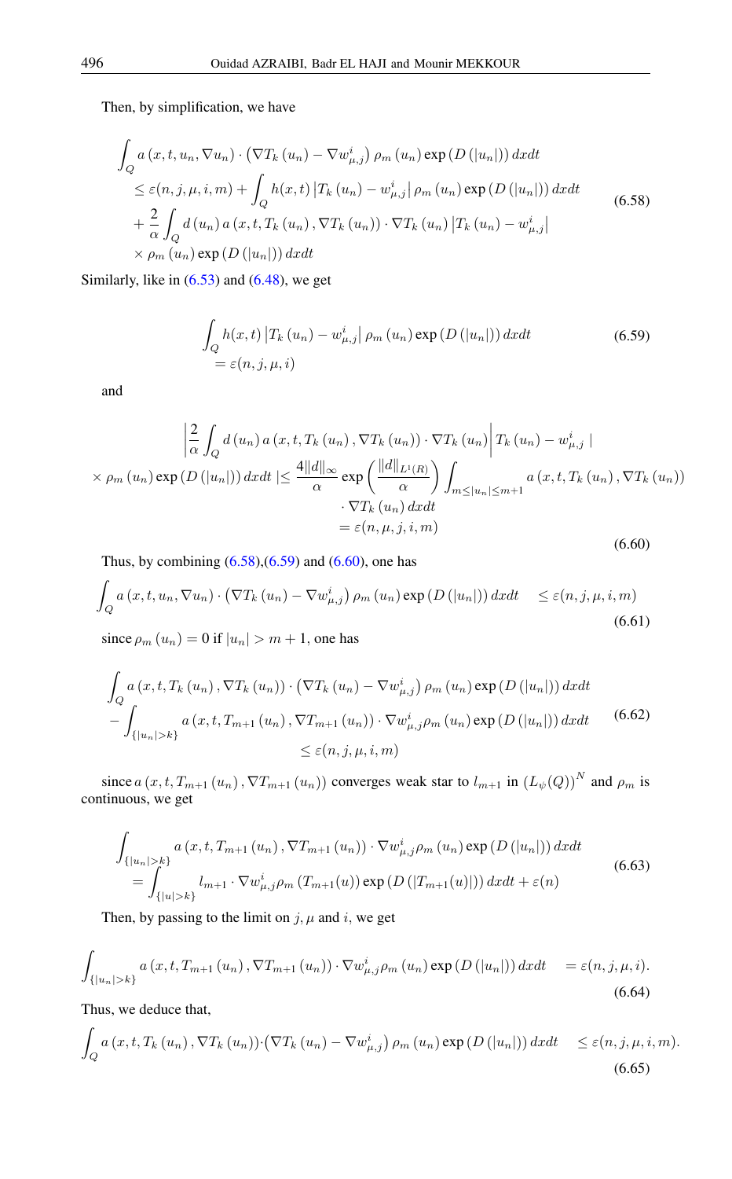Then, by simplification, we have

$$
\begin{aligned}
&\int_Q a\left(x, t, u_n, \nabla u_n\right) \cdot\left(\nabla T_k\left(u_n\right)-\nabla w_{\mu, j}^i\right) \rho_m\left(u_n\right) \exp \left(D\left(\left|u_n\right|\right)\right) d x d t \\
&\quad \leq \varepsilon(n, j, \mu, i, m)+\int_Q h(x, t)\left|T_k\left(u_n\right)-w_{\mu, j}^i\right| \rho_m\left(u_n\right) \exp \left(D\left(\left|u_n\right|\right)\right) d x d t \\
&\quad+\frac{2}{\alpha} \int_Q d\left(u_n\right) a\left(x, t, T_k\left(u_n\right), \nabla T_k\left(u_n\right)\right) \cdot \nabla T_k\left(u_n\right)\left|T_k\left(u_n\right)-w_{\mu, j}^i\right| \\
&\quad \times \rho_m\left(u_n\right) \exp \left(D\left(\left|u_n\right|\right)\right) d x d t
\end{aligned} \tag{6.58}
$$

Similarly, like in (6.53) and (6.48), we get

$$
\begin{aligned}
&\int_Q h(x, t)\left|T_k\left(u_n\right)-w_{\mu, j}^i\right| \rho_m\left(u_n\right) \exp \left(D\left(\left|u_n\right|\right)\right) d x d t \\
&\quad=\varepsilon(n, j, \mu, i)
\end{aligned} \tag{6.59}
$$

and

$$
\begin{aligned}
&\left|\frac{2}{\alpha} \int_Q d\left(u_n\right) a\left(x, t, T_k\left(u_n\right), \nabla T_k\left(u_n\right)\right) \cdot \nabla T_k\left(u_n\right)\right| T_k\left(u_n\right)-w_{\mu, j}^i \mid \\
&\times \rho_m\left(u_n\right) \exp \left(D\left(\left|u_n\right|\right)\right) d x d t \left\lvert\, \leq \frac{4\|d\|_{\infty}}{\alpha} \exp \left(\frac{\|d\|_{L^1(R)}}{\alpha}\right) \int_{m \leq\left|u_n\right| \leq m+1} a\left(x, t, T_k\left(u_n\right), \nabla T_k\left(u_n\right)\right)\right. \\
&\qquad \cdot \nabla T_k\left(u_n\right) d x d t \\
&\qquad=\varepsilon(n, \mu, j, i, m)
\end{aligned} \tag{6.60}
$$

Thus, by combining (6.58),(6.59) and (6.60), one has

$$
\int_Q a\left(x, t, u_n, \nabla u_n\right) \cdot\left(\nabla T_k\left(u_n\right)-\nabla w_{\mu, j}^i\right) \rho_m\left(u_n\right) \exp \left(D\left(\left|u_n\right|\right)\right) d x d t \quad \leq \varepsilon(n, j, \mu, i, m) \tag{6.61}
$$

since $\rho_m\left(u_n\right)=0$ if $\left|u_n\right|>m+1$, one has

$$
\begin{aligned}
&\int_Q a\left(x, t, T_k\left(u_n\right), \nabla T_k\left(u_n\right)\right) \cdot\left(\nabla T_k\left(u_n\right)-\nabla w_{\mu, j}^i\right) \rho_m\left(u_n\right) \exp \left(D\left(\left|u_n\right|\right)\right) d x d t \\
&-\int_{\left\{\left|u_n\right|>k\right\}} a\left(x, t, T_{m+1}\left(u_n\right), \nabla T_{m+1}\left(u_n\right)\right) \cdot \nabla w_{\mu, j}^i \rho_m\left(u_n\right) \exp \left(D\left(\left|u_n\right|\right)\right) d x d t \\
&\qquad \leq \varepsilon(n, j, \mu, i, m)
\end{aligned} \tag{6.62}
$$

since $a\left(x, t, T_{m+1}\left(u_n\right), \nabla T_{m+1}\left(u_n\right)\right)$ converges weak star to $l_{m+1}$ in $\left(L_\psi(Q)\right)^N$ and $\rho_m$ is continuous, we get

$$
\begin{aligned}
&\int_{\left\{\left|u_n\right|>k\right\}} a\left(x, t, T_{m+1}\left(u_n\right), \nabla T_{m+1}\left(u_n\right)\right) \cdot \nabla w_{\mu, j}^i \rho_m\left(u_n\right) \exp \left(D\left(\left|u_n\right|\right)\right) d x d t \\
&\quad=\int_{\{|u|>k\}} l_{m+1} \cdot \nabla w_{\mu, j}^i \rho_m\left(T_{m+1}(u)\right) \exp \left(D\left(\left|T_{m+1}(u)\right|\right)\right) d x d t+\varepsilon(n)
\end{aligned} \tag{6.63}
$$

Then, by passing to the limit on $j, \mu$ and $i$, we get

$$
\int_{\left\{\left|u_n\right|>k\right\}} a\left(x, t, T_{m+1}\left(u_n\right), \nabla T_{m+1}\left(u_n\right)\right) \cdot \nabla w_{\mu, j}^i \rho_m\left(u_n\right) \exp \left(D\left(\left|u_n\right|\right)\right) d x d t \quad=\varepsilon(n, j, \mu, i). \tag{6.64}
$$

Thus, we deduce that,

$$
\int_Q a\left(x, t, T_k\left(u_n\right), \nabla T_k\left(u_n\right)\right) \cdot\left(\nabla T_k\left(u_n\right)-\nabla w_{\mu, j}^i\right) \rho_m\left(u_n\right) \exp \left(D\left(\left|u_n\right|\right)\right) d x d t \quad \leq \varepsilon(n, j, \mu, i, m). \tag{6.65}
$$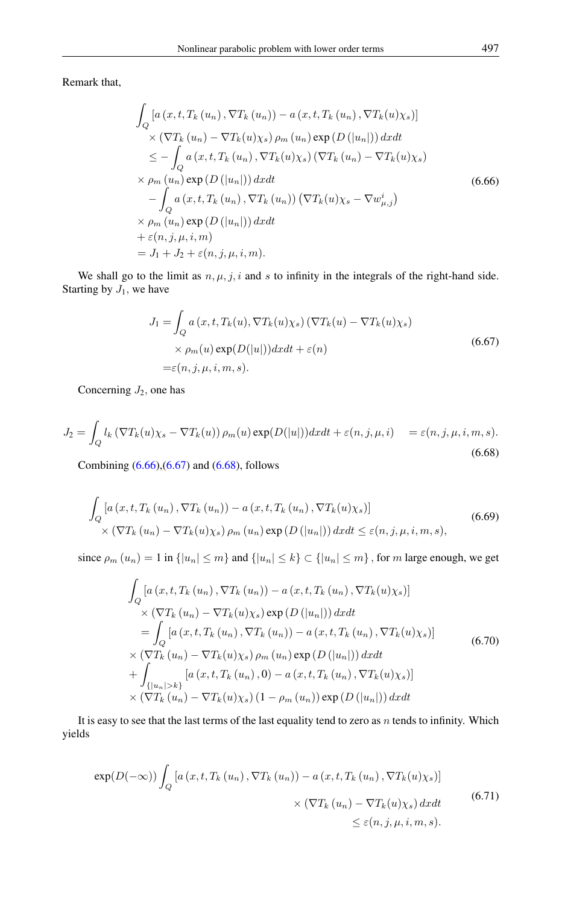Remark that,

$$
\begin{aligned}
&\int_Q \left[a\left(x,t,T_k\left(u_n\right),\nabla T_k\left(u_n\right)\right)-a\left(x,t,T_k\left(u_n\right),\nabla T_k(u)\chi_s\right)\right] \\
&\quad\times\left(\nabla T_k\left(u_n\right)-\nabla T_k(u)\chi_s\right)\rho_m\left(u_n\right)\exp\left(D\left(|u_n|\right)\right)dxdt \\
&\quad\leq-\int_Q a\left(x,t,T_k\left(u_n\right),\nabla T_k(u)\chi_s\right)\left(\nabla T_k\left(u_n\right)-\nabla T_k(u)\chi_s\right) \\
&\times\rho_m\left(u_n\right)\exp\left(D\left(|u_n|\right)\right)dxdt \\
&\quad-\int_Q a\left(x,t,T_k\left(u_n\right),\nabla T_k\left(u_n\right)\right)\left(\nabla T_k(u)\chi_s-\nabla w^i_{\mu,j}\right) \\
&\times\rho_m\left(u_n\right)\exp\left(D\left(|u_n|\right)\right)dxdt \\
&+\varepsilon(n,j,\mu,i,m) \\
&=J_1+J_2+\varepsilon(n,j,\mu,i,m).
\end{aligned}
\tag{6.66}
$$

We shall go to the limit as $n,\mu,j,i$ and $s$ to infinity in the integrals of the right-hand side. Starting by $J_1$, we have

$$
\begin{aligned}
J_1=&\int_Q a\left(x,t,T_k(u),\nabla T_k(u)\chi_s\right)\left(\nabla T_k(u)-\nabla T_k(u)\chi_s\right) \\
&\times\rho_m(u)\exp(D(|u|))dxdt+\varepsilon(n) \\
=&\varepsilon(n,j,\mu,i,m,s).
\end{aligned}
\tag{6.67}
$$

Concerning $J_2$, one has

$$
J_2=\int_Q l_k\left(\nabla T_k(u)\chi_s-\nabla T_k(u)\right)\rho_m(u)\exp(D(|u|))dxdt+\varepsilon(n,j,\mu,i)\quad=\varepsilon(n,j,\mu,i,m,s).
\tag{6.68}
$$

Combining (6.66),(6.67) and (6.68), follows

$$
\begin{aligned}
&\int_Q\left[a\left(x,t,T_k\left(u_n\right),\nabla T_k\left(u_n\right)\right)-a\left(x,t,T_k\left(u_n\right),\nabla T_k(u)\chi_s\right)\right] \\
&\quad\times\left(\nabla T_k\left(u_n\right)-\nabla T_k(u)\chi_s\right)\rho_m\left(u_n\right)\exp\left(D\left(|u_n|\right)\right)dxdt\leq\varepsilon(n,j,\mu,i,m,s),
\end{aligned}
\tag{6.69}
$$

since $\rho_m\left(u_n\right)=1$ in $\{|u_n|\leq m\}$ and $\{|u_n|\leq k\}\subset\{|u_n|\leq m\}$, for $m$ large enough, we get

$$
\begin{aligned}
&\int_Q\left[a\left(x,t,T_k\left(u_n\right),\nabla T_k\left(u_n\right)\right)-a\left(x,t,T_k\left(u_n\right),\nabla T_k(u)\chi_s\right)\right] \\
&\quad\times\left(\nabla T_k\left(u_n\right)-\nabla T_k(u)\chi_s\right)\exp\left(D\left(|u_n|\right)\right)dxdt \\
&\quad=\int_Q\left[a\left(x,t,T_k\left(u_n\right),\nabla T_k\left(u_n\right)\right)-a\left(x,t,T_k\left(u_n\right),\nabla T_k(u)\chi_s\right)\right] \\
&\times\left(\nabla T_k\left(u_n\right)-\nabla T_k(u)\chi_s\right)\rho_m\left(u_n\right)\exp\left(D\left(|u_n|\right)\right)dxdt \\
&+\int_{\{|u_n|>k\}}\left[a\left(x,t,T_k\left(u_n\right),0\right)-a\left(x,t,T_k\left(u_n\right),\nabla T_k(u)\chi_s\right)\right] \\
&\times\left(\nabla T_k\left(u_n\right)-\nabla T_k(u)\chi_s\right)\left(1-\rho_m\left(u_n\right)\right)\exp\left(D\left(|u_n|\right)\right)dxdt
\end{aligned}
\tag{6.70}
$$

It is easy to see that the last terms of the last equality tend to zero as $n$ tends to infinity. Which yields

$$
\begin{aligned}
\exp(D(-\infty))\int_Q&\left[a\left(x,t,T_k\left(u_n\right),\nabla T_k\left(u_n\right)\right)-a\left(x,t,T_k\left(u_n\right),\nabla T_k(u)\chi_s\right)\right] \\
&\times\left(\nabla T_k\left(u_n\right)-\nabla T_k(u)\chi_s\right)dxdt \\
&\leq\varepsilon(n,j,\mu,i,m,s).
\end{aligned}
\tag{6.71}
$$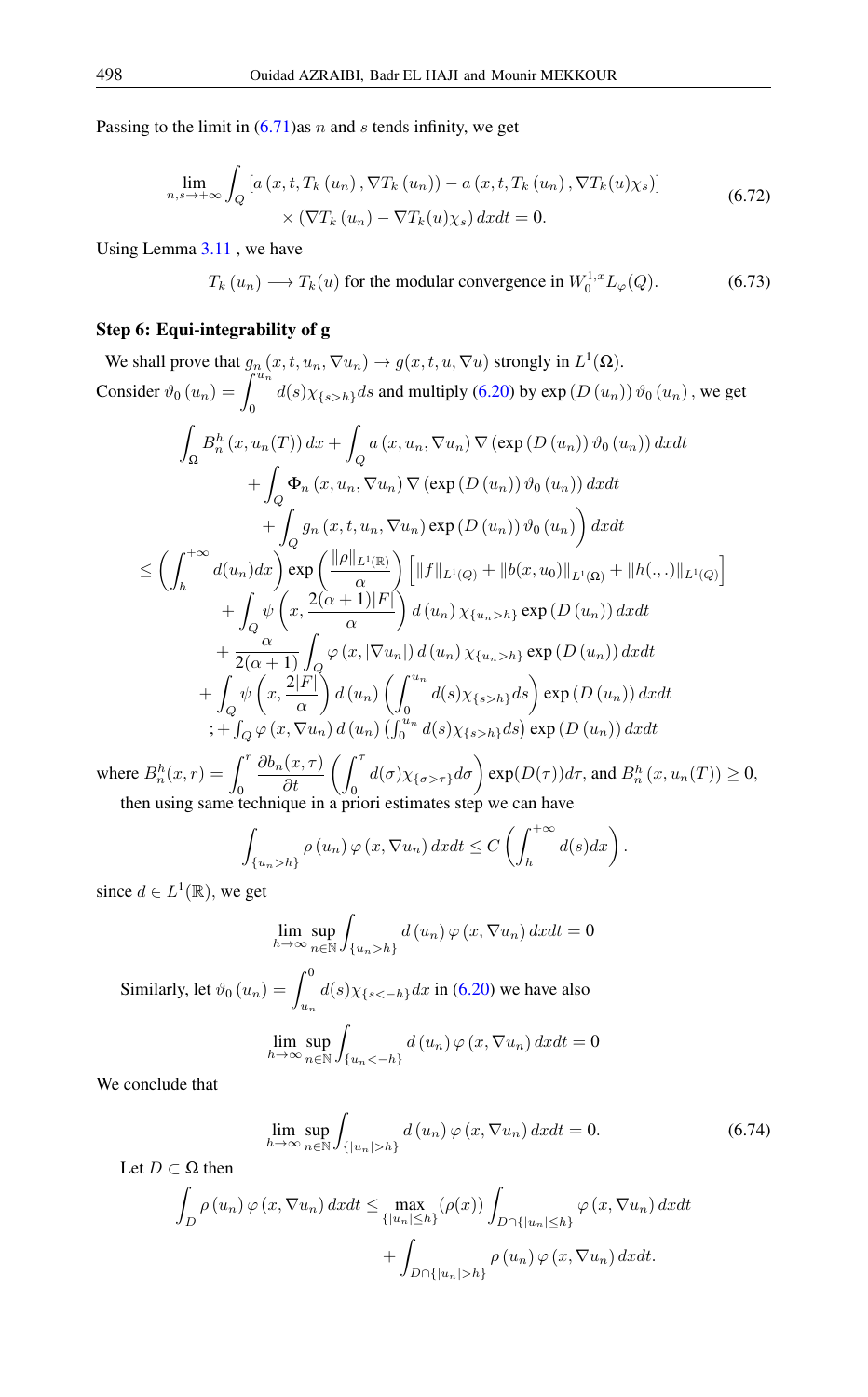Passing to the limit in (6.71)as $n$ and $s$ tends infinity, we get

$$\lim_{n,s\to+\infty}\int_{Q}\left[a\left(x,t,T_{k}\left(u_{n}\right),\nabla T_{k}\left(u_{n}\right)\right)-a\left(x,t,T_{k}\left(u_{n}\right),\nabla T_{k}(u)\chi_{s}\right)\right] \times\left(\nabla T_{k}\left(u_{n}\right)-\nabla T_{k}(u)\chi_{s}\right)dxdt=0. \tag{6.72}$$

Using Lemma 3.11 , we have

$$T_{k}\left(u_{n}\right)\longrightarrow T_{k}(u) \text{ for the modular convergence in } W_{0}^{1,x}L_{\varphi}(Q). \tag{6.73}$$

**Step 6: Equi-integrability of g**

We shall prove that $g_{n}\left(x,t,u_{n},\nabla u_{n}\right)\rightarrow g(x,t,u,\nabla u)$ strongly in $L^{1}(\Omega)$.
Consider $\vartheta_{0}\left(u_{n}\right)=\displaystyle\int_{0}^{u_{n}}d(s)\chi_{\{s>h\}}ds$ and multiply (6.20) by $\exp\left(D\left(u_{n}\right)\right)\vartheta_{0}\left(u_{n}\right)$, we get

$$\begin{aligned}
&\int_{\Omega}B_{n}^{h}\left(x,u_{n}(T)\right)dx+\int_{Q}a\left(x,u_{n},\nabla u_{n}\right)\nabla\left(\exp\left(D\left(u_{n}\right)\right)\vartheta_{0}\left(u_{n}\right)\right)dxdt\\
&\qquad+\int_{Q}\Phi_{n}\left(x,u_{n},\nabla u_{n}\right)\nabla\left(\exp\left(D\left(u_{n}\right)\right)\vartheta_{0}\left(u_{n}\right)\right)dxdt\\
&\qquad+\int_{Q}g_{n}\left(x,t,u_{n},\nabla u_{n}\right)\exp\left(D\left(u_{n}\right)\right)\vartheta_{0}\left(u_{n}\right)\Big)\,dxdt\\
&\leq\left(\int_{h}^{+\infty}d(u_{n})dx\right)\exp\left(\frac{\|\rho\|_{L^{1}(\mathbb{R})}}{\alpha}\right)\left[\|f\|_{L^{1}(Q)}+\|b(x,u_{0})\|_{L^{1}(\Omega)}+\|h(.,.)\|_{L^{1}(Q)}\right]\\
&\qquad+\int_{Q}\psi\left(x,\frac{2(\alpha+1)|F|}{\alpha}\right)d\left(u_{n}\right)\chi_{\{u_{n}>h\}}\exp\left(D\left(u_{n}\right)\right)dxdt\\
&\qquad+\frac{\alpha}{2(\alpha+1)}\int_{Q}\varphi\left(x,|\nabla u_{n}|\right)d\left(u_{n}\right)\chi_{\{u_{n}>h\}}\exp\left(D\left(u_{n}\right)\right)dxdt\\
&\qquad+\int_{Q}\psi\left(x,\frac{2|F|}{\alpha}\right)d\left(u_{n}\right)\left(\int_{0}^{u_{n}}d(s)\chi_{\{s>h\}}ds\right)\exp\left(D\left(u_{n}\right)\right)dxdt\\
&\qquad;+\int_{Q}\varphi\left(x,\nabla u_{n}\right)d\left(u_{n}\right)\left(\int_{0}^{u_{n}}d(s)\chi_{\{s>h\}}ds\right)\exp\left(D\left(u_{n}\right)\right)dxdt
\end{aligned}$$

where $B_{n}^{h}(x,r)=\displaystyle\int_{0}^{r}\frac{\partial b_{n}(x,\tau)}{\partial t}\left(\int_{0}^{\tau}d(\sigma)\chi_{\{\sigma>\tau\}}d\sigma\right)\exp(D(\tau))d\tau$, and $B_{n}^{h}\left(x,u_{n}(T)\right)\geq0$,
then using same technique in a priori estimates step we can have

$$\int_{\{u_{n}>h\}}\rho\left(u_{n}\right)\varphi\left(x,\nabla u_{n}\right)dxdt\leq C\left(\int_{h}^{+\infty}d(s)dx\right).$$

since $d\in L^{1}(\mathbb{R})$, we get

$$\lim_{h\to\infty}\sup_{n\in\mathbb{N}}\int_{\{u_{n}>h\}}d\left(u_{n}\right)\varphi\left(x,\nabla u_{n}\right)dxdt=0$$

Similarly, let $\vartheta_{0}\left(u_{n}\right)=\displaystyle\int_{u_{n}}^{0}d(s)\chi_{\{s<-h\}}dx$ in (6.20) we have also

$$\lim_{h\to\infty}\sup_{n\in\mathbb{N}}\int_{\{u_{n}<-h\}}d\left(u_{n}\right)\varphi\left(x,\nabla u_{n}\right)dxdt=0$$

We conclude that

$$\lim_{h\to\infty}\sup_{n\in\mathbb{N}}\int_{\{|u_{n}|>h\}}d\left(u_{n}\right)\varphi\left(x,\nabla u_{n}\right)dxdt=0. \tag{6.74}$$

Let $D\subset\Omega$ then

$$\int_{D}\rho\left(u_{n}\right)\varphi\left(x,\nabla u_{n}\right)dxdt\leq\max_{\{|u_{n}|\leq h\}}(\rho(x))\int_{D\cap\{|u_{n}|\leq h\}}\varphi\left(x,\nabla u_{n}\right)dxdt+\int_{D\cap\{|u_{n}|>h\}}\rho\left(u_{n}\right)\varphi\left(x,\nabla u_{n}\right)dxdt.$$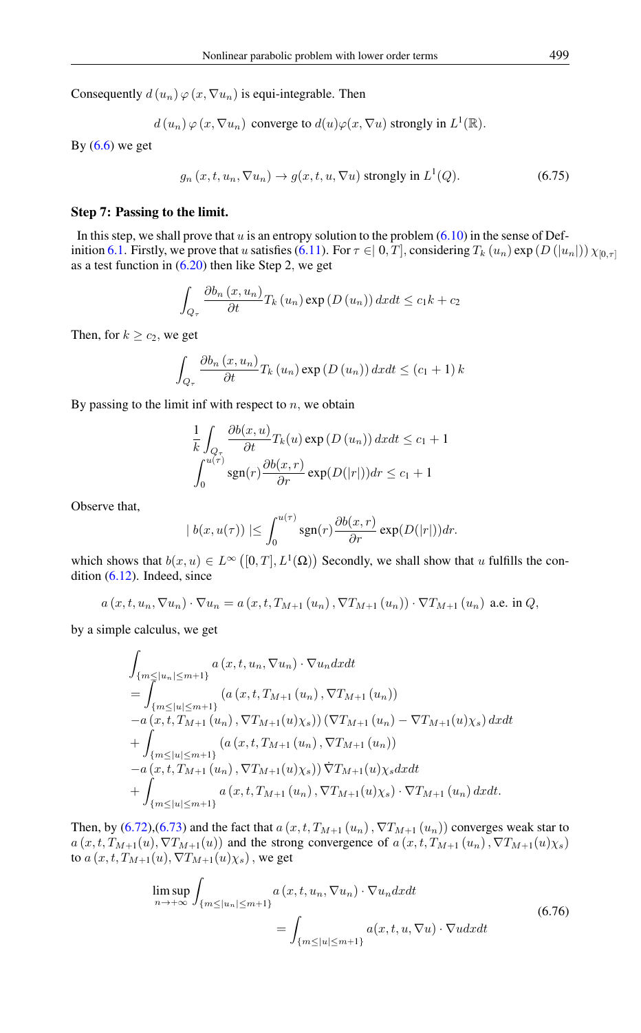Consequently $d(u_n)\varphi(x,\nabla u_n)$ is equi-integrable. Then

$$d(u_n)\varphi(x,\nabla u_n) \text{ converge to } d(u)\varphi(x,\nabla u) \text{ strongly in } L^1(\mathbb{R}).$$

By (6.6) we get

$$g_n(x,t,u_n,\nabla u_n) \to g(x,t,u,\nabla u) \text{ strongly in } L^1(Q). \tag{6.75}$$

**Step 7: Passing to the limit.**

In this step, we shall prove that $u$ is an entropy solution to the problem (6.10) in the sense of Definition 6.1. Firstly, we prove that $u$ satisfies (6.11). For $\tau \in ]0,T]$, considering $T_k(u_n)\exp(D(|u_n|))\chi_{[0,\tau]}$ as a test function in (6.20) then like Step 2, we get

$$\int_{Q_\tau} \frac{\partial b_n(x,u_n)}{\partial t} T_k(u_n)\exp(D(u_n))\,dxdt \le c_1 k + c_2$$

Then, for $k \ge c_2$, we get

$$\int_{Q_\tau} \frac{\partial b_n(x,u_n)}{\partial t} T_k(u_n)\exp(D(u_n))\,dxdt \le (c_1+1)k$$

By passing to the limit inf with respect to $n$, we obtain

$$\frac{1}{k}\int_{Q_\tau} \frac{\partial b(x,u)}{\partial t} T_k(u)\exp(D(u_n))\,dxdt \le c_1 + 1$$
$$\int_0^{u(\tau)} \operatorname{sgn}(r)\frac{\partial b(x,r)}{\partial r}\exp(D(|r|))dr \le c_1 + 1$$

Observe that,

$$|\, b(x,u(\tau))\,| \le \int_0^{u(\tau)} \operatorname{sgn}(r)\frac{\partial b(x,r)}{\partial r}\exp(D(|r|))dr.$$

which shows that $b(x,u) \in L^\infty([0,T],L^1(\Omega))$ Secondly, we shall show that $u$ fulfills the condition (6.12). Indeed, since

$$a(x,t,u_n,\nabla u_n)\cdot\nabla u_n = a(x,t,T_{M+1}(u_n),\nabla T_{M+1}(u_n))\cdot\nabla T_{M+1}(u_n) \text{ a.e. in } Q,$$

by a simple calculus, we get

$$\begin{aligned}
&\int_{\{m\le|u_n|\le m+1\}} a(x,t,u_n,\nabla u_n)\cdot\nabla u_n dxdt \\
&= \int_{\{m\le|u|\le m+1\}} (a(x,t,T_{M+1}(u_n),\nabla T_{M+1}(u_n)) \\
&-a(x,t,T_{M+1}(u_n),\nabla T_{M+1}(u)\chi_s))(\nabla T_{M+1}(u_n) - \nabla T_{M+1}(u)\chi_s)\,dxdt \\
&+\int_{\{m\le|u|\le m+1\}} (a(x,t,T_{M+1}(u_n),\nabla T_{M+1}(u_n)) \\
&-a(x,t,T_{M+1}(u_n),\nabla T_{M+1}(u)\chi_s))\dot{\nabla} T_{M+1}(u)\chi_s dxdt \\
&+\int_{\{m\le|u|\le m+1\}} a(x,t,T_{M+1}(u_n),\nabla T_{M+1}(u)\chi_s)\cdot\nabla T_{M+1}(u_n)\,dxdt.
\end{aligned}$$

Then, by (6.72),(6.73) and the fact that $a(x,t,T_{M+1}(u_n),\nabla T_{M+1}(u_n))$ converges weak star to $a(x,t,T_{M+1}(u),\nabla T_{M+1}(u))$ and the strong convergence of $a(x,t,T_{M+1}(u_n),\nabla T_{M+1}(u)\chi_s)$ to $a(x,t,T_{M+1}(u),\nabla T_{M+1}(u)\chi_s)$, we get

$$\begin{aligned}
\limsup_{n\to+\infty}&\int_{\{m\le|u_n|\le m+1\}} a(x,t,u_n,\nabla u_n)\cdot\nabla u_n dxdt \\
&= \int_{\{m\le|u|\le m+1\}} a(x,t,u,\nabla u)\cdot\nabla u dxdt
\end{aligned} \tag{6.76}$$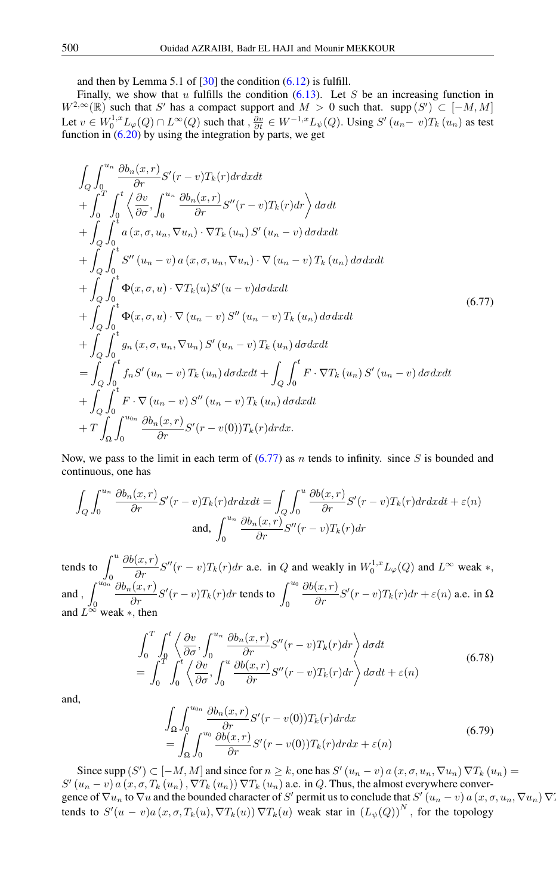and then by Lemma 5.1 of [30] the condition (6.12) is fulfill.

Finally, we show that $u$ fulfills the condition (6.13). Let $S$ be an increasing function in $W^{2,\infty}(\mathbb{R})$ such that $S'$ has a compact support and $M > 0$ such that. $\operatorname{supp}(S') \subset [-M, M]$ Let $v \in W_0^{1,x}L_\varphi(Q) \cap L^\infty(Q)$ such that , $\frac{\partial v}{\partial t} \in W^{-1,x}L_\psi(Q)$. Using $S'(u_n - v)T_k(u_n)$ as test function in (6.20) by using the integration by parts, we get

$$
\begin{aligned}
&\int_Q \int_0^{u_n} \frac{\partial b_n(x,r)}{\partial r} S'(r-v) T_k(r) dr dx dt \\
&+ \int_0^T \int_0^t \left\langle \frac{\partial v}{\partial \sigma}, \int_0^{u_n} \frac{\partial b_n(x,r)}{\partial r} S''(r-v) T_k(r) dr \right\rangle d\sigma dt \\
&+ \int_Q \int_0^t a(x,\sigma,u_n,\nabla u_n) \cdot \nabla T_k(u_n) S'(u_n - v) d\sigma dx dt \\
&+ \int_Q \int_0^t S''(u_n - v) a(x,\sigma,u_n,\nabla u_n) \cdot \nabla (u_n - v) T_k(u_n) d\sigma dx dt \\
&+ \int_Q \int_0^t \Phi(x,\sigma,u) \cdot \nabla T_k(u) S'(u-v) d\sigma dx dt \\
&+ \int_Q \int_0^t \Phi(x,\sigma,u) \cdot \nabla (u_n - v) S''(u_n - v) T_k(u_n) d\sigma dx dt \\
&+ \int_Q \int_0^t g_n(x,\sigma,u_n,\nabla u_n) S'(u_n - v) T_k(u_n) d\sigma dx dt \\
&= \int_Q \int_0^t f_n S'(u_n - v) T_k(u_n) d\sigma dx dt + \int_Q \int_0^t F \cdot \nabla T_k(u_n) S'(u_n - v) d\sigma dx dt \\
&+ \int_Q \int_0^t F \cdot \nabla (u_n - v) S''(u_n - v) T_k(u_n) d\sigma dx dt \\
&+ T \int_\Omega \int_0^{u_{0n}} \frac{\partial b_n(x,r)}{\partial r} S'(r - v(0)) T_k(r) dr dx.
\end{aligned}
\tag{6.77}
$$

Now, we pass to the limit in each term of (6.77) as $n$ tends to infinity. since $S$ is bounded and continuous, one has

$$
\int_Q \int_0^{u_n} \frac{\partial b_n(x,r)}{\partial r} S'(r-v) T_k(r) dr dx dt = \int_Q \int_0^{u} \frac{\partial b(x,r)}{\partial r} S'(r-v) T_k(r) dr dx dt + \varepsilon(n)
$$

$$
\text{and, } \int_0^{u_n} \frac{\partial b_n(x,r)}{\partial r} S''(r-v) T_k(r) dr
$$

tends to $\displaystyle\int_0^{u} \frac{\partial b(x,r)}{\partial r} S''(r-v) T_k(r) dr$ a.e. in $Q$ and weakly in $W_0^{1,x}L_\varphi(Q)$ and $L^\infty$ weak $*$, and , $\displaystyle\int_0^{u_{0n}} \frac{\partial b_n(x,r)}{\partial r} S'(r-v) T_k(r) dr$ tends to $\displaystyle\int_0^{u_0} \frac{\partial b(x,r)}{\partial r} S'(r-v) T_k(r) dr + \varepsilon(n)$ a.e. in $\Omega$ and $L^\infty$ weak $*$, then

$$
\begin{aligned}
&\int_0^T \int_0^t \left\langle \frac{\partial v}{\partial \sigma}, \int_0^{u_n} \frac{\partial b_n(x,r)}{\partial r} S''(r-v) T_k(r) dr \right\rangle d\sigma dt \\
&= \int_0^T \int_0^t \left\langle \frac{\partial v}{\partial \sigma}, \int_0^{u} \frac{\partial b(x,r)}{\partial r} S''(r-v) T_k(r) dr \right\rangle d\sigma dt + \varepsilon(n)
\end{aligned}
\tag{6.78}
$$

and,

$$
\begin{aligned}
&\int_\Omega \int_0^{u_{0n}} \frac{\partial b_n(x,r)}{\partial r} S'(r - v(0)) T_k(r) dr dx \\
&= \int_\Omega \int_0^{u_0} \frac{\partial b(x,r)}{\partial r} S'(r - v(0)) T_k(r) dr dx + \varepsilon(n)
\end{aligned}
\tag{6.79}
$$

Since $\operatorname{supp}(S') \subset [-M, M]$ and since for $n \geq k$, one has $S'(u_n - v) a(x,\sigma,u_n,\nabla u_n) \nabla T_k(u_n) = S'(u_n - v) a(x,\sigma,T_k(u_n),\nabla T_k(u_n)) \nabla T_k(u_n)$ a.e. in $Q$. Thus, the almost everywhere convergence of $\nabla u_n$ to $\nabla u$ and the bounded character of $S'$ permit us to conclude that $S'(u_n - v) a(x,\sigma,u_n,\nabla u_n) \nabla T_k(u_n)$ tends to $S'(u-v) a(x,\sigma,T_k(u),\nabla T_k(u)) \nabla T_k(u)$ weak star in $(L_\psi(Q))^N$ , for the topology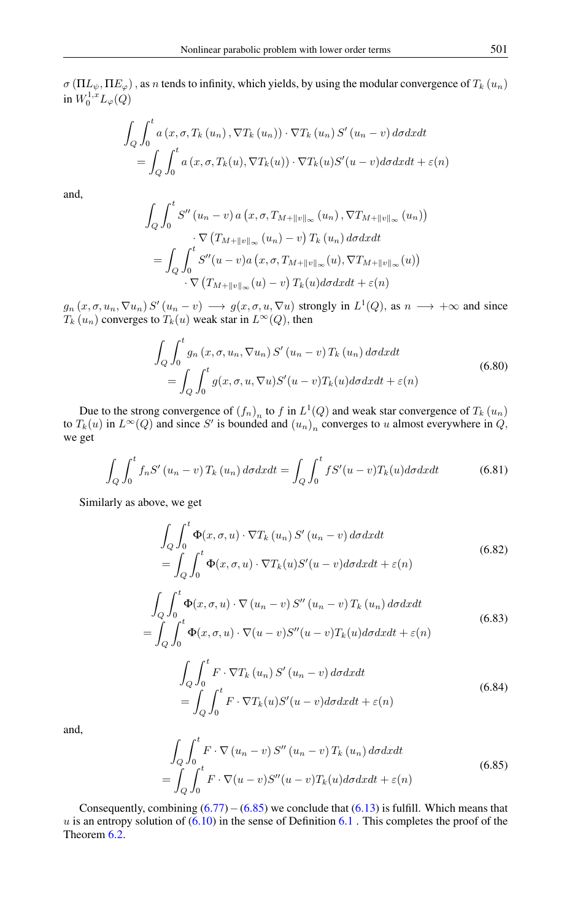$\sigma\left(\Pi L_{\psi}, \Pi E_{\varphi}\right)$, as $n$ tends to infinity, which yields, by using the modular convergence of $T_k\left(u_n\right)$ in $W_0^{1,x} L_{\varphi}(Q)$

$$
\begin{aligned}
& \int_Q \int_0^t a\left(x, \sigma, T_k\left(u_n\right), \nabla T_k\left(u_n\right)\right) \cdot \nabla T_k\left(u_n\right) S^{\prime}\left(u_n-v\right) d\sigma dx dt \\
& \quad=\int_Q \int_0^t a\left(x, \sigma, T_k(u), \nabla T_k(u)\right) \cdot \nabla T_k(u) S^{\prime}(u-v) d\sigma dx dt+\varepsilon(n)
\end{aligned}
$$

and,

$$
\begin{aligned}
\int_Q \int_0^t & S^{\prime \prime}\left(u_n-v\right) a\left(x, \sigma, T_{M+\|v\|_{\infty}}\left(u_n\right), \nabla T_{M+\|v\|_{\infty}}\left(u_n\right)\right) \\
& \cdot \nabla\left(T_{M+\|v\|_{\infty}}\left(u_n\right)-v\right) T_k\left(u_n\right) d\sigma dx dt \\
= & \int_Q \int_0^t S^{\prime \prime}(u-v) a\left(x, \sigma, T_{M+\|v\|_{\infty}}(u), \nabla T_{M+\|v\|_{\infty}}(u)\right) \\
& \cdot \nabla\left(T_{M+\|v\|_{\infty}}(u)-v\right) T_k(u) d\sigma dx dt+\varepsilon(n)
\end{aligned}
$$

$g_n\left(x, \sigma, u_n, \nabla u_n\right) S^{\prime}\left(u_n-v\right) \longrightarrow g(x, \sigma, u, \nabla u)$ strongly in $L^1(Q)$, as $n \longrightarrow+\infty$ and since $T_k\left(u_n\right)$ converges to $T_k(u)$ weak star in $L^{\infty}(Q)$, then

$$
\begin{aligned}
& \int_Q \int_0^t g_n\left(x, \sigma, u_n, \nabla u_n\right) S^{\prime}\left(u_n-v\right) T_k\left(u_n\right) d\sigma dx dt \\
& \quad=\int_Q \int_0^t g(x, \sigma, u, \nabla u) S^{\prime}(u-v) T_k(u) d\sigma dx dt+\varepsilon(n)
\end{aligned} \tag{6.80}
$$

Due to the strong convergence of $\left(f_n\right)_n$ to $f$ in $L^1(Q)$ and weak star convergence of $T_k\left(u_n\right)$ to $T_k(u)$ in $L^{\infty}(Q)$ and since $S^{\prime}$ is bounded and $\left(u_n\right)_n$ converges to $u$ almost everywhere in $Q$, we get

$$
\int_Q \int_0^t f_n S^{\prime}\left(u_n-v\right) T_k\left(u_n\right) d\sigma dx dt=\int_Q \int_0^t f S^{\prime}(u-v) T_k(u) d\sigma dx dt \tag{6.81}
$$

Similarly as above, we get

$$
\begin{aligned}
& \int_Q \int_0^t \Phi(x, \sigma, u) \cdot \nabla T_k\left(u_n\right) S^{\prime}\left(u_n-v\right) d\sigma dx dt \\
& \quad=\int_Q \int_0^t \Phi(x, \sigma, u) \cdot \nabla T_k(u) S^{\prime}(u-v) d\sigma dx dt+\varepsilon(n)
\end{aligned} \tag{6.82}
$$

$$
\begin{aligned}
& \int_Q \int_0^t \Phi(x, \sigma, u) \cdot \nabla\left(u_n-v\right) S^{\prime \prime}\left(u_n-v\right) T_k\left(u_n\right) d\sigma dx dt \\
& =\int_Q \int_0^t \Phi(x, \sigma, u) \cdot \nabla(u-v) S^{\prime \prime}(u-v) T_k(u) d\sigma dx dt+\varepsilon(n)
\end{aligned} \tag{6.83}
$$

$$
\begin{aligned}
& \int_Q \int_0^t F \cdot \nabla T_k\left(u_n\right) S^{\prime}\left(u_n-v\right) d\sigma dx dt \\
& \quad=\int_Q \int_0^t F \cdot \nabla T_k(u) S^{\prime}(u-v) d\sigma dx dt+\varepsilon(n)
\end{aligned} \tag{6.84}
$$

and,

$$
\begin{aligned}
& \int_Q \int_0^t F \cdot \nabla\left(u_n-v\right) S^{\prime \prime}\left(u_n-v\right) T_k\left(u_n\right) d\sigma dx dt \\
& =\int_Q \int_0^t F \cdot \nabla(u-v) S^{\prime \prime}(u-v) T_k(u) d\sigma dx dt+\varepsilon(n)
\end{aligned} \tag{6.85}
$$

Consequently, combining (6.77) – (6.85) we conclude that (6.13) is fulfill. Which means that $u$ is an entropy solution of (6.10) in the sense of Definition 6.1 . This completes the proof of the Theorem 6.2.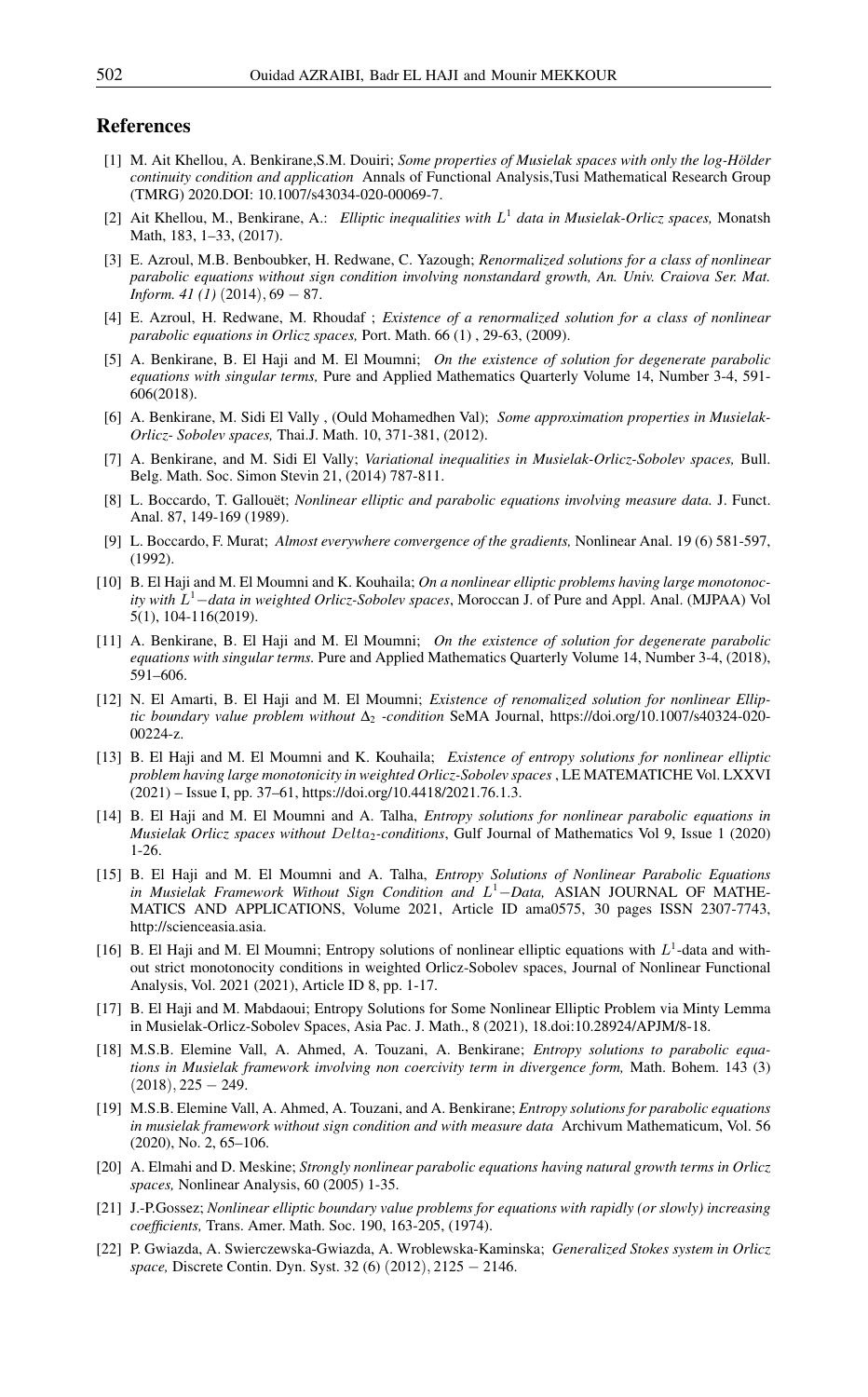## References

[1] M. Ait Khellou, A. Benkirane,S.M. Douiri; *Some properties of Musielak spaces with only the log-Hölder continuity condition and application* Annals of Functional Analysis,Tusi Mathematical Research Group (TMRG) 2020.DOI: 10.1007/s43034-020-00069-7.

[2] Ait Khellou, M., Benkirane, A.: *Elliptic inequalities with $L^1$ data in Musielak-Orlicz spaces,* Monatsh Math, 183, 1–33, (2017).

[3] E. Azroul, M.B. Benboubker, H. Redwane, C. Yazough; *Renormalized solutions for a class of nonlinear parabolic equations without sign condition involving nonstandard growth, An. Univ. Craiova Ser. Mat. Inform. 41 (1)* $(2014), 69-87$.

[4] E. Azroul, H. Redwane, M. Rhoudaf ; *Existence of a renormalized solution for a class of nonlinear parabolic equations in Orlicz spaces,* Port. Math. 66 (1) , 29-63, (2009).

[5] A. Benkirane, B. El Haji and M. El Moumni; *On the existence of solution for degenerate parabolic equations with singular terms,* Pure and Applied Mathematics Quarterly Volume 14, Number 3-4, 591-606(2018).

[6] A. Benkirane, M. Sidi El Vally , (Ould Mohamedhen Val); *Some approximation properties in Musielak-Orlicz- Sobolev spaces,* Thai.J. Math. 10, 371-381, (2012).

[7] A. Benkirane, and M. Sidi El Vally; *Variational inequalities in Musielak-Orlicz-Sobolev spaces,* Bull. Belg. Math. Soc. Simon Stevin 21, (2014) 787-811.

[8] L. Boccardo, T. Gallouët; *Nonlinear elliptic and parabolic equations involving measure data.* J. Funct. Anal. 87, 149-169 (1989).

[9] L. Boccardo, F. Murat; *Almost everywhere convergence of the gradients,* Nonlinear Anal. 19 (6) 581-597, (1992).

[10] B. El Haji and M. El Moumni and K. Kouhaila; *On a nonlinear elliptic problems having large monotonocity with $L^1-$data in weighted Orlicz-Sobolev spaces*, Moroccan J. of Pure and Appl. Anal. (MJPAA) Vol 5(1), 104-116(2019).

[11] A. Benkirane, B. El Haji and M. El Moumni; *On the existence of solution for degenerate parabolic equations with singular terms.* Pure and Applied Mathematics Quarterly Volume 14, Number 3-4, (2018), 591–606.

[12] N. El Amarti, B. El Haji and M. El Moumni; *Existence of renomalized solution for nonlinear Elliptic boundary value problem without $\Delta_2$ -condition* SeMA Journal, https://doi.org/10.1007/s40324-020-00224-z.

[13] B. El Haji and M. El Moumni and K. Kouhaila; *Existence of entropy solutions for nonlinear elliptic problem having large monotonicity in weighted Orlicz-Sobolev spaces* , LE MATEMATICHE Vol. LXXVI (2021) – Issue I, pp. 37–61, https://doi.org/10.4418/2021.76.1.3.

[14] B. El Haji and M. El Moumni and A. Talha, *Entropy solutions for nonlinear parabolic equations in Musielak Orlicz spaces without $Delta_2$-conditions*, Gulf Journal of Mathematics Vol 9, Issue 1 (2020) 1-26.

[15] B. El Haji and M. El Moumni and A. Talha, *Entropy Solutions of Nonlinear Parabolic Equations in Musielak Framework Without Sign Condition and $L^1-$Data,* ASIAN JOURNAL OF MATHEMATICS AND APPLICATIONS, Volume 2021, Article ID ama0575, 30 pages ISSN 2307-7743, http://scienceasia.asia.

[16] B. El Haji and M. El Moumni; Entropy solutions of nonlinear elliptic equations with $L^1$-data and without strict monotonocity conditions in weighted Orlicz-Sobolev spaces, Journal of Nonlinear Functional Analysis, Vol. 2021 (2021), Article ID 8, pp. 1-17.

[17] B. El Haji and M. Mabdaoui; Entropy Solutions for Some Nonlinear Elliptic Problem via Minty Lemma in Musielak-Orlicz-Sobolev Spaces, Asia Pac. J. Math., 8 (2021), 18.doi:10.28924/APJM/8-18.

[18] M.S.B. Elemine Vall, A. Ahmed, A. Touzani, A. Benkirane; *Entropy solutions to parabolic equations in Musielak framework involving non coercivity term in divergence form,* Math. Bohem. 143 (3) $(2018), 225-249$.

[19] M.S.B. Elemine Vall, A. Ahmed, A. Touzani, and A. Benkirane; *Entropy solutions for parabolic equations in musielak framework without sign condition and with measure data* Archivum Mathematicum, Vol. 56 (2020), No. 2, 65–106.

[20] A. Elmahi and D. Meskine; *Strongly nonlinear parabolic equations having natural growth terms in Orlicz spaces,* Nonlinear Analysis, 60 (2005) 1-35.

[21] J.-P.Gossez; *Nonlinear elliptic boundary value problems for equations with rapidly (or slowly) increasing coefficients,* Trans. Amer. Math. Soc. 190, 163-205, (1974).

[22] P. Gwiazda, A. Swierczewska-Gwiazda, A. Wroblewska-Kaminska; *Generalized Stokes system in Orlicz space,* Discrete Contin. Dyn. Syst. 32 (6) $(2012), 2125-2146$.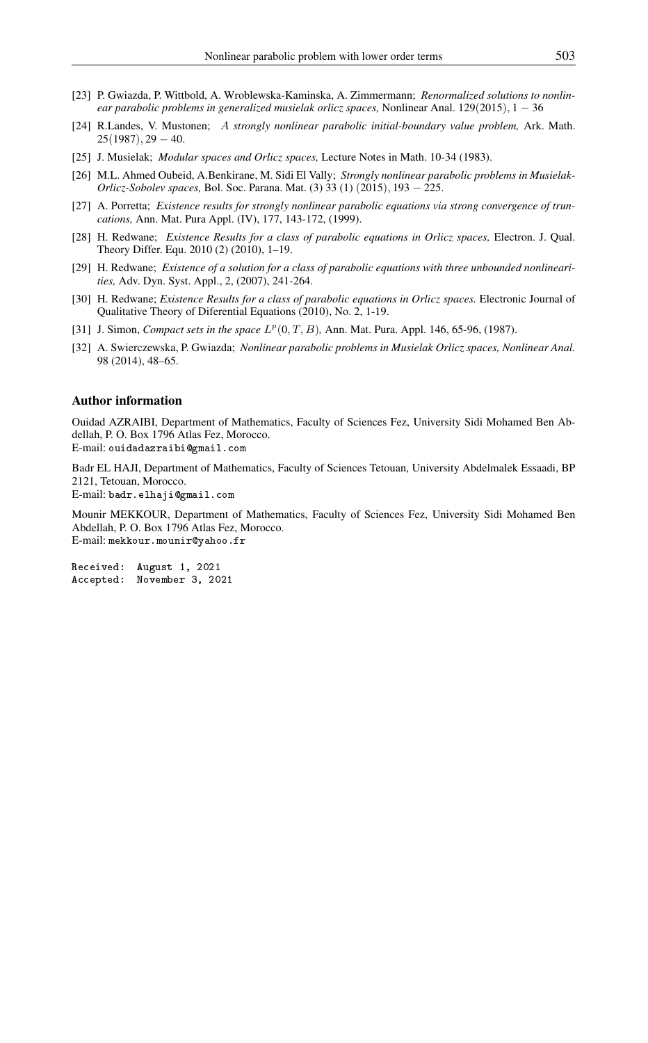[23] P. Gwiazda, P. Wittbold, A. Wroblewska-Kaminska, A. Zimmermann; *Renormalized solutions to nonlinear parabolic problems in generalized musielak orlicz spaces,* Nonlinear Anal. 129(2015), $1-36$

[24] R.Landes, V. Mustonen; *A strongly nonlinear parabolic initial-boundary value problem,* Ark. Math. $25(1987), 29-40$.

[25] J. Musielak; *Modular spaces and Orlicz spaces,* Lecture Notes in Math. 10-34 (1983).

[26] M.L. Ahmed Oubeid, A.Benkirane, M. Sidi El Vally; *Strongly nonlinear parabolic problems in Musielak-Orlicz-Sobolev spaces,* Bol. Soc. Parana. Mat. (3) 33 (1) (2015), $193-225$.

[27] A. Porretta; *Existence results for strongly nonlinear parabolic equations via strong convergence of truncations,* Ann. Mat. Pura Appl. (IV), 177, 143-172, (1999).

[28] H. Redwane; *Existence Results for a class of parabolic equations in Orlicz spaces,* Electron. J. Qual. Theory Differ. Equ. 2010 (2) (2010), 1–19.

[29] H. Redwane; *Existence of a solution for a class of parabolic equations with three unbounded nonlinearities,* Adv. Dyn. Syst. Appl., 2, (2007), 241-264.

[30] H. Redwane; *Existence Results for a class of parabolic equations in Orlicz spaces.* Electronic Journal of Qualitative Theory of Diferential Equations (2010), No. 2, 1-19.

[31] J. Simon, *Compact sets in the space $L^p(0, T, B)$,* Ann. Mat. Pura. Appl. 146, 65-96, (1987).

[32] A. Swierczewska, P. Gwiazda; *Nonlinear parabolic problems in Musielak Orlicz spaces, Nonlinear Anal.* 98 (2014), 48–65.

### Author information

Ouidad AZRAIBI, Department of Mathematics, Faculty of Sciences Fez, University Sidi Mohamed Ben Abdellah, P. O. Box 1796 Atlas Fez, Morocco.
E-mail: ouidadazraibi@gmail.com

Badr EL HAJI, Department of Mathematics, Faculty of Sciences Tetouan, University Abdelmalek Essaadi, BP 2121, Tetouan, Morocco.
E-mail: badr.elhaji@gmail.com

Mounir MEKKOUR, Department of Mathematics, Faculty of Sciences Fez, University Sidi Mohamed Ben Abdellah, P. O. Box 1796 Atlas Fez, Morocco.
E-mail: mekkour.mounir@yahoo.fr

Received: August 1, 2021
Accepted: November 3, 2021